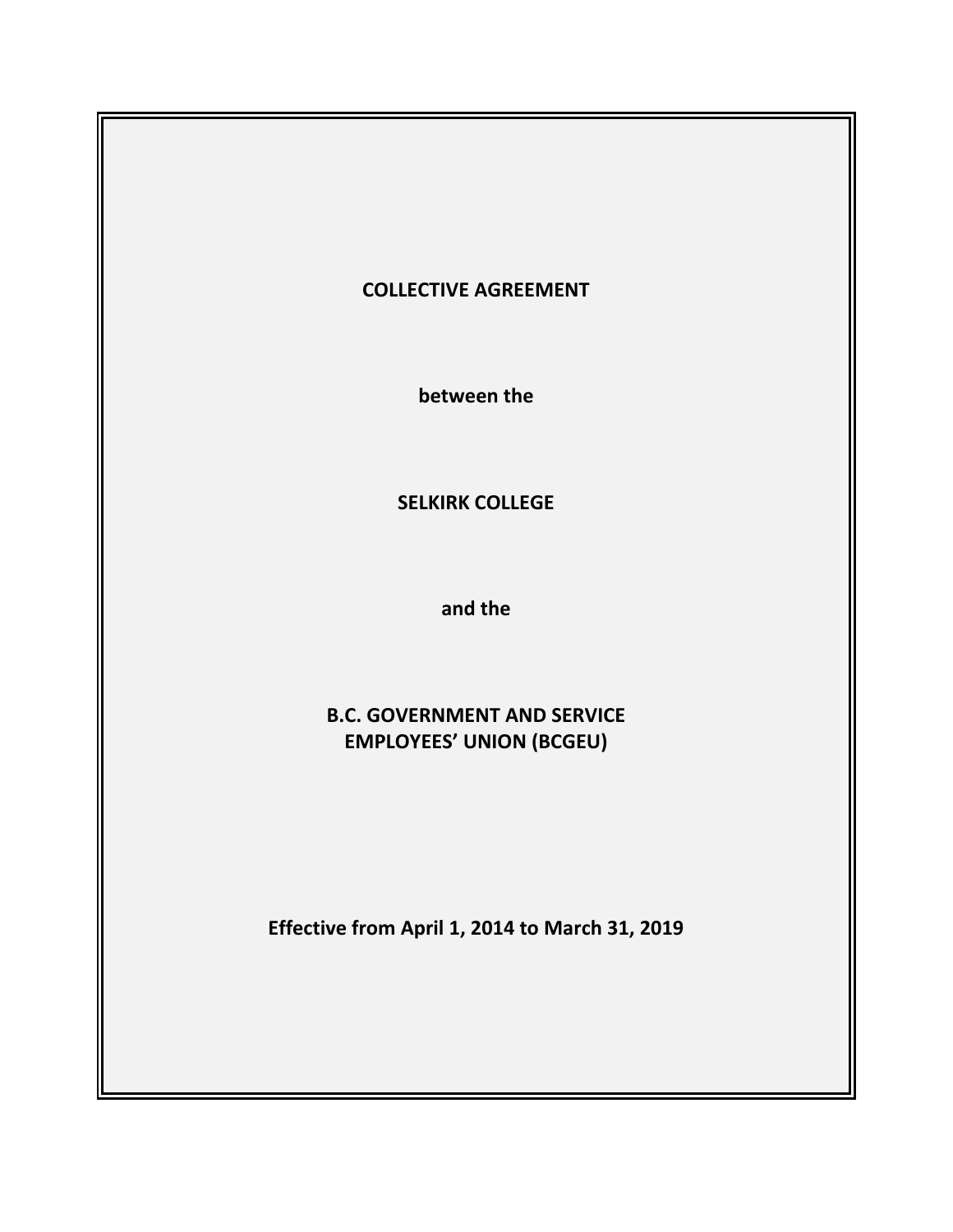# COLLECTIVE AGREEMENT

**between the**

**SELKIRK COLLEGE**

**and the**

**B.C. GOVERNMENT AND SERVICE EMPLOYEES' UNION (BCGEU)**

**Effective from April 1, 2014 to March 31, 2019**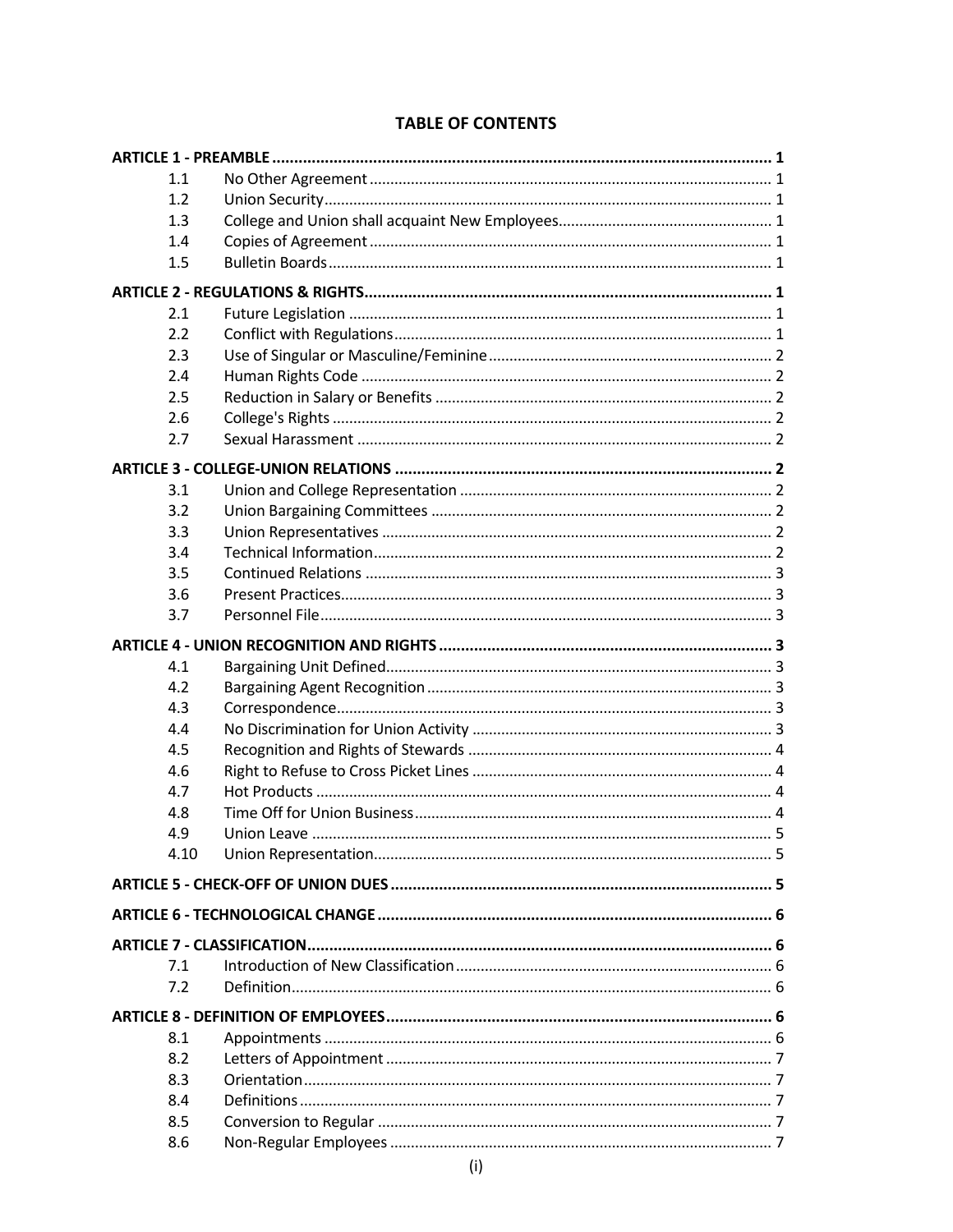# TABLE OF CONTENTS

| | | |
|---|---|---|
| **ARTICLE 1 - PREAMBLE** | | **1** |
| 1.1 | No Other Agreement | 1 |
| 1.2 | Union Security | 1 |
| 1.3 | College and Union shall acquaint New Employees | 1 |
| 1.4 | Copies of Agreement | 1 |
| 1.5 | Bulletin Boards | 1 |
| **ARTICLE 2 - REGULATIONS & RIGHTS** | | **1** |
| 2.1 | Future Legislation | 1 |
| 2.2 | Conflict with Regulations | 1 |
| 2.3 | Use of Singular or Masculine/Feminine | 2 |
| 2.4 | Human Rights Code | 2 |
| 2.5 | Reduction in Salary or Benefits | 2 |
| 2.6 | College's Rights | 2 |
| 2.7 | Sexual Harassment | 2 |
| **ARTICLE 3 - COLLEGE-UNION RELATIONS** | | **2** |
| 3.1 | Union and College Representation | 2 |
| 3.2 | Union Bargaining Committees | 2 |
| 3.3 | Union Representatives | 2 |
| 3.4 | Technical Information | 2 |
| 3.5 | Continued Relations | 3 |
| 3.6 | Present Practices | 3 |
| 3.7 | Personnel File | 3 |
| **ARTICLE 4 - UNION RECOGNITION AND RIGHTS** | | **3** |
| 4.1 | Bargaining Unit Defined | 3 |
| 4.2 | Bargaining Agent Recognition | 3 |
| 4.3 | Correspondence | 3 |
| 4.4 | No Discrimination for Union Activity | 3 |
| 4.5 | Recognition and Rights of Stewards | 4 |
| 4.6 | Right to Refuse to Cross Picket Lines | 4 |
| 4.7 | Hot Products | 4 |
| 4.8 | Time Off for Union Business | 4 |
| 4.9 | Union Leave | 5 |
| 4.10 | Union Representation | 5 |
| **ARTICLE 5 - CHECK-OFF OF UNION DUES** | | **5** |
| **ARTICLE 6 - TECHNOLOGICAL CHANGE** | | **6** |
| **ARTICLE 7 - CLASSIFICATION** | | **6** |
| 7.1 | Introduction of New Classification | 6 |
| 7.2 | Definition | 6 |
| **ARTICLE 8 - DEFINITION OF EMPLOYEES** | | **6** |
| 8.1 | Appointments | 6 |
| 8.2 | Letters of Appointment | 7 |
| 8.3 | Orientation | 7 |
| 8.4 | Definitions | 7 |
| 8.5 | Conversion to Regular | 7 |
| 8.6 | Non-Regular Employees | 7 |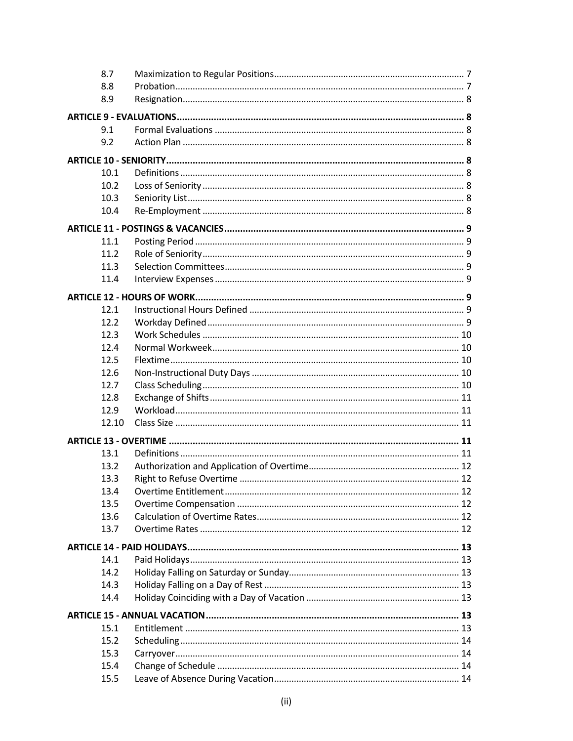| | | |
|---|---|---|
| 8.7 | Maximization to Regular Positions | 7 |
| 8.8 | Probation | 7 |
| 8.9 | Resignation | 8 |
| **ARTICLE 9 - EVALUATIONS** | | **8** |
| 9.1 | Formal Evaluations | 8 |
| 9.2 | Action Plan | 8 |
| **ARTICLE 10 - SENIORITY** | | **8** |
| 10.1 | Definitions | 8 |
| 10.2 | Loss of Seniority | 8 |
| 10.3 | Seniority List | 8 |
| 10.4 | Re-Employment | 8 |
| **ARTICLE 11 - POSTINGS & VACANCIES** | | **9** |
| 11.1 | Posting Period | 9 |
| 11.2 | Role of Seniority | 9 |
| 11.3 | Selection Committees | 9 |
| 11.4 | Interview Expenses | 9 |
| **ARTICLE 12 - HOURS OF WORK** | | **9** |
| 12.1 | Instructional Hours Defined | 9 |
| 12.2 | Workday Defined | 9 |
| 12.3 | Work Schedules | 10 |
| 12.4 | Normal Workweek | 10 |
| 12.5 | Flextime | 10 |
| 12.6 | Non-Instructional Duty Days | 10 |
| 12.7 | Class Scheduling | 10 |
| 12.8 | Exchange of Shifts | 11 |
| 12.9 | Workload | 11 |
| 12.10 | Class Size | 11 |
| **ARTICLE 13 - OVERTIME** | | **11** |
| 13.1 | Definitions | 11 |
| 13.2 | Authorization and Application of Overtime | 12 |
| 13.3 | Right to Refuse Overtime | 12 |
| 13.4 | Overtime Entitlement | 12 |
| 13.5 | Overtime Compensation | 12 |
| 13.6 | Calculation of Overtime Rates | 12 |
| 13.7 | Overtime Rates | 12 |
| **ARTICLE 14 - PAID HOLIDAYS** | | **13** |
| 14.1 | Paid Holidays | 13 |
| 14.2 | Holiday Falling on Saturday or Sunday | 13 |
| 14.3 | Holiday Falling on a Day of Rest | 13 |
| 14.4 | Holiday Coinciding with a Day of Vacation | 13 |
| **ARTICLE 15 - ANNUAL VACATION** | | **13** |
| 15.1 | Entitlement | 13 |
| 15.2 | Scheduling | 14 |
| 15.3 | Carryover | 14 |
| 15.4 | Change of Schedule | 14 |
| 15.5 | Leave of Absence During Vacation | 14 |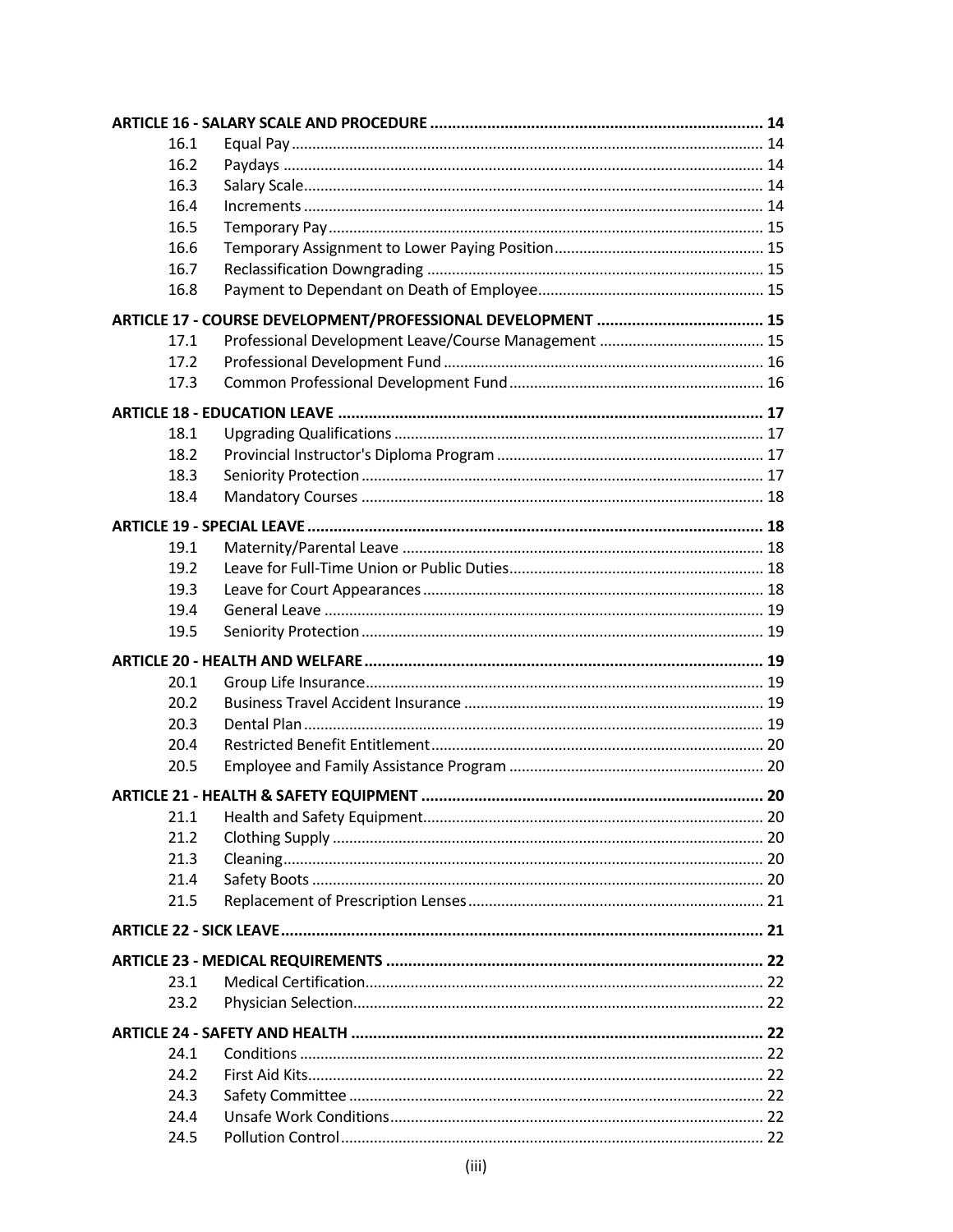| | | |
|---|---|---|
| **ARTICLE 16 - SALARY SCALE AND PROCEDURE** | | **14** |
| 16.1 | Equal Pay | 14 |
| 16.2 | Paydays | 14 |
| 16.3 | Salary Scale | 14 |
| 16.4 | Increments | 14 |
| 16.5 | Temporary Pay | 15 |
| 16.6 | Temporary Assignment to Lower Paying Position | 15 |
| 16.7 | Reclassification Downgrading | 15 |
| 16.8 | Payment to Dependant on Death of Employee | 15 |
| **ARTICLE 17 - COURSE DEVELOPMENT/PROFESSIONAL DEVELOPMENT** | | **15** |
| 17.1 | Professional Development Leave/Course Management | 15 |
| 17.2 | Professional Development Fund | 16 |
| 17.3 | Common Professional Development Fund | 16 |
| **ARTICLE 18 - EDUCATION LEAVE** | | **17** |
| 18.1 | Upgrading Qualifications | 17 |
| 18.2 | Provincial Instructor's Diploma Program | 17 |
| 18.3 | Seniority Protection | 17 |
| 18.4 | Mandatory Courses | 18 |
| **ARTICLE 19 - SPECIAL LEAVE** | | **18** |
| 19.1 | Maternity/Parental Leave | 18 |
| 19.2 | Leave for Full-Time Union or Public Duties | 18 |
| 19.3 | Leave for Court Appearances | 18 |
| 19.4 | General Leave | 19 |
| 19.5 | Seniority Protection | 19 |
| **ARTICLE 20 - HEALTH AND WELFARE** | | **19** |
| 20.1 | Group Life Insurance | 19 |
| 20.2 | Business Travel Accident Insurance | 19 |
| 20.3 | Dental Plan | 19 |
| 20.4 | Restricted Benefit Entitlement | 20 |
| 20.5 | Employee and Family Assistance Program | 20 |
| **ARTICLE 21 - HEALTH & SAFETY EQUIPMENT** | | **20** |
| 21.1 | Health and Safety Equipment | 20 |
| 21.2 | Clothing Supply | 20 |
| 21.3 | Cleaning | 20 |
| 21.4 | Safety Boots | 20 |
| 21.5 | Replacement of Prescription Lenses | 21 |
| **ARTICLE 22 - SICK LEAVE** | | **21** |
| **ARTICLE 23 - MEDICAL REQUIREMENTS** | | **22** |
| 23.1 | Medical Certification | 22 |
| 23.2 | Physician Selection | 22 |
| **ARTICLE 24 - SAFETY AND HEALTH** | | **22** |
| 24.1 | Conditions | 22 |
| 24.2 | First Aid Kits | 22 |
| 24.3 | Safety Committee | 22 |
| 24.4 | Unsafe Work Conditions | 22 |
| 24.5 | Pollution Control | 22 |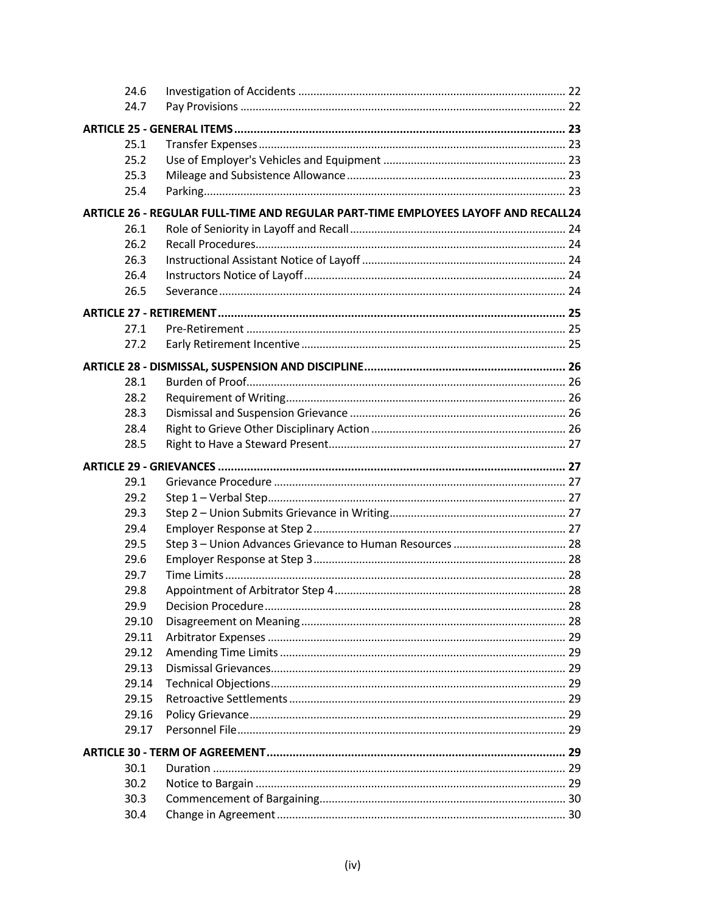| | | |
|---|---|---|
| 24.6 | Investigation of Accidents | 22 |
| 24.7 | Pay Provisions | 22 |
| **ARTICLE 25 - GENERAL ITEMS** | | **23** |
| 25.1 | Transfer Expenses | 23 |
| 25.2 | Use of Employer's Vehicles and Equipment | 23 |
| 25.3 | Mileage and Subsistence Allowance | 23 |
| 25.4 | Parking | 23 |
| **ARTICLE 26 - REGULAR FULL-TIME AND REGULAR PART-TIME EMPLOYEES LAYOFF AND RECALL** | | **24** |
| 26.1 | Role of Seniority in Layoff and Recall | 24 |
| 26.2 | Recall Procedures | 24 |
| 26.3 | Instructional Assistant Notice of Layoff | 24 |
| 26.4 | Instructors Notice of Layoff | 24 |
| 26.5 | Severance | 24 |
| **ARTICLE 27 - RETIREMENT** | | **25** |
| 27.1 | Pre-Retirement | 25 |
| 27.2 | Early Retirement Incentive | 25 |
| **ARTICLE 28 - DISMISSAL, SUSPENSION AND DISCIPLINE** | | **26** |
| 28.1 | Burden of Proof | 26 |
| 28.2 | Requirement of Writing | 26 |
| 28.3 | Dismissal and Suspension Grievance | 26 |
| 28.4 | Right to Grieve Other Disciplinary Action | 26 |
| 28.5 | Right to Have a Steward Present | 27 |
| **ARTICLE 29 - GRIEVANCES** | | **27** |
| 29.1 | Grievance Procedure | 27 |
| 29.2 | Step 1 – Verbal Step | 27 |
| 29.3 | Step 2 – Union Submits Grievance in Writing | 27 |
| 29.4 | Employer Response at Step 2 | 27 |
| 29.5 | Step 3 – Union Advances Grievance to Human Resources | 28 |
| 29.6 | Employer Response at Step 3 | 28 |
| 29.7 | Time Limits | 28 |
| 29.8 | Appointment of Arbitrator Step 4 | 28 |
| 29.9 | Decision Procedure | 28 |
| 29.10 | Disagreement on Meaning | 28 |
| 29.11 | Arbitrator Expenses | 29 |
| 29.12 | Amending Time Limits | 29 |
| 29.13 | Dismissal Grievances | 29 |
| 29.14 | Technical Objections | 29 |
| 29.15 | Retroactive Settlements | 29 |
| 29.16 | Policy Grievance | 29 |
| 29.17 | Personnel File | 29 |
| **ARTICLE 30 - TERM OF AGREEMENT** | | **29** |
| 30.1 | Duration | 29 |
| 30.2 | Notice to Bargain | 29 |
| 30.3 | Commencement of Bargaining | 30 |
| 30.4 | Change in Agreement | 30 |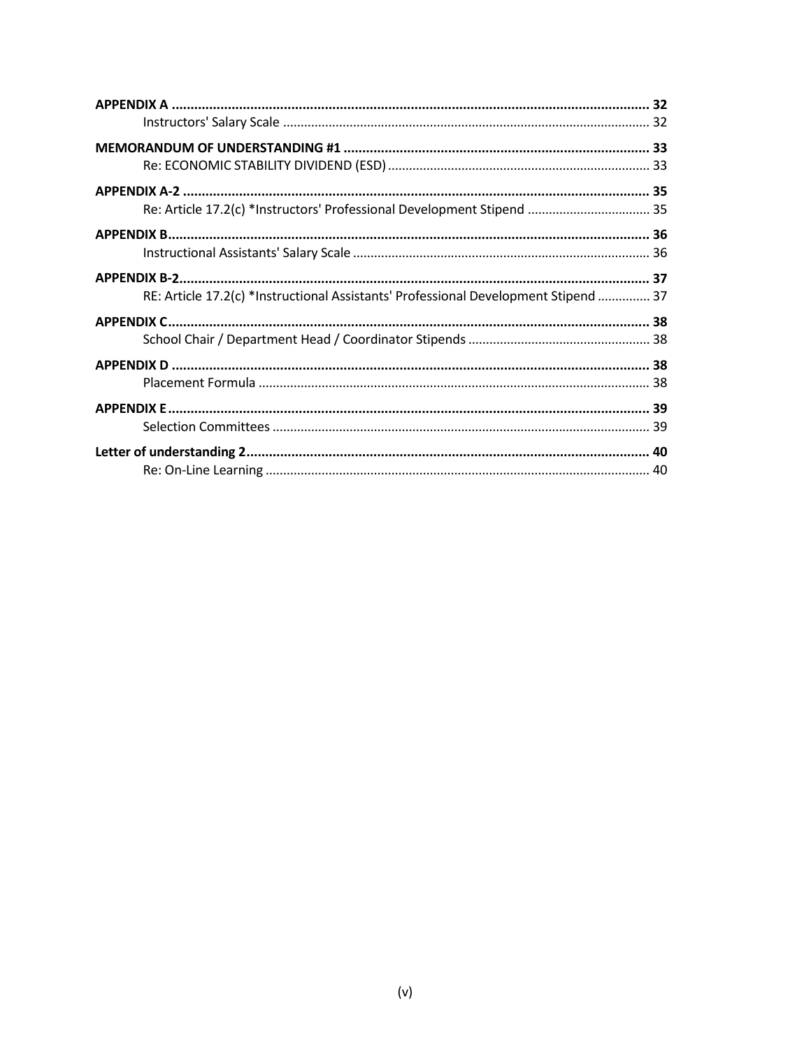**APPENDIX A** ............................................................................................................................ **32**
Instructors' Salary Scale ........................................................................................................ 32

**MEMORANDUM OF UNDERSTANDING #1** ................................................................................ **33**
Re: ECONOMIC STABILITY DIVIDEND (ESD) .......................................................................... 33

**APPENDIX A-2** ........................................................................................................................ **35**
Re: Article 17.2(c) *Instructors' Professional Development Stipend ................................... 35

**APPENDIX B**............................................................................................................................. **36**
Instructional Assistants' Salary Scale .................................................................................... 36

**APPENDIX B-2**.......................................................................................................................... **37**
RE: Article 17.2(c) *Instructional Assistants' Professional Development Stipend ............... 37

**APPENDIX C**.............................................................................................................................. **38**
School Chair / Department Head / Coordinator Stipends .................................................... 38

**APPENDIX D** ............................................................................................................................. **38**
Placement Formula .............................................................................................................. 38

**APPENDIX E**.............................................................................................................................. **39**
Selection Committees ........................................................................................................... 39

**Letter of understanding 2**......................................................................................................... **40**
Re: On-Line Learning ............................................................................................................ 40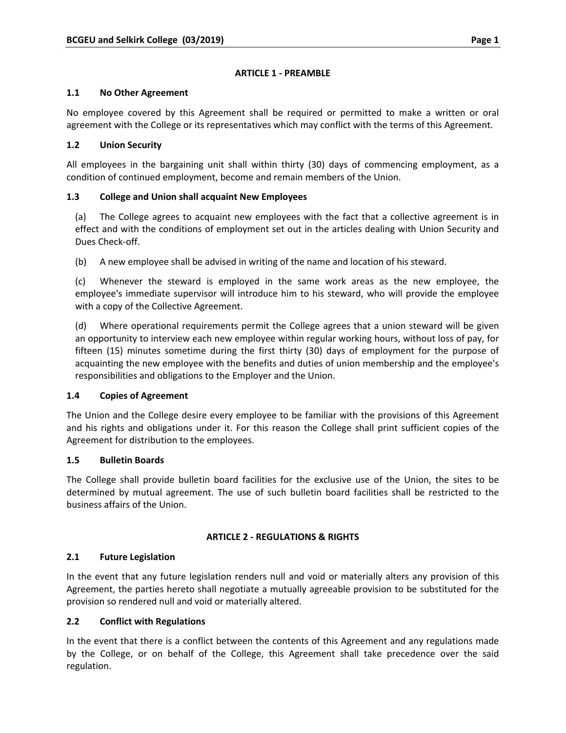## ARTICLE 1 - PREAMBLE

### 1.1 No Other Agreement

No employee covered by this Agreement shall be required or permitted to make a written or oral agreement with the College or its representatives which may conflict with the terms of this Agreement.

### 1.2 Union Security

All employees in the bargaining unit shall within thirty (30) days of commencing employment, as a condition of continued employment, become and remain members of the Union.

### 1.3 College and Union shall acquaint New Employees

(a) The College agrees to acquaint new employees with the fact that a collective agreement is in effect and with the conditions of employment set out in the articles dealing with Union Security and Dues Check-off.

(b) A new employee shall be advised in writing of the name and location of his steward.

(c) Whenever the steward is employed in the same work areas as the new employee, the employee's immediate supervisor will introduce him to his steward, who will provide the employee with a copy of the Collective Agreement.

(d) Where operational requirements permit the College agrees that a union steward will be given an opportunity to interview each new employee within regular working hours, without loss of pay, for fifteen (15) minutes sometime during the first thirty (30) days of employment for the purpose of acquainting the new employee with the benefits and duties of union membership and the employee's responsibilities and obligations to the Employer and the Union.

### 1.4 Copies of Agreement

The Union and the College desire every employee to be familiar with the provisions of this Agreement and his rights and obligations under it. For this reason the College shall print sufficient copies of the Agreement for distribution to the employees.

### 1.5 Bulletin Boards

The College shall provide bulletin board facilities for the exclusive use of the Union, the sites to be determined by mutual agreement. The use of such bulletin board facilities shall be restricted to the business affairs of the Union.

## ARTICLE 2 - REGULATIONS & RIGHTS

### 2.1 Future Legislation

In the event that any future legislation renders null and void or materially alters any provision of this Agreement, the parties hereto shall negotiate a mutually agreeable provision to be substituted for the provision so rendered null and void or materially altered.

### 2.2 Conflict with Regulations

In the event that there is a conflict between the contents of this Agreement and any regulations made by the College, or on behalf of the College, this Agreement shall take precedence over the said regulation.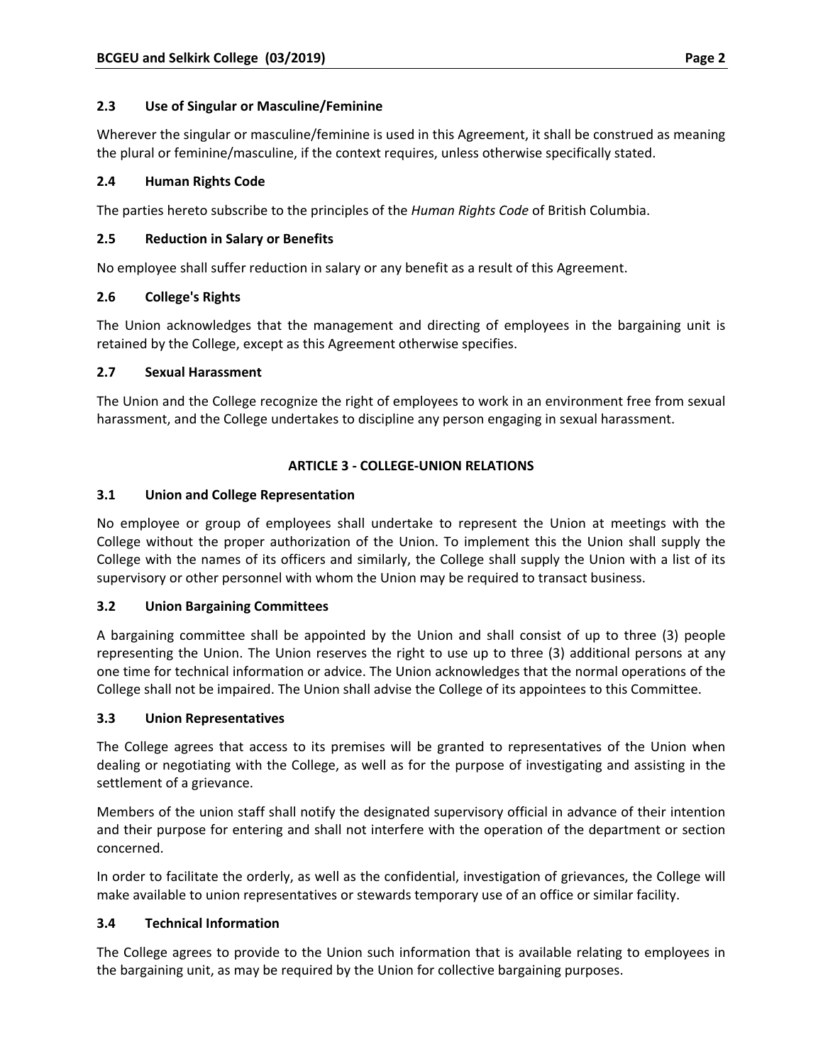### 2.3 Use of Singular or Masculine/Feminine

Wherever the singular or masculine/feminine is used in this Agreement, it shall be construed as meaning the plural or feminine/masculine, if the context requires, unless otherwise specifically stated.

### 2.4 Human Rights Code

The parties hereto subscribe to the principles of the *Human Rights Code* of British Columbia.

### 2.5 Reduction in Salary or Benefits

No employee shall suffer reduction in salary or any benefit as a result of this Agreement.

### 2.6 College's Rights

The Union acknowledges that the management and directing of employees in the bargaining unit is retained by the College, except as this Agreement otherwise specifies.

### 2.7 Sexual Harassment

The Union and the College recognize the right of employees to work in an environment free from sexual harassment, and the College undertakes to discipline any person engaging in sexual harassment.

## ARTICLE 3 - COLLEGE-UNION RELATIONS

### 3.1 Union and College Representation

No employee or group of employees shall undertake to represent the Union at meetings with the College without the proper authorization of the Union. To implement this the Union shall supply the College with the names of its officers and similarly, the College shall supply the Union with a list of its supervisory or other personnel with whom the Union may be required to transact business.

### 3.2 Union Bargaining Committees

A bargaining committee shall be appointed by the Union and shall consist of up to three (3) people representing the Union. The Union reserves the right to use up to three (3) additional persons at any one time for technical information or advice. The Union acknowledges that the normal operations of the College shall not be impaired. The Union shall advise the College of its appointees to this Committee.

### 3.3 Union Representatives

The College agrees that access to its premises will be granted to representatives of the Union when dealing or negotiating with the College, as well as for the purpose of investigating and assisting in the settlement of a grievance.

Members of the union staff shall notify the designated supervisory official in advance of their intention and their purpose for entering and shall not interfere with the operation of the department or section concerned.

In order to facilitate the orderly, as well as the confidential, investigation of grievances, the College will make available to union representatives or stewards temporary use of an office or similar facility.

### 3.4 Technical Information

The College agrees to provide to the Union such information that is available relating to employees in the bargaining unit, as may be required by the Union for collective bargaining purposes.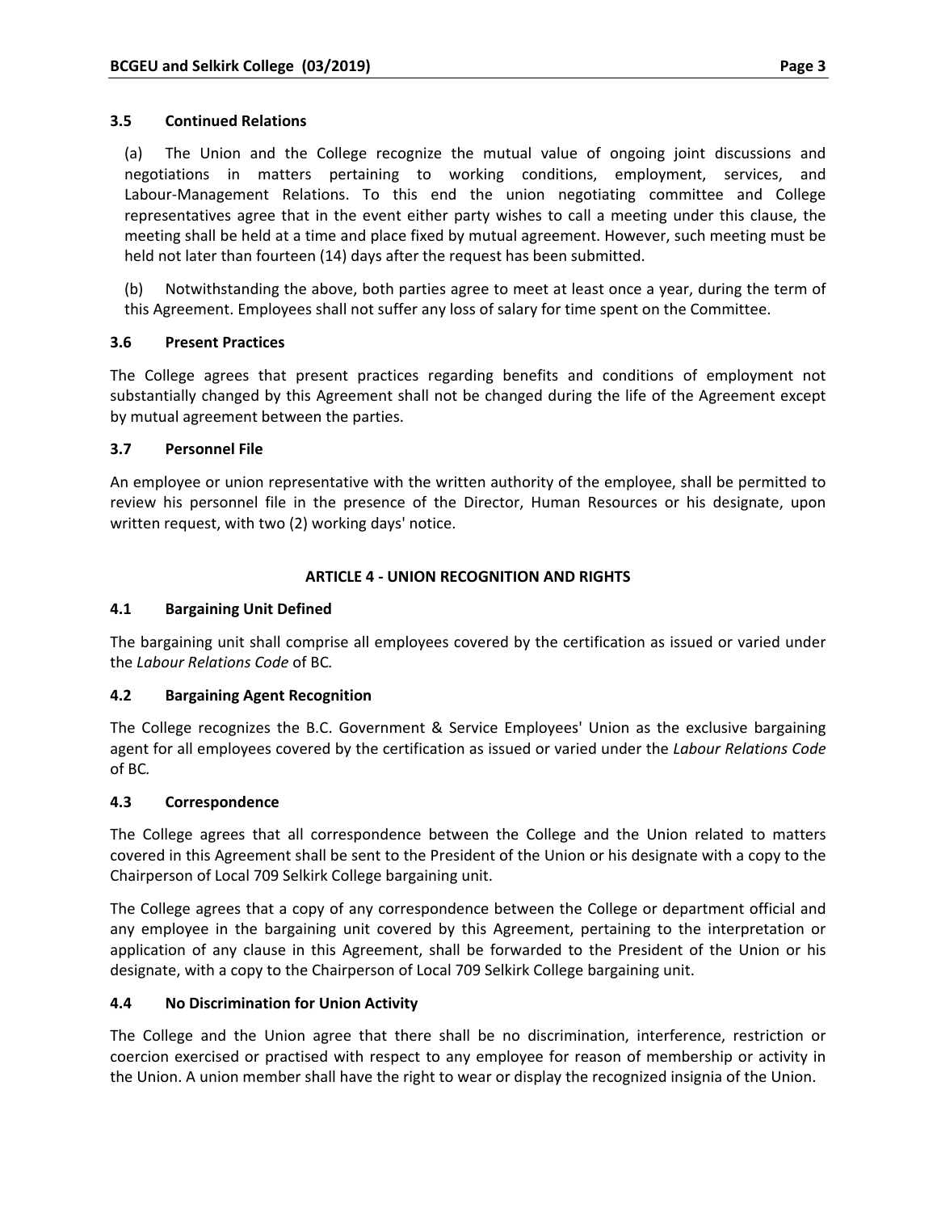### 3.5 Continued Relations

(a) The Union and the College recognize the mutual value of ongoing joint discussions and negotiations in matters pertaining to working conditions, employment, services, and Labour-Management Relations. To this end the union negotiating committee and College representatives agree that in the event either party wishes to call a meeting under this clause, the meeting shall be held at a time and place fixed by mutual agreement. However, such meeting must be held not later than fourteen (14) days after the request has been submitted.

(b) Notwithstanding the above, both parties agree to meet at least once a year, during the term of this Agreement. Employees shall not suffer any loss of salary for time spent on the Committee.

### 3.6 Present Practices

The College agrees that present practices regarding benefits and conditions of employment not substantially changed by this Agreement shall not be changed during the life of the Agreement except by mutual agreement between the parties.

### 3.7 Personnel File

An employee or union representative with the written authority of the employee, shall be permitted to review his personnel file in the presence of the Director, Human Resources or his designate, upon written request, with two (2) working days' notice.

## ARTICLE 4 - UNION RECOGNITION AND RIGHTS

### 4.1 Bargaining Unit Defined

The bargaining unit shall comprise all employees covered by the certification as issued or varied under the *Labour Relations Code* of BC.

### 4.2 Bargaining Agent Recognition

The College recognizes the B.C. Government & Service Employees' Union as the exclusive bargaining agent for all employees covered by the certification as issued or varied under the *Labour Relations Code* of BC.

### 4.3 Correspondence

The College agrees that all correspondence between the College and the Union related to matters covered in this Agreement shall be sent to the President of the Union or his designate with a copy to the Chairperson of Local 709 Selkirk College bargaining unit.

The College agrees that a copy of any correspondence between the College or department official and any employee in the bargaining unit covered by this Agreement, pertaining to the interpretation or application of any clause in this Agreement, shall be forwarded to the President of the Union or his designate, with a copy to the Chairperson of Local 709 Selkirk College bargaining unit.

### 4.4 No Discrimination for Union Activity

The College and the Union agree that there shall be no discrimination, interference, restriction or coercion exercised or practised with respect to any employee for reason of membership or activity in the Union. A union member shall have the right to wear or display the recognized insignia of the Union.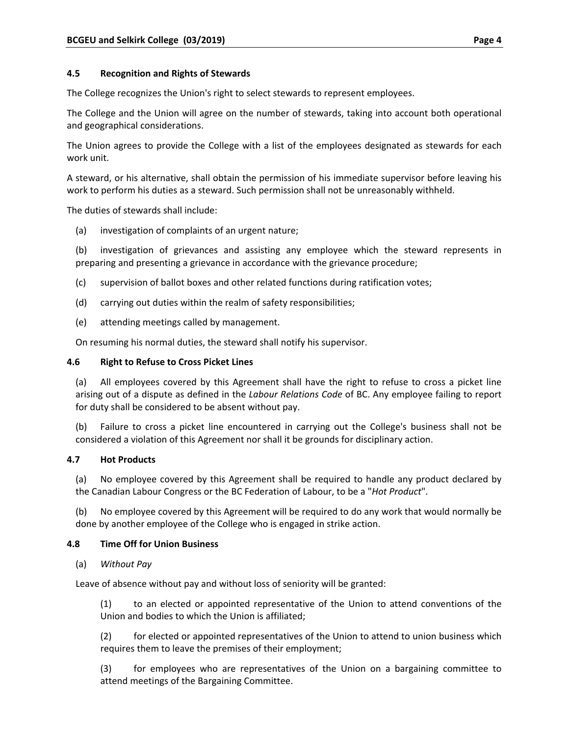### 4.5 Recognition and Rights of Stewards

The College recognizes the Union's right to select stewards to represent employees.

The College and the Union will agree on the number of stewards, taking into account both operational and geographical considerations.

The Union agrees to provide the College with a list of the employees designated as stewards for each work unit.

A steward, or his alternative, shall obtain the permission of his immediate supervisor before leaving his work to perform his duties as a steward. Such permission shall not be unreasonably withheld.

The duties of stewards shall include:

(a) investigation of complaints of an urgent nature;

(b) investigation of grievances and assisting any employee which the steward represents in preparing and presenting a grievance in accordance with the grievance procedure;

(c) supervision of ballot boxes and other related functions during ratification votes;

(d) carrying out duties within the realm of safety responsibilities;

(e) attending meetings called by management.

On resuming his normal duties, the steward shall notify his supervisor.

### 4.6 Right to Refuse to Cross Picket Lines

(a) All employees covered by this Agreement shall have the right to refuse to cross a picket line arising out of a dispute as defined in the *Labour Relations Code* of BC. Any employee failing to report for duty shall be considered to be absent without pay.

(b) Failure to cross a picket line encountered in carrying out the College's business shall not be considered a violation of this Agreement nor shall it be grounds for disciplinary action.

### 4.7 Hot Products

(a) No employee covered by this Agreement shall be required to handle any product declared by the Canadian Labour Congress or the BC Federation of Labour, to be a "*Hot Product*".

(b) No employee covered by this Agreement will be required to do any work that would normally be done by another employee of the College who is engaged in strike action.

### 4.8 Time Off for Union Business

(a) *Without Pay*

Leave of absence without pay and without loss of seniority will be granted:

(1) to an elected or appointed representative of the Union to attend conventions of the Union and bodies to which the Union is affiliated;

(2) for elected or appointed representatives of the Union to attend to union business which requires them to leave the premises of their employment;

(3) for employees who are representatives of the Union on a bargaining committee to attend meetings of the Bargaining Committee.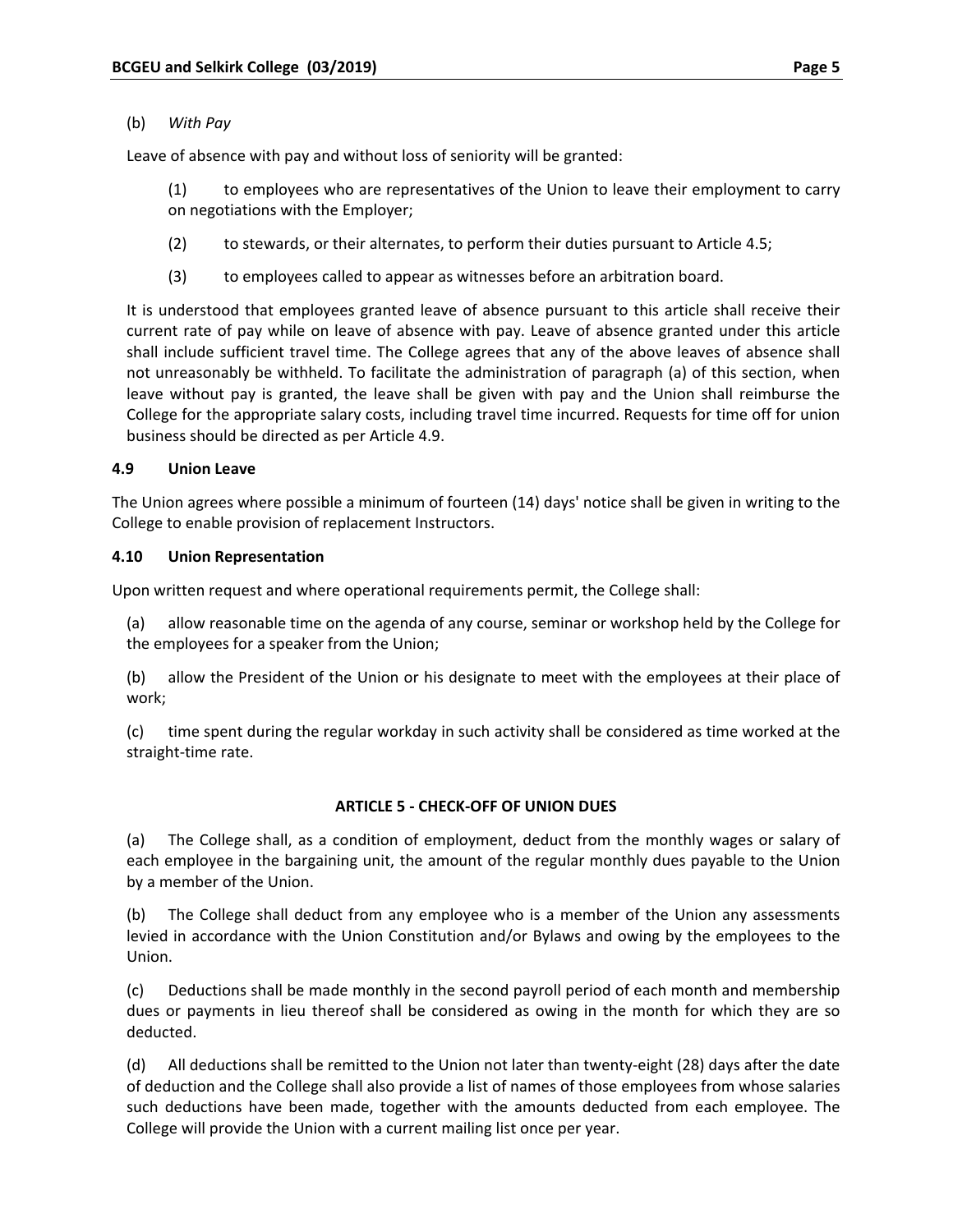(b) *With Pay*

Leave of absence with pay and without loss of seniority will be granted:

(1) to employees who are representatives of the Union to leave their employment to carry on negotiations with the Employer;

(2) to stewards, or their alternates, to perform their duties pursuant to Article 4.5;

(3) to employees called to appear as witnesses before an arbitration board.

It is understood that employees granted leave of absence pursuant to this article shall receive their current rate of pay while on leave of absence with pay. Leave of absence granted under this article shall include sufficient travel time. The College agrees that any of the above leaves of absence shall not unreasonably be withheld. To facilitate the administration of paragraph (a) of this section, when leave without pay is granted, the leave shall be given with pay and the Union shall reimburse the College for the appropriate salary costs, including travel time incurred. Requests for time off for union business should be directed as per Article 4.9.

**4.9 Union Leave**

The Union agrees where possible a minimum of fourteen (14) days' notice shall be given in writing to the College to enable provision of replacement Instructors.

**4.10 Union Representation**

Upon written request and where operational requirements permit, the College shall:

(a) allow reasonable time on the agenda of any course, seminar or workshop held by the College for the employees for a speaker from the Union;

(b) allow the President of the Union or his designate to meet with the employees at their place of work;

(c) time spent during the regular workday in such activity shall be considered as time worked at the straight-time rate.

## ARTICLE 5 - CHECK-OFF OF UNION DUES

(a) The College shall, as a condition of employment, deduct from the monthly wages or salary of each employee in the bargaining unit, the amount of the regular monthly dues payable to the Union by a member of the Union.

(b) The College shall deduct from any employee who is a member of the Union any assessments levied in accordance with the Union Constitution and/or Bylaws and owing by the employees to the Union.

(c) Deductions shall be made monthly in the second payroll period of each month and membership dues or payments in lieu thereof shall be considered as owing in the month for which they are so deducted.

(d) All deductions shall be remitted to the Union not later than twenty-eight (28) days after the date of deduction and the College shall also provide a list of names of those employees from whose salaries such deductions have been made, together with the amounts deducted from each employee. The College will provide the Union with a current mailing list once per year.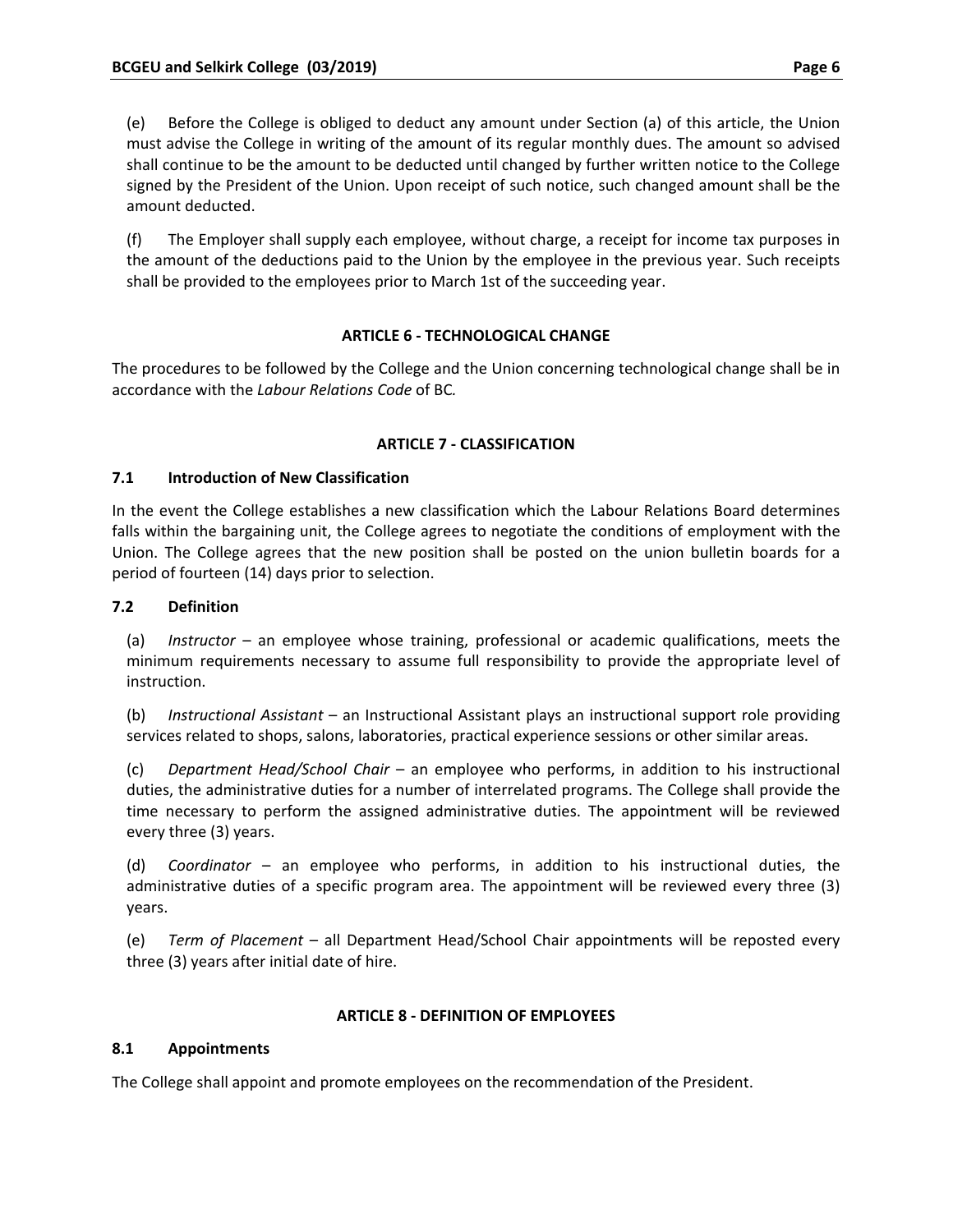(e) Before the College is obliged to deduct any amount under Section (a) of this article, the Union must advise the College in writing of the amount of its regular monthly dues. The amount so advised shall continue to be the amount to be deducted until changed by further written notice to the College signed by the President of the Union. Upon receipt of such notice, such changed amount shall be the amount deducted.

(f) The Employer shall supply each employee, without charge, a receipt for income tax purposes in the amount of the deductions paid to the Union by the employee in the previous year. Such receipts shall be provided to the employees prior to March 1st of the succeeding year.

## ARTICLE 6 - TECHNOLOGICAL CHANGE

The procedures to be followed by the College and the Union concerning technological change shall be in accordance with the *Labour Relations Code* of BC*.*

## ARTICLE 7 - CLASSIFICATION

### 7.1 Introduction of New Classification

In the event the College establishes a new classification which the Labour Relations Board determines falls within the bargaining unit, the College agrees to negotiate the conditions of employment with the Union. The College agrees that the new position shall be posted on the union bulletin boards for a period of fourteen (14) days prior to selection.

### 7.2 Definition

(a) *Instructor* – an employee whose training, professional or academic qualifications, meets the minimum requirements necessary to assume full responsibility to provide the appropriate level of instruction.

(b) *Instructional Assistant* – an Instructional Assistant plays an instructional support role providing services related to shops, salons, laboratories, practical experience sessions or other similar areas.

(c) *Department Head/School Chair* – an employee who performs, in addition to his instructional duties, the administrative duties for a number of interrelated programs. The College shall provide the time necessary to perform the assigned administrative duties. The appointment will be reviewed every three (3) years.

(d) *Coordinator* – an employee who performs, in addition to his instructional duties, the administrative duties of a specific program area. The appointment will be reviewed every three (3) years.

(e) *Term of Placement* – all Department Head/School Chair appointments will be reposted every three (3) years after initial date of hire.

## ARTICLE 8 - DEFINITION OF EMPLOYEES

### 8.1 Appointments

The College shall appoint and promote employees on the recommendation of the President.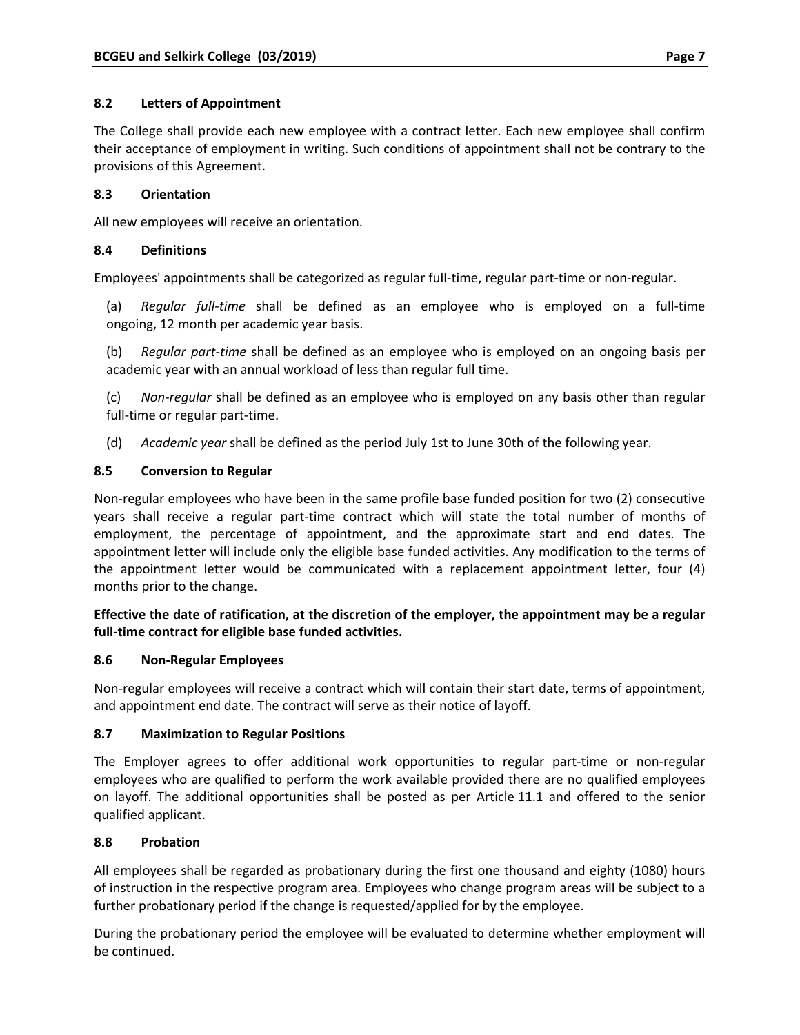### 8.2 Letters of Appointment

The College shall provide each new employee with a contract letter. Each new employee shall confirm their acceptance of employment in writing. Such conditions of appointment shall not be contrary to the provisions of this Agreement.

### 8.3 Orientation

All new employees will receive an orientation.

### 8.4 Definitions

Employees' appointments shall be categorized as regular full-time, regular part-time or non-regular.

(a) *Regular full-time* shall be defined as an employee who is employed on a full-time ongoing, 12 month per academic year basis.

(b) *Regular part-time* shall be defined as an employee who is employed on an ongoing basis per academic year with an annual workload of less than regular full time.

(c) *Non-regular* shall be defined as an employee who is employed on any basis other than regular full-time or regular part-time.

(d) *Academic year* shall be defined as the period July 1st to June 30th of the following year.

### 8.5 Conversion to Regular

Non-regular employees who have been in the same profile base funded position for two (2) consecutive years shall receive a regular part-time contract which will state the total number of months of employment, the percentage of appointment, and the approximate start and end dates. The appointment letter will include only the eligible base funded activities. Any modification to the terms of the appointment letter would be communicated with a replacement appointment letter, four (4) months prior to the change.

**Effective the date of ratification, at the discretion of the employer, the appointment may be a regular full-time contract for eligible base funded activities.**

### 8.6 Non-Regular Employees

Non-regular employees will receive a contract which will contain their start date, terms of appointment, and appointment end date. The contract will serve as their notice of layoff.

### 8.7 Maximization to Regular Positions

The Employer agrees to offer additional work opportunities to regular part-time or non-regular employees who are qualified to perform the work available provided there are no qualified employees on layoff. The additional opportunities shall be posted as per Article 11.1 and offered to the senior qualified applicant.

### 8.8 Probation

All employees shall be regarded as probationary during the first one thousand and eighty (1080) hours of instruction in the respective program area. Employees who change program areas will be subject to a further probationary period if the change is requested/applied for by the employee.

During the probationary period the employee will be evaluated to determine whether employment will be continued.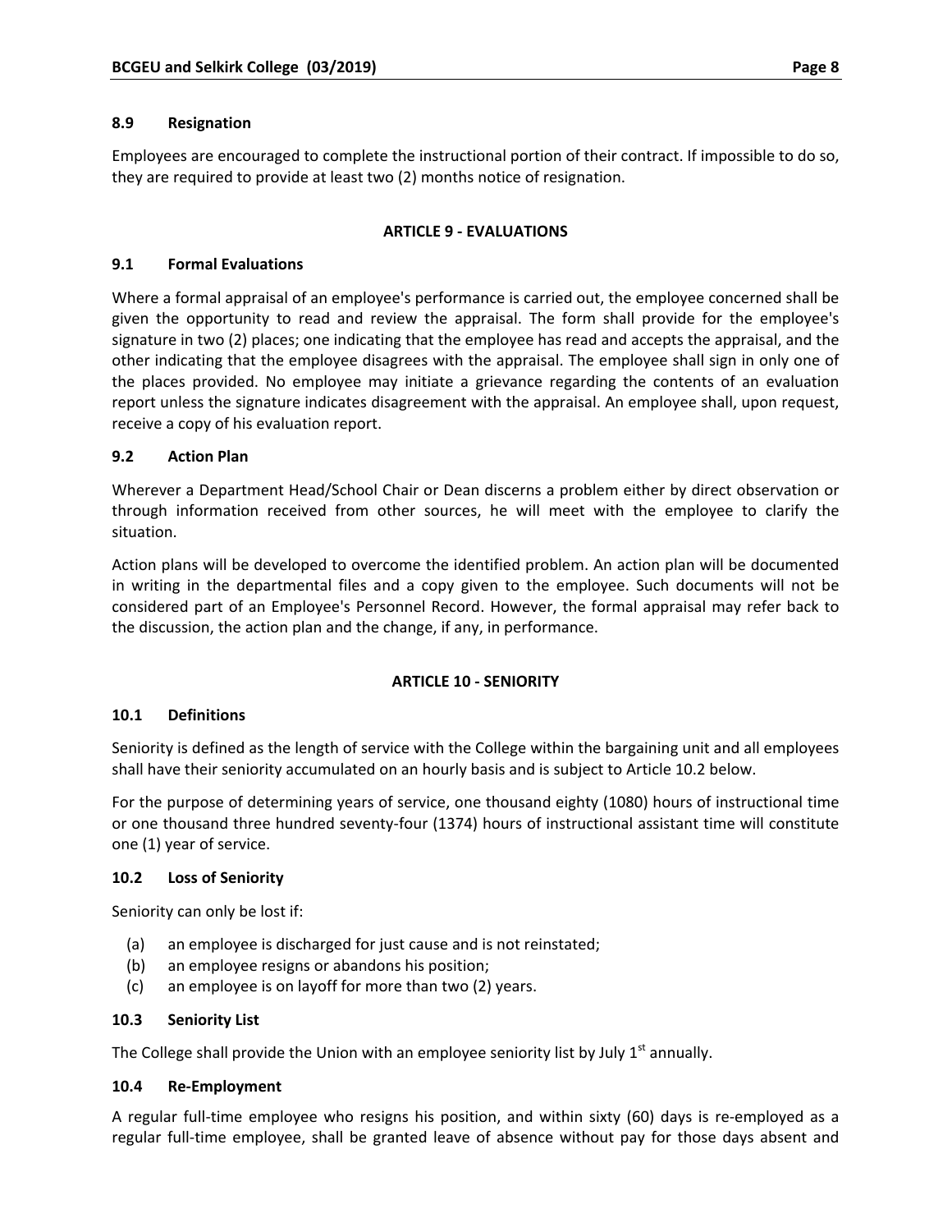### 8.9 Resignation

Employees are encouraged to complete the instructional portion of their contract. If impossible to do so, they are required to provide at least two (2) months notice of resignation.

## ARTICLE 9 - EVALUATIONS

### 9.1 Formal Evaluations

Where a formal appraisal of an employee's performance is carried out, the employee concerned shall be given the opportunity to read and review the appraisal. The form shall provide for the employee's signature in two (2) places; one indicating that the employee has read and accepts the appraisal, and the other indicating that the employee disagrees with the appraisal. The employee shall sign in only one of the places provided. No employee may initiate a grievance regarding the contents of an evaluation report unless the signature indicates disagreement with the appraisal. An employee shall, upon request, receive a copy of his evaluation report.

### 9.2 Action Plan

Wherever a Department Head/School Chair or Dean discerns a problem either by direct observation or through information received from other sources, he will meet with the employee to clarify the situation.

Action plans will be developed to overcome the identified problem. An action plan will be documented in writing in the departmental files and a copy given to the employee. Such documents will not be considered part of an Employee's Personnel Record. However, the formal appraisal may refer back to the discussion, the action plan and the change, if any, in performance.

## ARTICLE 10 - SENIORITY

### 10.1 Definitions

Seniority is defined as the length of service with the College within the bargaining unit and all employees shall have their seniority accumulated on an hourly basis and is subject to Article 10.2 below.

For the purpose of determining years of service, one thousand eighty (1080) hours of instructional time or one thousand three hundred seventy-four (1374) hours of instructional assistant time will constitute one (1) year of service.

### 10.2 Loss of Seniority

Seniority can only be lost if:

(a) an employee is discharged for just cause and is not reinstated;
(b) an employee resigns or abandons his position;
(c) an employee is on layoff for more than two (2) years.

### 10.3 Seniority List

The College shall provide the Union with an employee seniority list by July 1st annually.

### 10.4 Re-Employment

A regular full-time employee who resigns his position, and within sixty (60) days is re-employed as a regular full-time employee, shall be granted leave of absence without pay for those days absent and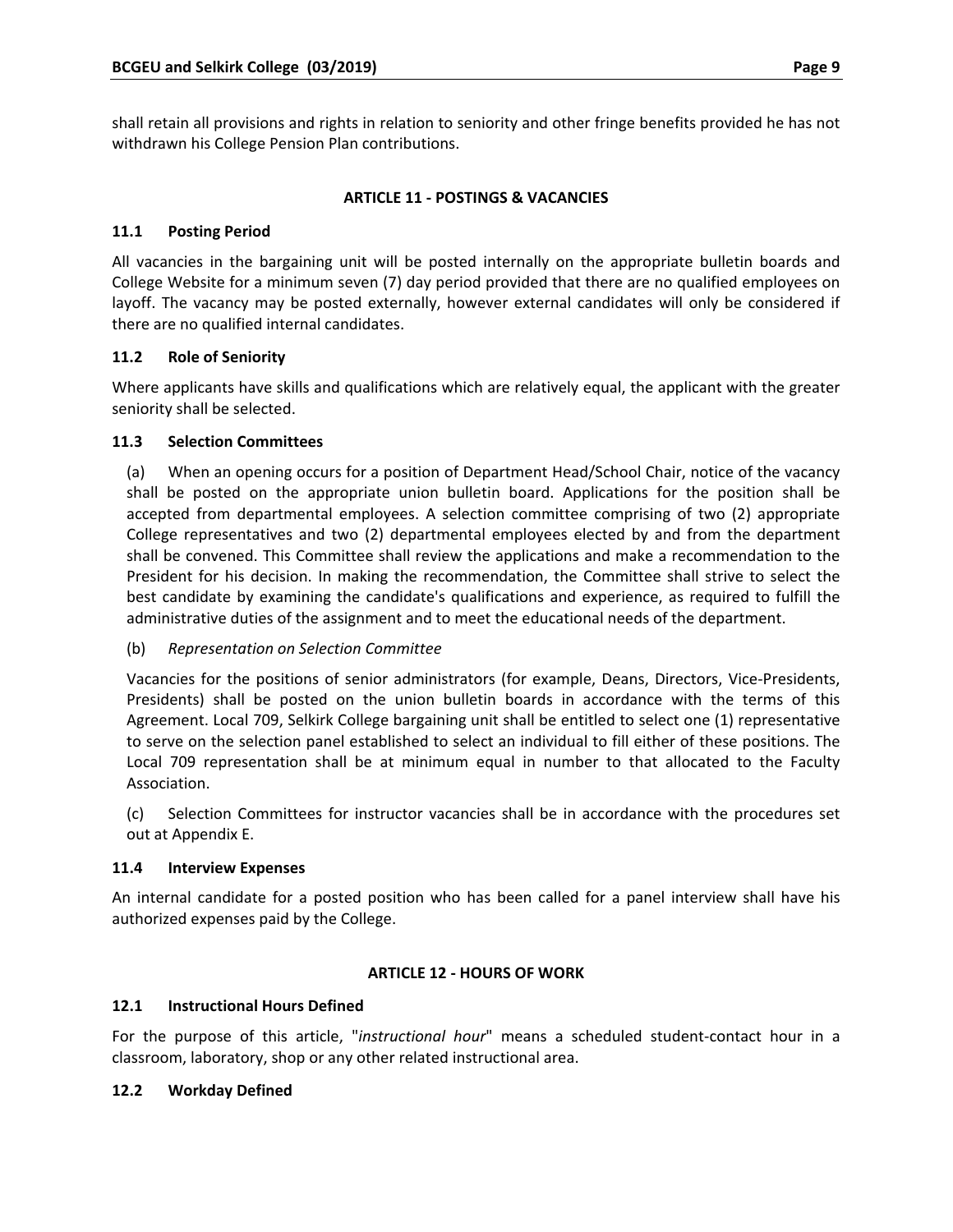shall retain all provisions and rights in relation to seniority and other fringe benefits provided he has not withdrawn his College Pension Plan contributions.

## ARTICLE 11 - POSTINGS & VACANCIES

### 11.1 Posting Period

All vacancies in the bargaining unit will be posted internally on the appropriate bulletin boards and College Website for a minimum seven (7) day period provided that there are no qualified employees on layoff. The vacancy may be posted externally, however external candidates will only be considered if there are no qualified internal candidates.

### 11.2 Role of Seniority

Where applicants have skills and qualifications which are relatively equal, the applicant with the greater seniority shall be selected.

### 11.3 Selection Committees

(a) When an opening occurs for a position of Department Head/School Chair, notice of the vacancy shall be posted on the appropriate union bulletin board. Applications for the position shall be accepted from departmental employees. A selection committee comprising of two (2) appropriate College representatives and two (2) departmental employees elected by and from the department shall be convened. This Committee shall review the applications and make a recommendation to the President for his decision. In making the recommendation, the Committee shall strive to select the best candidate by examining the candidate's qualifications and experience, as required to fulfill the administrative duties of the assignment and to meet the educational needs of the department.

(b) *Representation on Selection Committee*

Vacancies for the positions of senior administrators (for example, Deans, Directors, Vice-Presidents, Presidents) shall be posted on the union bulletin boards in accordance with the terms of this Agreement. Local 709, Selkirk College bargaining unit shall be entitled to select one (1) representative to serve on the selection panel established to select an individual to fill either of these positions. The Local 709 representation shall be at minimum equal in number to that allocated to the Faculty Association.

(c) Selection Committees for instructor vacancies shall be in accordance with the procedures set out at Appendix E.

### 11.4 Interview Expenses

An internal candidate for a posted position who has been called for a panel interview shall have his authorized expenses paid by the College.

## ARTICLE 12 - HOURS OF WORK

### 12.1 Instructional Hours Defined

For the purpose of this article, "*instructional hour*" means a scheduled student-contact hour in a classroom, laboratory, shop or any other related instructional area.

### 12.2 Workday Defined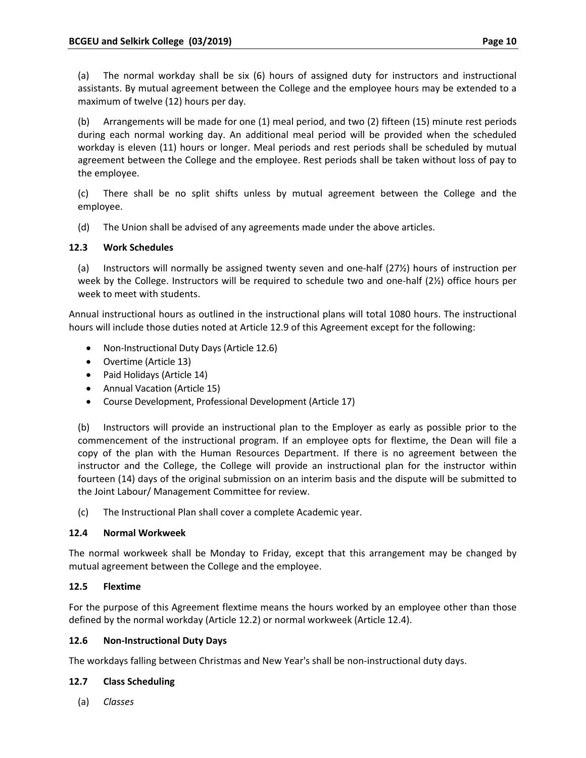(a) The normal workday shall be six (6) hours of assigned duty for instructors and instructional assistants. By mutual agreement between the College and the employee hours may be extended to a maximum of twelve (12) hours per day.

(b) Arrangements will be made for one (1) meal period, and two (2) fifteen (15) minute rest periods during each normal working day. An additional meal period will be provided when the scheduled workday is eleven (11) hours or longer. Meal periods and rest periods shall be scheduled by mutual agreement between the College and the employee. Rest periods shall be taken without loss of pay to the employee.

(c) There shall be no split shifts unless by mutual agreement between the College and the employee.

(d) The Union shall be advised of any agreements made under the above articles.

### 12.3 Work Schedules

(a) Instructors will normally be assigned twenty seven and one-half (27½) hours of instruction per week by the College. Instructors will be required to schedule two and one-half (2½) office hours per week to meet with students.

Annual instructional hours as outlined in the instructional plans will total 1080 hours. The instructional hours will include those duties noted at Article 12.9 of this Agreement except for the following:

- Non-Instructional Duty Days (Article 12.6)
- Overtime (Article 13)
- Paid Holidays (Article 14)
- Annual Vacation (Article 15)
- Course Development, Professional Development (Article 17)

(b) Instructors will provide an instructional plan to the Employer as early as possible prior to the commencement of the instructional program. If an employee opts for flextime, the Dean will file a copy of the plan with the Human Resources Department. If there is no agreement between the instructor and the College, the College will provide an instructional plan for the instructor within fourteen (14) days of the original submission on an interim basis and the dispute will be submitted to the Joint Labour/ Management Committee for review.

(c) The Instructional Plan shall cover a complete Academic year.

### 12.4 Normal Workweek

The normal workweek shall be Monday to Friday, except that this arrangement may be changed by mutual agreement between the College and the employee.

### 12.5 Flextime

For the purpose of this Agreement flextime means the hours worked by an employee other than those defined by the normal workday (Article 12.2) or normal workweek (Article 12.4).

### 12.6 Non-Instructional Duty Days

The workdays falling between Christmas and New Year's shall be non-instructional duty days.

### 12.7 Class Scheduling

(a) *Classes*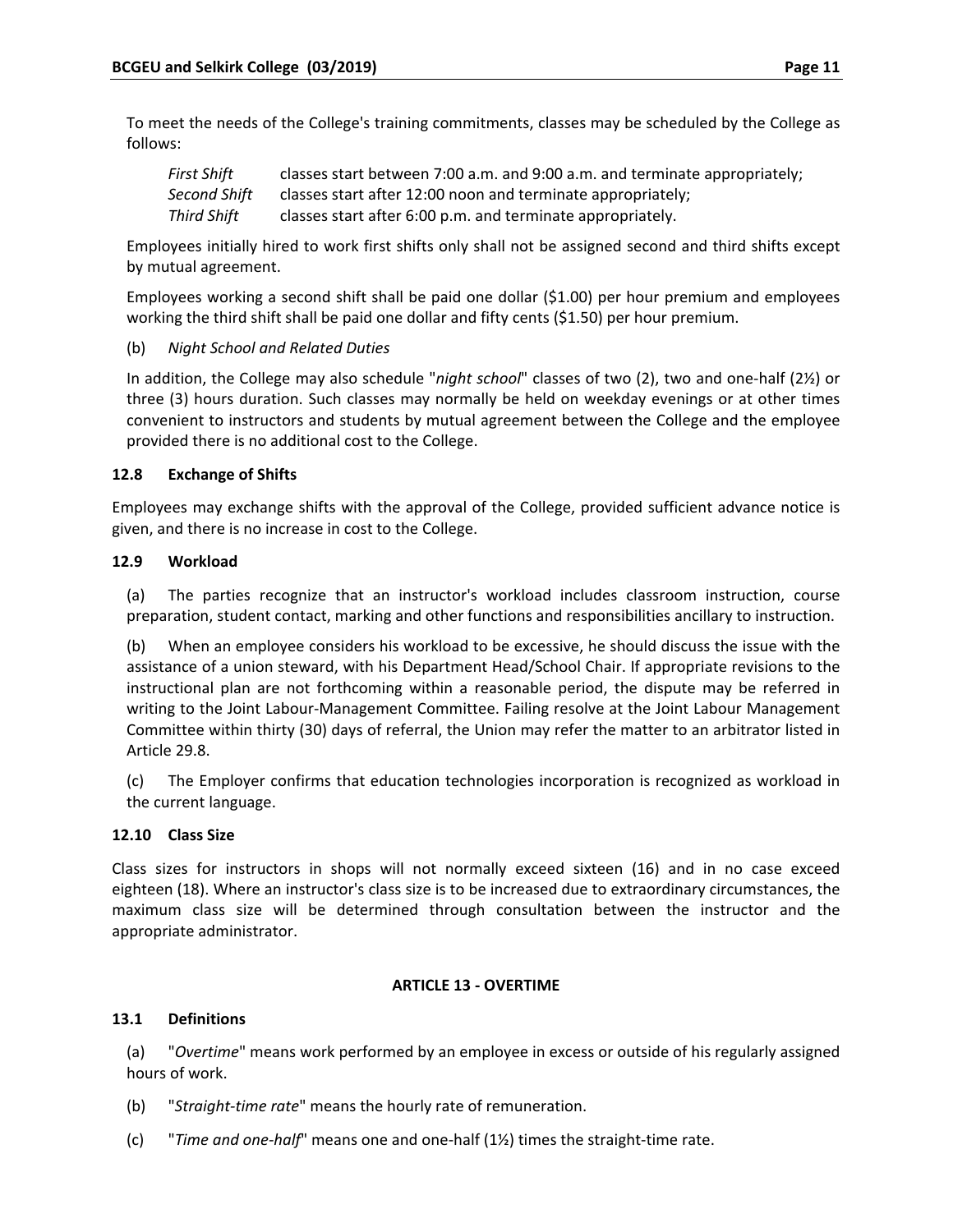To meet the needs of the College's training commitments, classes may be scheduled by the College as follows:

*First Shift* classes start between 7:00 a.m. and 9:00 a.m. and terminate appropriately;
*Second Shift* classes start after 12:00 noon and terminate appropriately;
*Third Shift* classes start after 6:00 p.m. and terminate appropriately.

Employees initially hired to work first shifts only shall not be assigned second and third shifts except by mutual agreement.

Employees working a second shift shall be paid one dollar ($1.00) per hour premium and employees working the third shift shall be paid one dollar and fifty cents ($1.50) per hour premium.

(b) *Night School and Related Duties*

In addition, the College may also schedule "*night school*" classes of two (2), two and one-half (2½) or three (3) hours duration. Such classes may normally be held on weekday evenings or at other times convenient to instructors and students by mutual agreement between the College and the employee provided there is no additional cost to the College.

**12.8 Exchange of Shifts**

Employees may exchange shifts with the approval of the College, provided sufficient advance notice is given, and there is no increase in cost to the College.

**12.9 Workload**

(a) The parties recognize that an instructor's workload includes classroom instruction, course preparation, student contact, marking and other functions and responsibilities ancillary to instruction.

(b) When an employee considers his workload to be excessive, he should discuss the issue with the assistance of a union steward, with his Department Head/School Chair. If appropriate revisions to the instructional plan are not forthcoming within a reasonable period, the dispute may be referred in writing to the Joint Labour-Management Committee. Failing resolve at the Joint Labour Management Committee within thirty (30) days of referral, the Union may refer the matter to an arbitrator listed in Article 29.8.

(c) The Employer confirms that education technologies incorporation is recognized as workload in the current language.

**12.10 Class Size**

Class sizes for instructors in shops will not normally exceed sixteen (16) and in no case exceed eighteen (18). Where an instructor's class size is to be increased due to extraordinary circumstances, the maximum class size will be determined through consultation between the instructor and the appropriate administrator.

## ARTICLE 13 - OVERTIME

**13.1 Definitions**

(a) "*Overtime*" means work performed by an employee in excess or outside of his regularly assigned hours of work.

(b) "*Straight-time rate*" means the hourly rate of remuneration.

(c) "*Time and one-half*" means one and one-half (1½) times the straight-time rate.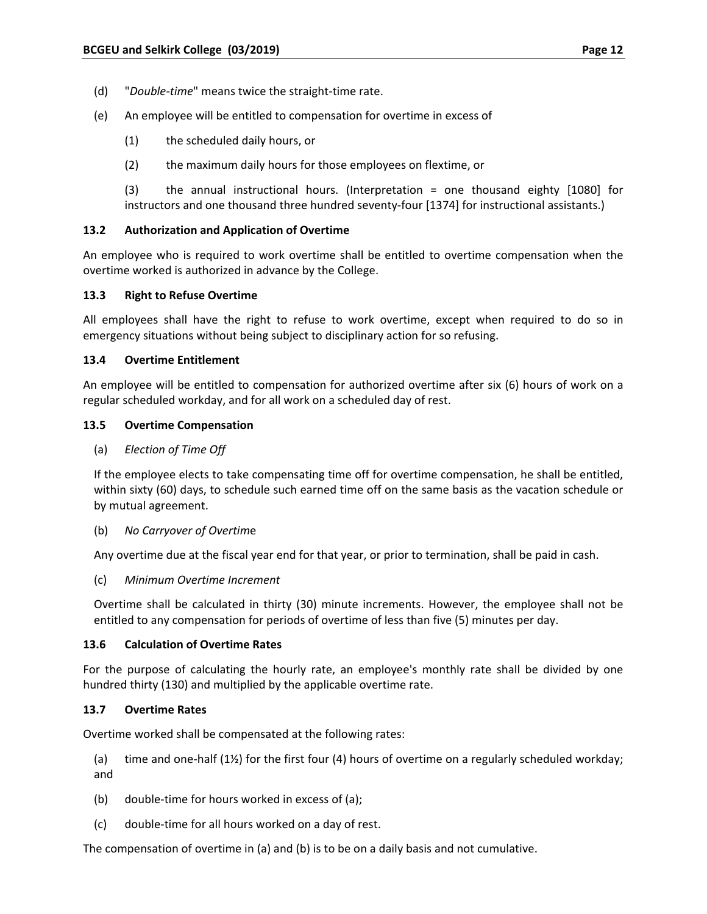(d) "*Double-time*" means twice the straight-time rate.

(e) An employee will be entitled to compensation for overtime in excess of

(1) the scheduled daily hours, or

(2) the maximum daily hours for those employees on flextime, or

(3) the annual instructional hours. (Interpretation = one thousand eighty [1080] for instructors and one thousand three hundred seventy-four [1374] for instructional assistants.)

### 13.2 Authorization and Application of Overtime

An employee who is required to work overtime shall be entitled to overtime compensation when the overtime worked is authorized in advance by the College.

### 13.3 Right to Refuse Overtime

All employees shall have the right to refuse to work overtime, except when required to do so in emergency situations without being subject to disciplinary action for so refusing.

### 13.4 Overtime Entitlement

An employee will be entitled to compensation for authorized overtime after six (6) hours of work on a regular scheduled workday, and for all work on a scheduled day of rest.

### 13.5 Overtime Compensation

(a) *Election of Time Off*

If the employee elects to take compensating time off for overtime compensation, he shall be entitled, within sixty (60) days, to schedule such earned time off on the same basis as the vacation schedule or by mutual agreement.

(b) *No Carryover of Overtime*

Any overtime due at the fiscal year end for that year, or prior to termination, shall be paid in cash.

(c) *Minimum Overtime Increment*

Overtime shall be calculated in thirty (30) minute increments. However, the employee shall not be entitled to any compensation for periods of overtime of less than five (5) minutes per day.

### 13.6 Calculation of Overtime Rates

For the purpose of calculating the hourly rate, an employee's monthly rate shall be divided by one hundred thirty (130) and multiplied by the applicable overtime rate.

### 13.7 Overtime Rates

Overtime worked shall be compensated at the following rates:

(a) time and one-half (1½) for the first four (4) hours of overtime on a regularly scheduled workday; and

(b) double-time for hours worked in excess of (a);

(c) double-time for all hours worked on a day of rest.

The compensation of overtime in (a) and (b) is to be on a daily basis and not cumulative.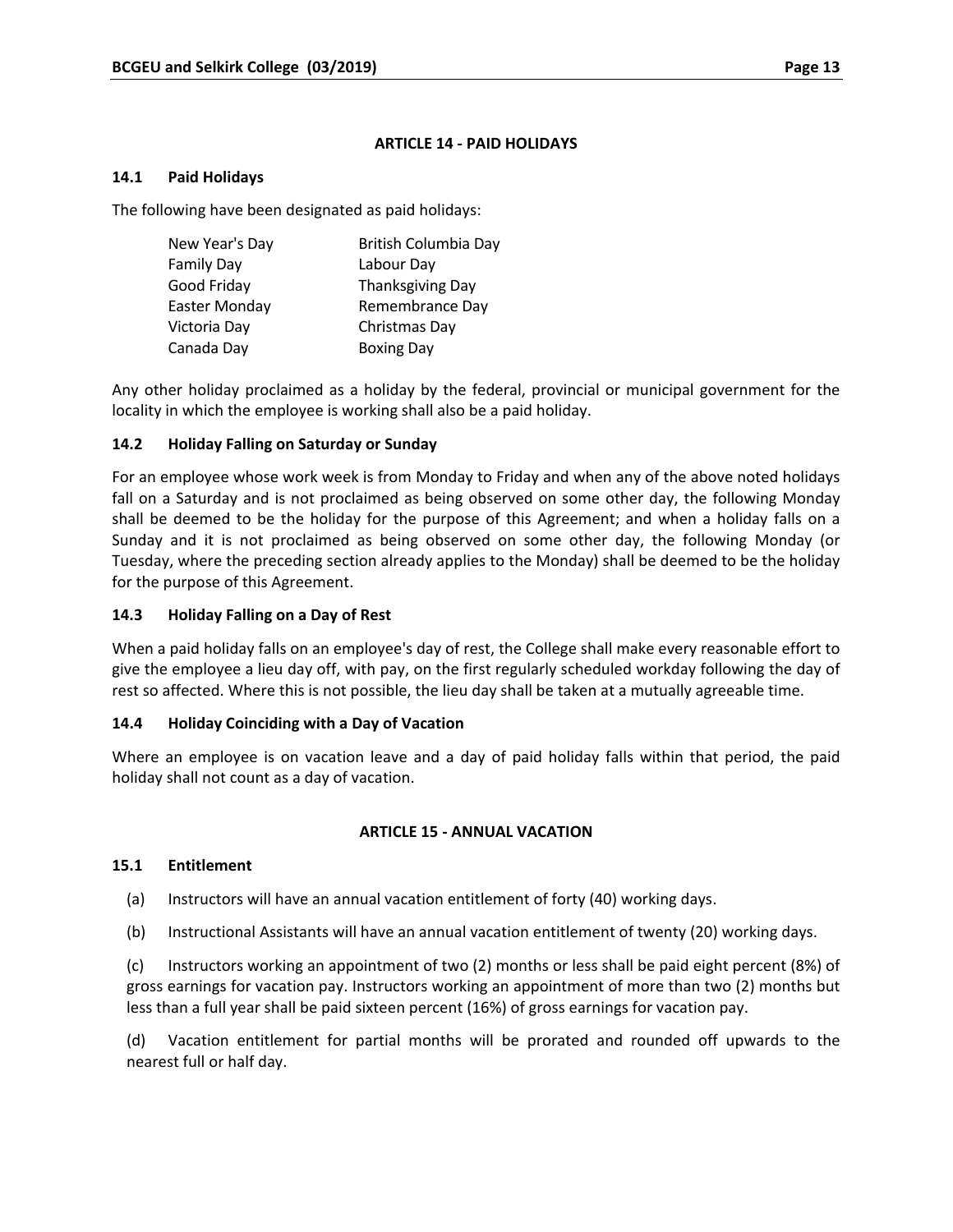## ARTICLE 14 - PAID HOLIDAYS

### 14.1 Paid Holidays

The following have been designated as paid holidays:

| | |
|---|---|
| New Year's Day | British Columbia Day |
| Family Day | Labour Day |
| Good Friday | Thanksgiving Day |
| Easter Monday | Remembrance Day |
| Victoria Day | Christmas Day |
| Canada Day | Boxing Day |

Any other holiday proclaimed as a holiday by the federal, provincial or municipal government for the locality in which the employee is working shall also be a paid holiday.

### 14.2 Holiday Falling on Saturday or Sunday

For an employee whose work week is from Monday to Friday and when any of the above noted holidays fall on a Saturday and is not proclaimed as being observed on some other day, the following Monday shall be deemed to be the holiday for the purpose of this Agreement; and when a holiday falls on a Sunday and it is not proclaimed as being observed on some other day, the following Monday (or Tuesday, where the preceding section already applies to the Monday) shall be deemed to be the holiday for the purpose of this Agreement.

### 14.3 Holiday Falling on a Day of Rest

When a paid holiday falls on an employee's day of rest, the College shall make every reasonable effort to give the employee a lieu day off, with pay, on the first regularly scheduled workday following the day of rest so affected. Where this is not possible, the lieu day shall be taken at a mutually agreeable time.

### 14.4 Holiday Coinciding with a Day of Vacation

Where an employee is on vacation leave and a day of paid holiday falls within that period, the paid holiday shall not count as a day of vacation.

## ARTICLE 15 - ANNUAL VACATION

### 15.1 Entitlement

(a) Instructors will have an annual vacation entitlement of forty (40) working days.

(b) Instructional Assistants will have an annual vacation entitlement of twenty (20) working days.

(c) Instructors working an appointment of two (2) months or less shall be paid eight percent (8%) of gross earnings for vacation pay. Instructors working an appointment of more than two (2) months but less than a full year shall be paid sixteen percent (16%) of gross earnings for vacation pay.

(d) Vacation entitlement for partial months will be prorated and rounded off upwards to the nearest full or half day.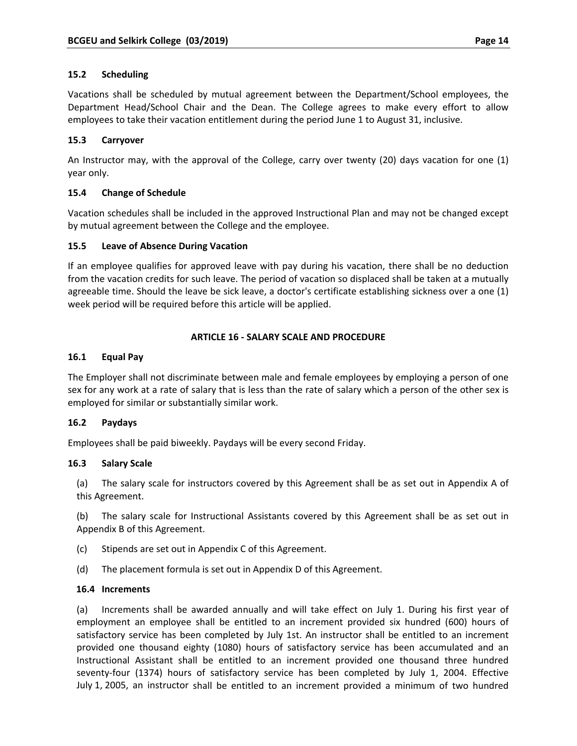### 15.2 Scheduling

Vacations shall be scheduled by mutual agreement between the Department/School employees, the Department Head/School Chair and the Dean. The College agrees to make every effort to allow employees to take their vacation entitlement during the period June 1 to August 31, inclusive.

### 15.3 Carryover

An Instructor may, with the approval of the College, carry over twenty (20) days vacation for one (1) year only.

### 15.4 Change of Schedule

Vacation schedules shall be included in the approved Instructional Plan and may not be changed except by mutual agreement between the College and the employee.

### 15.5 Leave of Absence During Vacation

If an employee qualifies for approved leave with pay during his vacation, there shall be no deduction from the vacation credits for such leave. The period of vacation so displaced shall be taken at a mutually agreeable time. Should the leave be sick leave, a doctor's certificate establishing sickness over a one (1) week period will be required before this article will be applied.

## ARTICLE 16 - SALARY SCALE AND PROCEDURE

### 16.1 Equal Pay

The Employer shall not discriminate between male and female employees by employing a person of one sex for any work at a rate of salary that is less than the rate of salary which a person of the other sex is employed for similar or substantially similar work.

### 16.2 Paydays

Employees shall be paid biweekly. Paydays will be every second Friday.

### 16.3 Salary Scale

(a) The salary scale for instructors covered by this Agreement shall be as set out in Appendix A of this Agreement.

(b) The salary scale for Instructional Assistants covered by this Agreement shall be as set out in Appendix B of this Agreement.

(c) Stipends are set out in Appendix C of this Agreement.

(d) The placement formula is set out in Appendix D of this Agreement.

### 16.4 Increments

(a) Increments shall be awarded annually and will take effect on July 1. During his first year of employment an employee shall be entitled to an increment provided six hundred (600) hours of satisfactory service has been completed by July 1st. An instructor shall be entitled to an increment provided one thousand eighty (1080) hours of satisfactory service has been accumulated and an Instructional Assistant shall be entitled to an increment provided one thousand three hundred seventy-four (1374) hours of satisfactory service has been completed by July 1, 2004. Effective July 1, 2005, an instructor shall be entitled to an increment provided a minimum of two hundred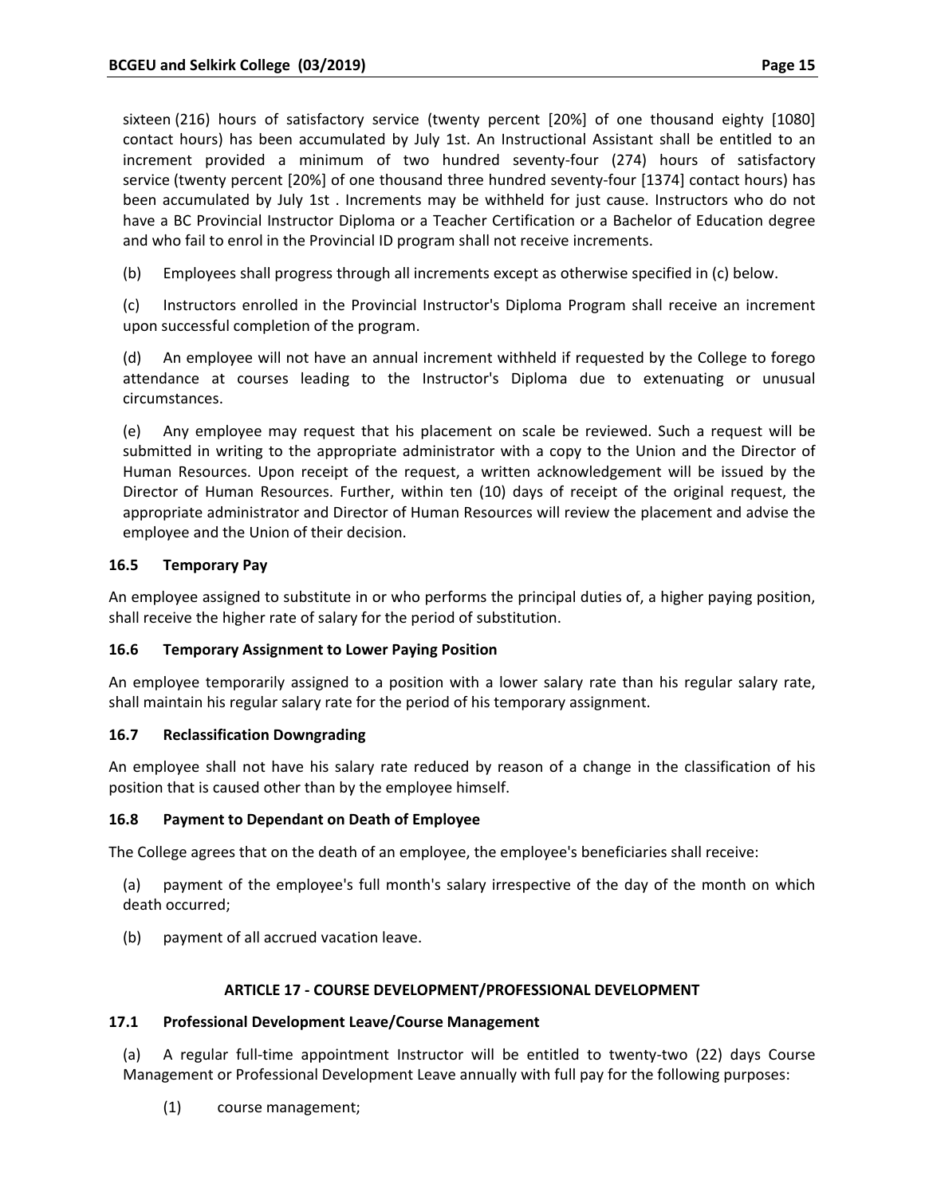sixteen (216) hours of satisfactory service (twenty percent [20%] of one thousand eighty [1080] contact hours) has been accumulated by July 1st. An Instructional Assistant shall be entitled to an increment provided a minimum of two hundred seventy-four (274) hours of satisfactory service (twenty percent [20%] of one thousand three hundred seventy-four [1374] contact hours) has been accumulated by July 1st . Increments may be withheld for just cause. Instructors who do not have a BC Provincial Instructor Diploma or a Teacher Certification or a Bachelor of Education degree and who fail to enrol in the Provincial ID program shall not receive increments.

(b) Employees shall progress through all increments except as otherwise specified in (c) below.

(c) Instructors enrolled in the Provincial Instructor's Diploma Program shall receive an increment upon successful completion of the program.

(d) An employee will not have an annual increment withheld if requested by the College to forego attendance at courses leading to the Instructor's Diploma due to extenuating or unusual circumstances.

(e) Any employee may request that his placement on scale be reviewed. Such a request will be submitted in writing to the appropriate administrator with a copy to the Union and the Director of Human Resources. Upon receipt of the request, a written acknowledgement will be issued by the Director of Human Resources. Further, within ten (10) days of receipt of the original request, the appropriate administrator and Director of Human Resources will review the placement and advise the employee and the Union of their decision.

### 16.5 Temporary Pay

An employee assigned to substitute in or who performs the principal duties of, a higher paying position, shall receive the higher rate of salary for the period of substitution.

### 16.6 Temporary Assignment to Lower Paying Position

An employee temporarily assigned to a position with a lower salary rate than his regular salary rate, shall maintain his regular salary rate for the period of his temporary assignment.

### 16.7 Reclassification Downgrading

An employee shall not have his salary rate reduced by reason of a change in the classification of his position that is caused other than by the employee himself.

### 16.8 Payment to Dependant on Death of Employee

The College agrees that on the death of an employee, the employee's beneficiaries shall receive:

(a) payment of the employee's full month's salary irrespective of the day of the month on which death occurred;

(b) payment of all accrued vacation leave.

## ARTICLE 17 - COURSE DEVELOPMENT/PROFESSIONAL DEVELOPMENT

### 17.1 Professional Development Leave/Course Management

(a) A regular full-time appointment Instructor will be entitled to twenty-two (22) days Course Management or Professional Development Leave annually with full pay for the following purposes:

(1) course management;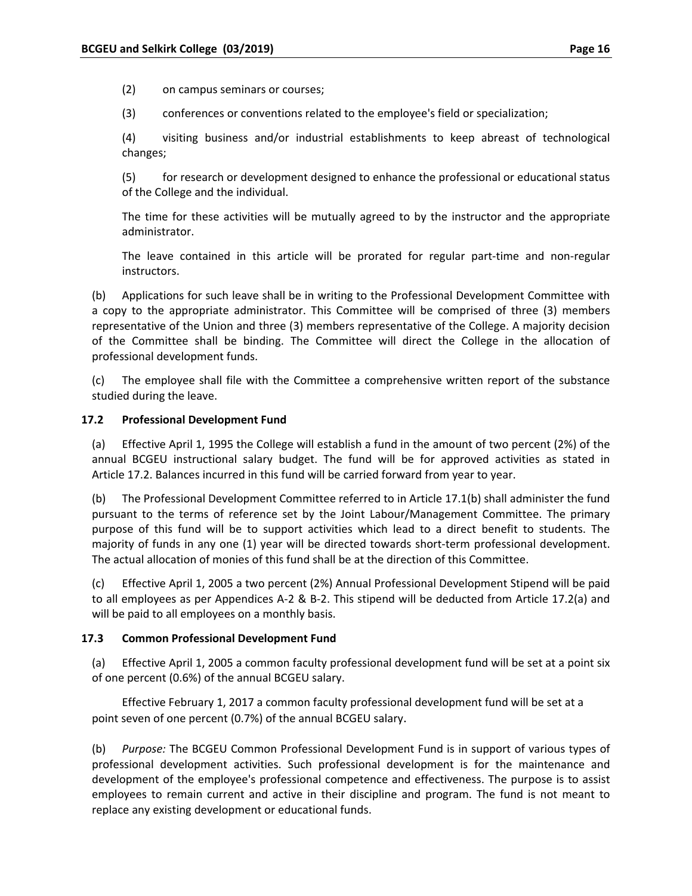(2) on campus seminars or courses;

(3) conferences or conventions related to the employee's field or specialization;

(4) visiting business and/or industrial establishments to keep abreast of technological changes;

(5) for research or development designed to enhance the professional or educational status of the College and the individual.

The time for these activities will be mutually agreed to by the instructor and the appropriate administrator.

The leave contained in this article will be prorated for regular part-time and non-regular instructors.

(b) Applications for such leave shall be in writing to the Professional Development Committee with a copy to the appropriate administrator. This Committee will be comprised of three (3) members representative of the Union and three (3) members representative of the College. A majority decision of the Committee shall be binding. The Committee will direct the College in the allocation of professional development funds.

(c) The employee shall file with the Committee a comprehensive written report of the substance studied during the leave.

### 17.2 Professional Development Fund

(a) Effective April 1, 1995 the College will establish a fund in the amount of two percent (2%) of the annual BCGEU instructional salary budget. The fund will be for approved activities as stated in Article 17.2. Balances incurred in this fund will be carried forward from year to year.

(b) The Professional Development Committee referred to in Article 17.1(b) shall administer the fund pursuant to the terms of reference set by the Joint Labour/Management Committee. The primary purpose of this fund will be to support activities which lead to a direct benefit to students. The majority of funds in any one (1) year will be directed towards short-term professional development. The actual allocation of monies of this fund shall be at the direction of this Committee.

(c) Effective April 1, 2005 a two percent (2%) Annual Professional Development Stipend will be paid to all employees as per Appendices A-2 & B-2. This stipend will be deducted from Article 17.2(a) and will be paid to all employees on a monthly basis.

### 17.3 Common Professional Development Fund

(a) Effective April 1, 2005 a common faculty professional development fund will be set at a point six of one percent (0.6%) of the annual BCGEU salary.

Effective February 1, 2017 a common faculty professional development fund will be set at a point seven of one percent (0.7%) of the annual BCGEU salary.

(b) *Purpose:* The BCGEU Common Professional Development Fund is in support of various types of professional development activities. Such professional development is for the maintenance and development of the employee's professional competence and effectiveness. The purpose is to assist employees to remain current and active in their discipline and program. The fund is not meant to replace any existing development or educational funds.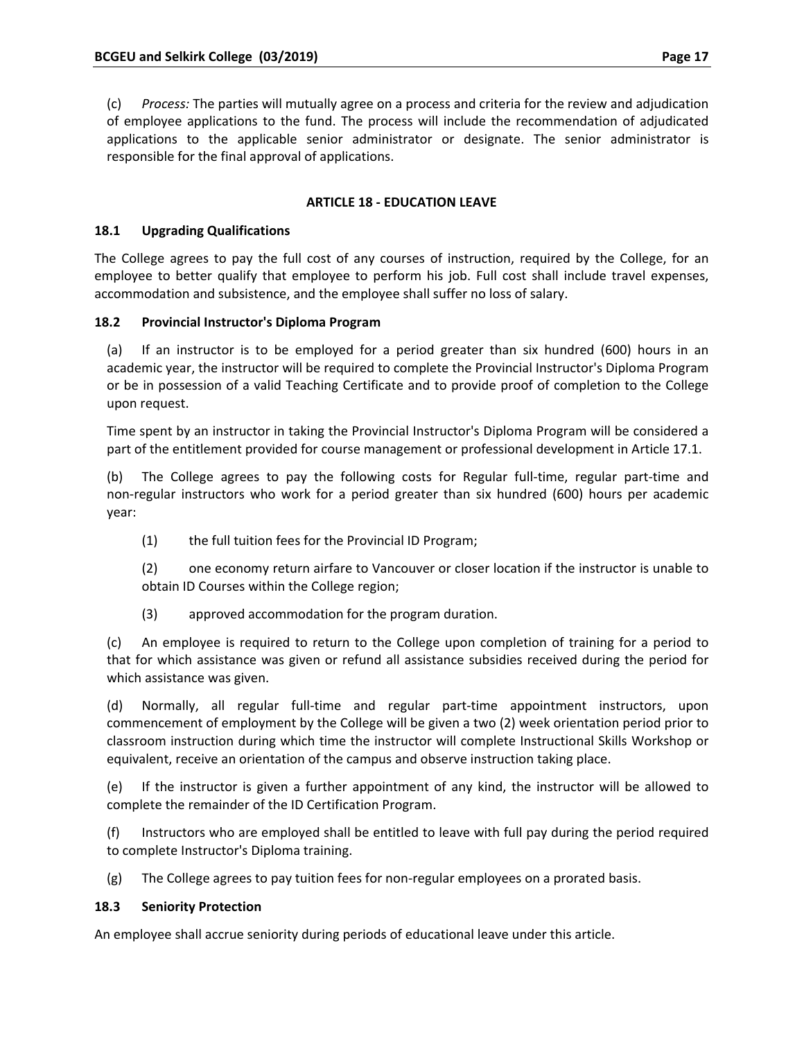(c) *Process:* The parties will mutually agree on a process and criteria for the review and adjudication of employee applications to the fund. The process will include the recommendation of adjudicated applications to the applicable senior administrator or designate. The senior administrator is responsible for the final approval of applications.

## ARTICLE 18 - EDUCATION LEAVE

### 18.1 Upgrading Qualifications

The College agrees to pay the full cost of any courses of instruction, required by the College, for an employee to better qualify that employee to perform his job. Full cost shall include travel expenses, accommodation and subsistence, and the employee shall suffer no loss of salary.

### 18.2 Provincial Instructor's Diploma Program

(a) If an instructor is to be employed for a period greater than six hundred (600) hours in an academic year, the instructor will be required to complete the Provincial Instructor's Diploma Program or be in possession of a valid Teaching Certificate and to provide proof of completion to the College upon request.

Time spent by an instructor in taking the Provincial Instructor's Diploma Program will be considered a part of the entitlement provided for course management or professional development in Article 17.1.

(b) The College agrees to pay the following costs for Regular full-time, regular part-time and non-regular instructors who work for a period greater than six hundred (600) hours per academic year:

(1) the full tuition fees for the Provincial ID Program;

(2) one economy return airfare to Vancouver or closer location if the instructor is unable to obtain ID Courses within the College region;

(3) approved accommodation for the program duration.

(c) An employee is required to return to the College upon completion of training for a period to that for which assistance was given or refund all assistance subsidies received during the period for which assistance was given.

(d) Normally, all regular full-time and regular part-time appointment instructors, upon commencement of employment by the College will be given a two (2) week orientation period prior to classroom instruction during which time the instructor will complete Instructional Skills Workshop or equivalent, receive an orientation of the campus and observe instruction taking place.

(e) If the instructor is given a further appointment of any kind, the instructor will be allowed to complete the remainder of the ID Certification Program.

(f) Instructors who are employed shall be entitled to leave with full pay during the period required to complete Instructor's Diploma training.

(g) The College agrees to pay tuition fees for non-regular employees on a prorated basis.

### 18.3 Seniority Protection

An employee shall accrue seniority during periods of educational leave under this article.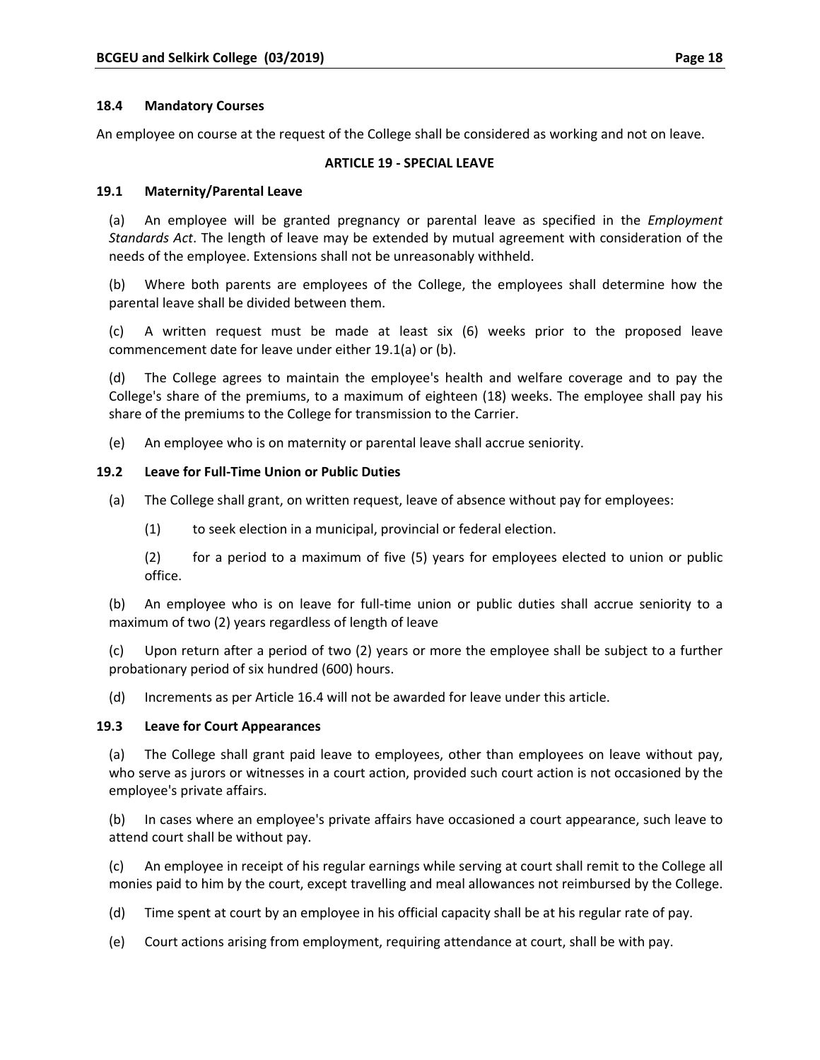### 18.4 Mandatory Courses

An employee on course at the request of the College shall be considered as working and not on leave.

## ARTICLE 19 - SPECIAL LEAVE

### 19.1 Maternity/Parental Leave

(a) An employee will be granted pregnancy or parental leave as specified in the *Employment Standards Act*. The length of leave may be extended by mutual agreement with consideration of the needs of the employee. Extensions shall not be unreasonably withheld.

(b) Where both parents are employees of the College, the employees shall determine how the parental leave shall be divided between them.

(c) A written request must be made at least six (6) weeks prior to the proposed leave commencement date for leave under either 19.1(a) or (b).

(d) The College agrees to maintain the employee's health and welfare coverage and to pay the College's share of the premiums, to a maximum of eighteen (18) weeks. The employee shall pay his share of the premiums to the College for transmission to the Carrier.

(e) An employee who is on maternity or parental leave shall accrue seniority.

### 19.2 Leave for Full-Time Union or Public Duties

(a) The College shall grant, on written request, leave of absence without pay for employees:

(1) to seek election in a municipal, provincial or federal election.

(2) for a period to a maximum of five (5) years for employees elected to union or public office.

(b) An employee who is on leave for full-time union or public duties shall accrue seniority to a maximum of two (2) years regardless of length of leave

(c) Upon return after a period of two (2) years or more the employee shall be subject to a further probationary period of six hundred (600) hours.

(d) Increments as per Article 16.4 will not be awarded for leave under this article.

### 19.3 Leave for Court Appearances

(a) The College shall grant paid leave to employees, other than employees on leave without pay, who serve as jurors or witnesses in a court action, provided such court action is not occasioned by the employee's private affairs.

(b) In cases where an employee's private affairs have occasioned a court appearance, such leave to attend court shall be without pay.

(c) An employee in receipt of his regular earnings while serving at court shall remit to the College all monies paid to him by the court, except travelling and meal allowances not reimbursed by the College.

(d) Time spent at court by an employee in his official capacity shall be at his regular rate of pay.

(e) Court actions arising from employment, requiring attendance at court, shall be with pay.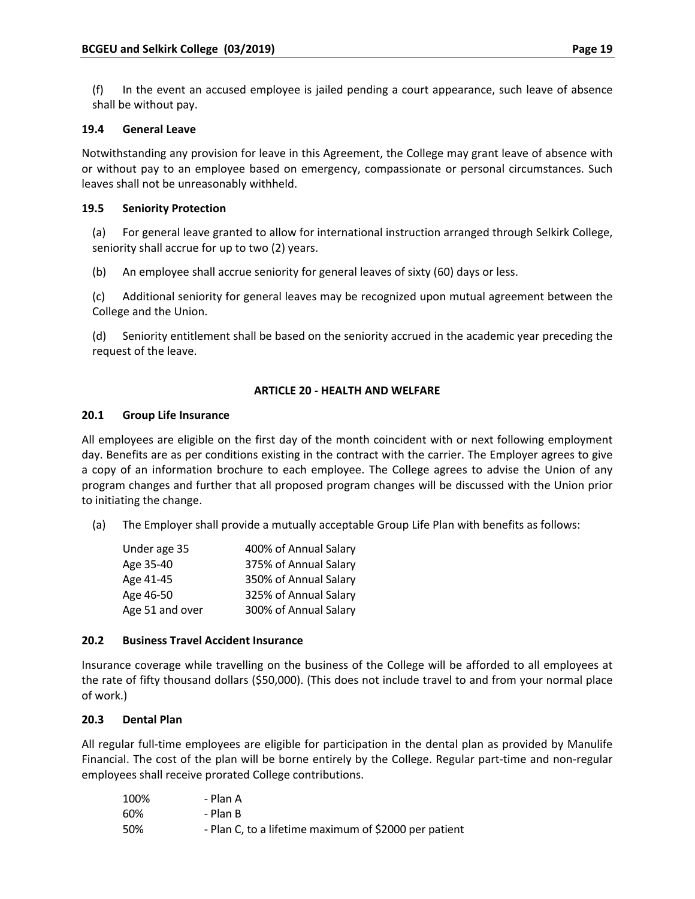(f) In the event an accused employee is jailed pending a court appearance, such leave of absence shall be without pay.

### 19.4 General Leave

Notwithstanding any provision for leave in this Agreement, the College may grant leave of absence with or without pay to an employee based on emergency, compassionate or personal circumstances. Such leaves shall not be unreasonably withheld.

### 19.5 Seniority Protection

(a) For general leave granted to allow for international instruction arranged through Selkirk College, seniority shall accrue for up to two (2) years.

(b) An employee shall accrue seniority for general leaves of sixty (60) days or less.

(c) Additional seniority for general leaves may be recognized upon mutual agreement between the College and the Union.

(d) Seniority entitlement shall be based on the seniority accrued in the academic year preceding the request of the leave.

## ARTICLE 20 - HEALTH AND WELFARE

### 20.1 Group Life Insurance

All employees are eligible on the first day of the month coincident with or next following employment day. Benefits are as per conditions existing in the contract with the carrier. The Employer agrees to give a copy of an information brochure to each employee. The College agrees to advise the Union of any program changes and further that all proposed program changes will be discussed with the Union prior to initiating the change.

(a) The Employer shall provide a mutually acceptable Group Life Plan with benefits as follows:

| | |
|---|---|
| Under age 35 | 400% of Annual Salary |
| Age 35-40 | 375% of Annual Salary |
| Age 41-45 | 350% of Annual Salary |
| Age 46-50 | 325% of Annual Salary |
| Age 51 and over | 300% of Annual Salary |

### 20.2 Business Travel Accident Insurance

Insurance coverage while travelling on the business of the College will be afforded to all employees at the rate of fifty thousand dollars ($50,000). (This does not include travel to and from your normal place of work.)

### 20.3 Dental Plan

All regular full-time employees are eligible for participation in the dental plan as provided by Manulife Financial. The cost of the plan will be borne entirely by the College. Regular part-time and non-regular employees shall receive prorated College contributions.

| | |
|---|---|
| 100% | - Plan A |
| 60% | - Plan B |
| 50% | - Plan C, to a lifetime maximum of $2000 per patient |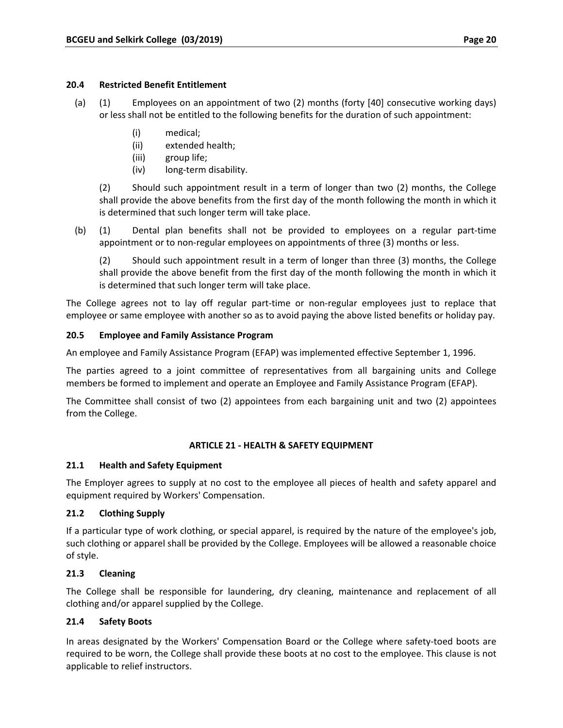### 20.4 Restricted Benefit Entitlement

(a) (1) Employees on an appointment of two (2) months (forty [40] consecutive working days) or less shall not be entitled to the following benefits for the duration of such appointment:

- (i) medical;
- (ii) extended health;
- (iii) group life;
- (iv) long-term disability.

(2) Should such appointment result in a term of longer than two (2) months, the College shall provide the above benefits from the first day of the month following the month in which it is determined that such longer term will take place.

(b) (1) Dental plan benefits shall not be provided to employees on a regular part-time appointment or to non-regular employees on appointments of three (3) months or less.

(2) Should such appointment result in a term of longer than three (3) months, the College shall provide the above benefit from the first day of the month following the month in which it is determined that such longer term will take place.

The College agrees not to lay off regular part-time or non-regular employees just to replace that employee or same employee with another so as to avoid paying the above listed benefits or holiday pay.

### 20.5 Employee and Family Assistance Program

An employee and Family Assistance Program (EFAP) was implemented effective September 1, 1996.

The parties agreed to a joint committee of representatives from all bargaining units and College members be formed to implement and operate an Employee and Family Assistance Program (EFAP).

The Committee shall consist of two (2) appointees from each bargaining unit and two (2) appointees from the College.

## ARTICLE 21 - HEALTH & SAFETY EQUIPMENT

### 21.1 Health and Safety Equipment

The Employer agrees to supply at no cost to the employee all pieces of health and safety apparel and equipment required by Workers' Compensation.

### 21.2 Clothing Supply

If a particular type of work clothing, or special apparel, is required by the nature of the employee's job, such clothing or apparel shall be provided by the College. Employees will be allowed a reasonable choice of style.

### 21.3 Cleaning

The College shall be responsible for laundering, dry cleaning, maintenance and replacement of all clothing and/or apparel supplied by the College.

### 21.4 Safety Boots

In areas designated by the Workers' Compensation Board or the College where safety-toed boots are required to be worn, the College shall provide these boots at no cost to the employee. This clause is not applicable to relief instructors.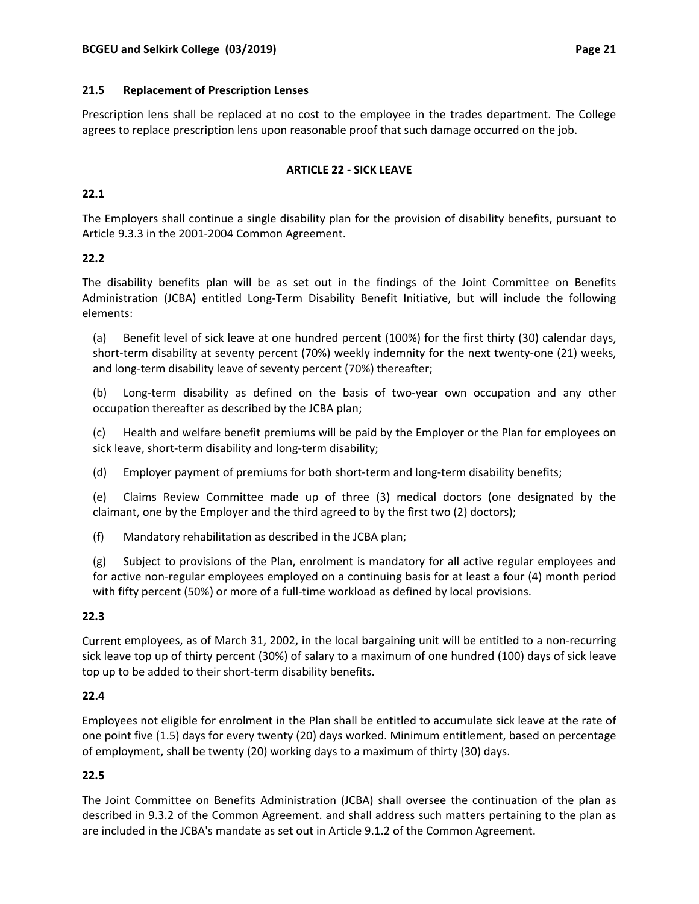### 21.5 Replacement of Prescription Lenses

Prescription lens shall be replaced at no cost to the employee in the trades department. The College agrees to replace prescription lens upon reasonable proof that such damage occurred on the job.

## ARTICLE 22 - SICK LEAVE

**22.1**

The Employers shall continue a single disability plan for the provision of disability benefits, pursuant to Article 9.3.3 in the 2001-2004 Common Agreement.

**22.2**

The disability benefits plan will be as set out in the findings of the Joint Committee on Benefits Administration (JCBA) entitled Long-Term Disability Benefit Initiative, but will include the following elements:

(a) Benefit level of sick leave at one hundred percent (100%) for the first thirty (30) calendar days, short-term disability at seventy percent (70%) weekly indemnity for the next twenty-one (21) weeks, and long-term disability leave of seventy percent (70%) thereafter;

(b) Long-term disability as defined on the basis of two-year own occupation and any other occupation thereafter as described by the JCBA plan;

(c) Health and welfare benefit premiums will be paid by the Employer or the Plan for employees on sick leave, short-term disability and long-term disability;

(d) Employer payment of premiums for both short-term and long-term disability benefits;

(e) Claims Review Committee made up of three (3) medical doctors (one designated by the claimant, one by the Employer and the third agreed to by the first two (2) doctors);

(f) Mandatory rehabilitation as described in the JCBA plan;

(g) Subject to provisions of the Plan, enrolment is mandatory for all active regular employees and for active non-regular employees employed on a continuing basis for at least a four (4) month period with fifty percent (50%) or more of a full-time workload as defined by local provisions.

**22.3**

Current employees, as of March 31, 2002, in the local bargaining unit will be entitled to a non-recurring sick leave top up of thirty percent (30%) of salary to a maximum of one hundred (100) days of sick leave top up to be added to their short-term disability benefits.

**22.4**

Employees not eligible for enrolment in the Plan shall be entitled to accumulate sick leave at the rate of one point five (1.5) days for every twenty (20) days worked. Minimum entitlement, based on percentage of employment, shall be twenty (20) working days to a maximum of thirty (30) days.

**22.5**

The Joint Committee on Benefits Administration (JCBA) shall oversee the continuation of the plan as described in 9.3.2 of the Common Agreement. and shall address such matters pertaining to the plan as are included in the JCBA's mandate as set out in Article 9.1.2 of the Common Agreement.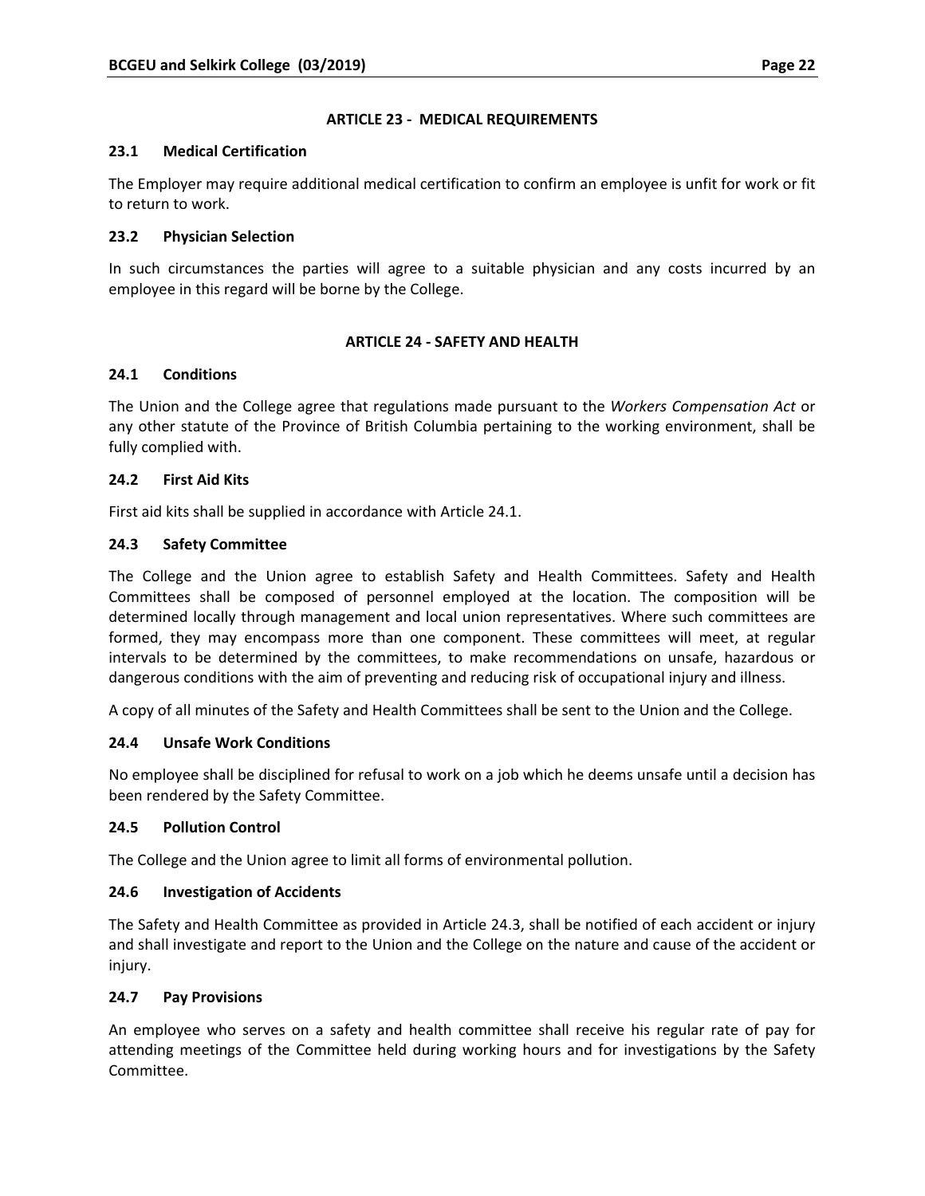## ARTICLE 23 - MEDICAL REQUIREMENTS

### 23.1 Medical Certification

The Employer may require additional medical certification to confirm an employee is unfit for work or fit to return to work.

### 23.2 Physician Selection

In such circumstances the parties will agree to a suitable physician and any costs incurred by an employee in this regard will be borne by the College.

## ARTICLE 24 - SAFETY AND HEALTH

### 24.1 Conditions

The Union and the College agree that regulations made pursuant to the *Workers Compensation Act* or any other statute of the Province of British Columbia pertaining to the working environment, shall be fully complied with.

### 24.2 First Aid Kits

First aid kits shall be supplied in accordance with Article 24.1.

### 24.3 Safety Committee

The College and the Union agree to establish Safety and Health Committees. Safety and Health Committees shall be composed of personnel employed at the location. The composition will be determined locally through management and local union representatives. Where such committees are formed, they may encompass more than one component. These committees will meet, at regular intervals to be determined by the committees, to make recommendations on unsafe, hazardous or dangerous conditions with the aim of preventing and reducing risk of occupational injury and illness.

A copy of all minutes of the Safety and Health Committees shall be sent to the Union and the College.

### 24.4 Unsafe Work Conditions

No employee shall be disciplined for refusal to work on a job which he deems unsafe until a decision has been rendered by the Safety Committee.

### 24.5 Pollution Control

The College and the Union agree to limit all forms of environmental pollution.

### 24.6 Investigation of Accidents

The Safety and Health Committee as provided in Article 24.3, shall be notified of each accident or injury and shall investigate and report to the Union and the College on the nature and cause of the accident or injury.

### 24.7 Pay Provisions

An employee who serves on a safety and health committee shall receive his regular rate of pay for attending meetings of the Committee held during working hours and for investigations by the Safety Committee.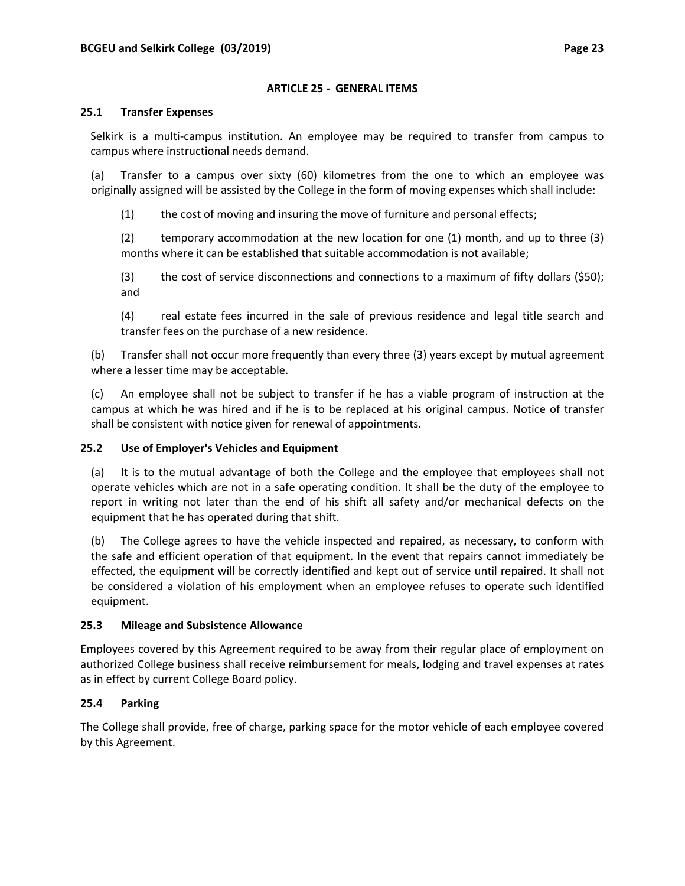## ARTICLE 25 - GENERAL ITEMS

### 25.1 Transfer Expenses

Selkirk is a multi-campus institution. An employee may be required to transfer from campus to campus where instructional needs demand.

(a) Transfer to a campus over sixty (60) kilometres from the one to which an employee was originally assigned will be assisted by the College in the form of moving expenses which shall include:

(1) the cost of moving and insuring the move of furniture and personal effects;

(2) temporary accommodation at the new location for one (1) month, and up to three (3) months where it can be established that suitable accommodation is not available;

(3) the cost of service disconnections and connections to a maximum of fifty dollars ($50); and

(4) real estate fees incurred in the sale of previous residence and legal title search and transfer fees on the purchase of a new residence.

(b) Transfer shall not occur more frequently than every three (3) years except by mutual agreement where a lesser time may be acceptable.

(c) An employee shall not be subject to transfer if he has a viable program of instruction at the campus at which he was hired and if he is to be replaced at his original campus. Notice of transfer shall be consistent with notice given for renewal of appointments.

### 25.2 Use of Employer's Vehicles and Equipment

(a) It is to the mutual advantage of both the College and the employee that employees shall not operate vehicles which are not in a safe operating condition. It shall be the duty of the employee to report in writing not later than the end of his shift all safety and/or mechanical defects on the equipment that he has operated during that shift.

(b) The College agrees to have the vehicle inspected and repaired, as necessary, to conform with the safe and efficient operation of that equipment. In the event that repairs cannot immediately be effected, the equipment will be correctly identified and kept out of service until repaired. It shall not be considered a violation of his employment when an employee refuses to operate such identified equipment.

### 25.3 Mileage and Subsistence Allowance

Employees covered by this Agreement required to be away from their regular place of employment on authorized College business shall receive reimbursement for meals, lodging and travel expenses at rates as in effect by current College Board policy.

### 25.4 Parking

The College shall provide, free of charge, parking space for the motor vehicle of each employee covered by this Agreement.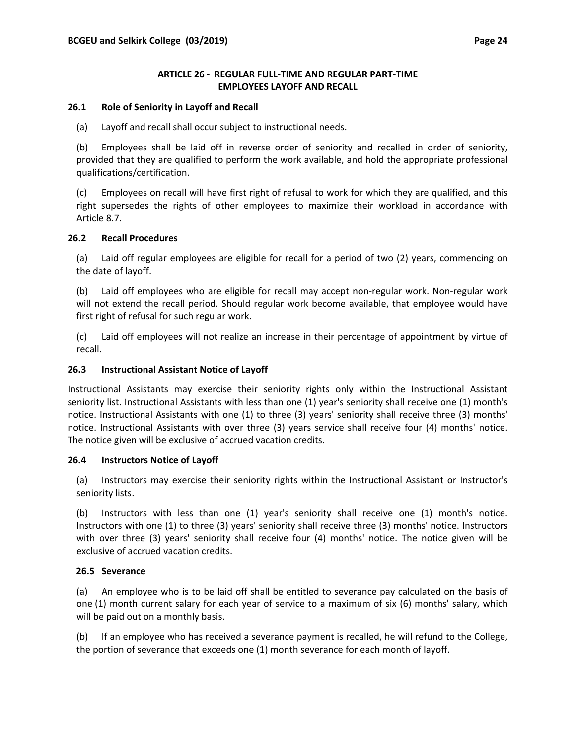## ARTICLE 26 - REGULAR FULL-TIME AND REGULAR PART-TIME EMPLOYEES LAYOFF AND RECALL

### 26.1 Role of Seniority in Layoff and Recall

(a) Layoff and recall shall occur subject to instructional needs.

(b) Employees shall be laid off in reverse order of seniority and recalled in order of seniority, provided that they are qualified to perform the work available, and hold the appropriate professional qualifications/certification.

(c) Employees on recall will have first right of refusal to work for which they are qualified, and this right supersedes the rights of other employees to maximize their workload in accordance with Article 8.7.

### 26.2 Recall Procedures

(a) Laid off regular employees are eligible for recall for a period of two (2) years, commencing on the date of layoff.

(b) Laid off employees who are eligible for recall may accept non-regular work. Non-regular work will not extend the recall period. Should regular work become available, that employee would have first right of refusal for such regular work.

(c) Laid off employees will not realize an increase in their percentage of appointment by virtue of recall.

### 26.3 Instructional Assistant Notice of Layoff

Instructional Assistants may exercise their seniority rights only within the Instructional Assistant seniority list. Instructional Assistants with less than one (1) year's seniority shall receive one (1) month's notice. Instructional Assistants with one (1) to three (3) years' seniority shall receive three (3) months' notice. Instructional Assistants with over three (3) years service shall receive four (4) months' notice. The notice given will be exclusive of accrued vacation credits.

### 26.4 Instructors Notice of Layoff

(a) Instructors may exercise their seniority rights within the Instructional Assistant or Instructor's seniority lists.

(b) Instructors with less than one (1) year's seniority shall receive one (1) month's notice. Instructors with one (1) to three (3) years' seniority shall receive three (3) months' notice. Instructors with over three (3) years' seniority shall receive four (4) months' notice. The notice given will be exclusive of accrued vacation credits.

### 26.5 Severance

(a) An employee who is to be laid off shall be entitled to severance pay calculated on the basis of one (1) month current salary for each year of service to a maximum of six (6) months' salary, which will be paid out on a monthly basis.

(b) If an employee who has received a severance payment is recalled, he will refund to the College, the portion of severance that exceeds one (1) month severance for each month of layoff.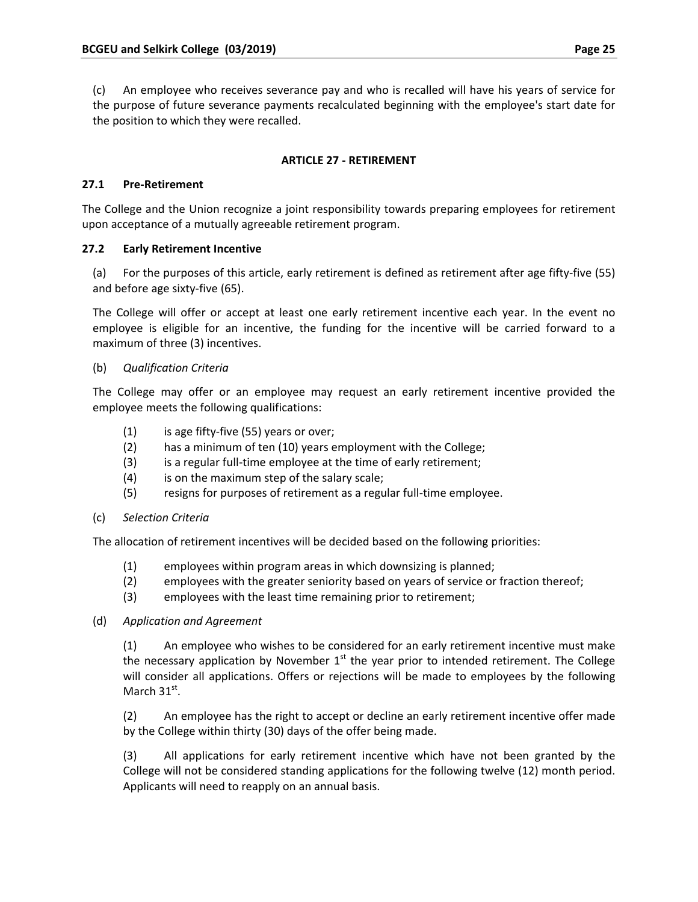(c) An employee who receives severance pay and who is recalled will have his years of service for the purpose of future severance payments recalculated beginning with the employee's start date for the position to which they were recalled.

## ARTICLE 27 - RETIREMENT

### 27.1 Pre-Retirement

The College and the Union recognize a joint responsibility towards preparing employees for retirement upon acceptance of a mutually agreeable retirement program.

### 27.2 Early Retirement Incentive

(a) For the purposes of this article, early retirement is defined as retirement after age fifty-five (55) and before age sixty-five (65).

The College will offer or accept at least one early retirement incentive each year. In the event no employee is eligible for an incentive, the funding for the incentive will be carried forward to a maximum of three (3) incentives.

(b) *Qualification Criteria*

The College may offer or an employee may request an early retirement incentive provided the employee meets the following qualifications:

(1) is age fifty-five (55) years or over;
(2) has a minimum of ten (10) years employment with the College;
(3) is a regular full-time employee at the time of early retirement;
(4) is on the maximum step of the salary scale;
(5) resigns for purposes of retirement as a regular full-time employee.

(c) *Selection Criteria*

The allocation of retirement incentives will be decided based on the following priorities:

(1) employees within program areas in which downsizing is planned;
(2) employees with the greater seniority based on years of service or fraction thereof;
(3) employees with the least time remaining prior to retirement;

(d) *Application and Agreement*

(1) An employee who wishes to be considered for an early retirement incentive must make the necessary application by November 1st the year prior to intended retirement. The College will consider all applications. Offers or rejections will be made to employees by the following March 31st.

(2) An employee has the right to accept or decline an early retirement incentive offer made by the College within thirty (30) days of the offer being made.

(3) All applications for early retirement incentive which have not been granted by the College will not be considered standing applications for the following twelve (12) month period. Applicants will need to reapply on an annual basis.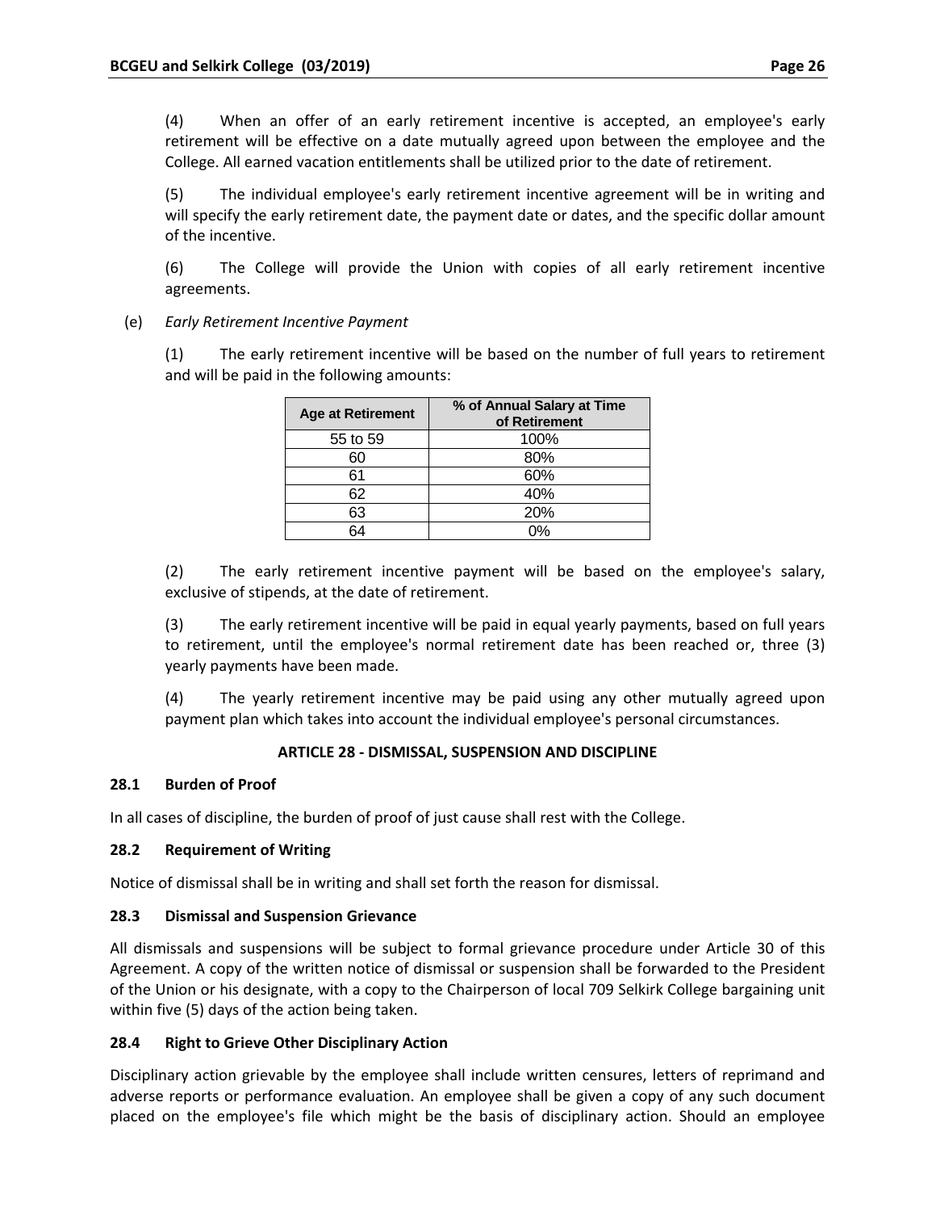(4) When an offer of an early retirement incentive is accepted, an employee's early retirement will be effective on a date mutually agreed upon between the employee and the College. All earned vacation entitlements shall be utilized prior to the date of retirement.

(5) The individual employee's early retirement incentive agreement will be in writing and will specify the early retirement date, the payment date or dates, and the specific dollar amount of the incentive.

(6) The College will provide the Union with copies of all early retirement incentive agreements.

(e) *Early Retirement Incentive Payment*

(1) The early retirement incentive will be based on the number of full years to retirement and will be paid in the following amounts:

| Age at Retirement | % of Annual Salary at Time of Retirement |
|---|---|
| 55 to 59 | 100% |
| 60 | 80% |
| 61 | 60% |
| 62 | 40% |
| 63 | 20% |
| 64 | 0% |

(2) The early retirement incentive payment will be based on the employee's salary, exclusive of stipends, at the date of retirement.

(3) The early retirement incentive will be paid in equal yearly payments, based on full years to retirement, until the employee's normal retirement date has been reached or, three (3) yearly payments have been made.

(4) The yearly retirement incentive may be paid using any other mutually agreed upon payment plan which takes into account the individual employee's personal circumstances.

## ARTICLE 28 - DISMISSAL, SUSPENSION AND DISCIPLINE

### 28.1 Burden of Proof

In all cases of discipline, the burden of proof of just cause shall rest with the College.

### 28.2 Requirement of Writing

Notice of dismissal shall be in writing and shall set forth the reason for dismissal.

### 28.3 Dismissal and Suspension Grievance

All dismissals and suspensions will be subject to formal grievance procedure under Article 30 of this Agreement. A copy of the written notice of dismissal or suspension shall be forwarded to the President of the Union or his designate, with a copy to the Chairperson of local 709 Selkirk College bargaining unit within five (5) days of the action being taken.

### 28.4 Right to Grieve Other Disciplinary Action

Disciplinary action grievable by the employee shall include written censures, letters of reprimand and adverse reports or performance evaluation. An employee shall be given a copy of any such document placed on the employee's file which might be the basis of disciplinary action. Should an employee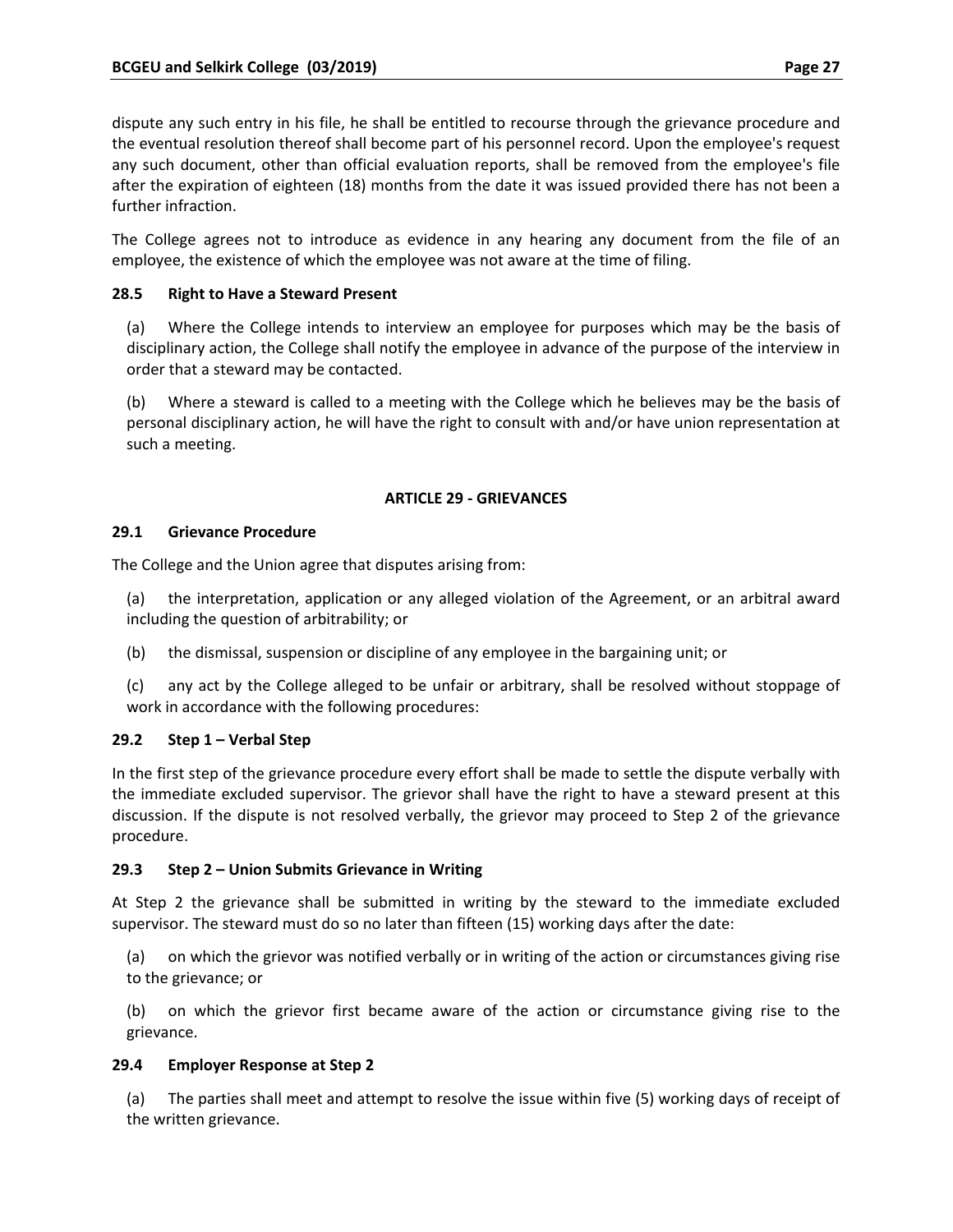dispute any such entry in his file, he shall be entitled to recourse through the grievance procedure and the eventual resolution thereof shall become part of his personnel record. Upon the employee's request any such document, other than official evaluation reports, shall be removed from the employee's file after the expiration of eighteen (18) months from the date it was issued provided there has not been a further infraction.

The College agrees not to introduce as evidence in any hearing any document from the file of an employee, the existence of which the employee was not aware at the time of filing.

### 28.5 Right to Have a Steward Present

(a) Where the College intends to interview an employee for purposes which may be the basis of disciplinary action, the College shall notify the employee in advance of the purpose of the interview in order that a steward may be contacted.

(b) Where a steward is called to a meeting with the College which he believes may be the basis of personal disciplinary action, he will have the right to consult with and/or have union representation at such a meeting.

## ARTICLE 29 - GRIEVANCES

### 29.1 Grievance Procedure

The College and the Union agree that disputes arising from:

(a) the interpretation, application or any alleged violation of the Agreement, or an arbitral award including the question of arbitrability; or

(b) the dismissal, suspension or discipline of any employee in the bargaining unit; or

(c) any act by the College alleged to be unfair or arbitrary, shall be resolved without stoppage of work in accordance with the following procedures:

### 29.2 Step 1 – Verbal Step

In the first step of the grievance procedure every effort shall be made to settle the dispute verbally with the immediate excluded supervisor. The grievor shall have the right to have a steward present at this discussion. If the dispute is not resolved verbally, the grievor may proceed to Step 2 of the grievance procedure.

### 29.3 Step 2 – Union Submits Grievance in Writing

At Step 2 the grievance shall be submitted in writing by the steward to the immediate excluded supervisor. The steward must do so no later than fifteen (15) working days after the date:

(a) on which the grievor was notified verbally or in writing of the action or circumstances giving rise to the grievance; or

(b) on which the grievor first became aware of the action or circumstance giving rise to the grievance.

### 29.4 Employer Response at Step 2

(a) The parties shall meet and attempt to resolve the issue within five (5) working days of receipt of the written grievance.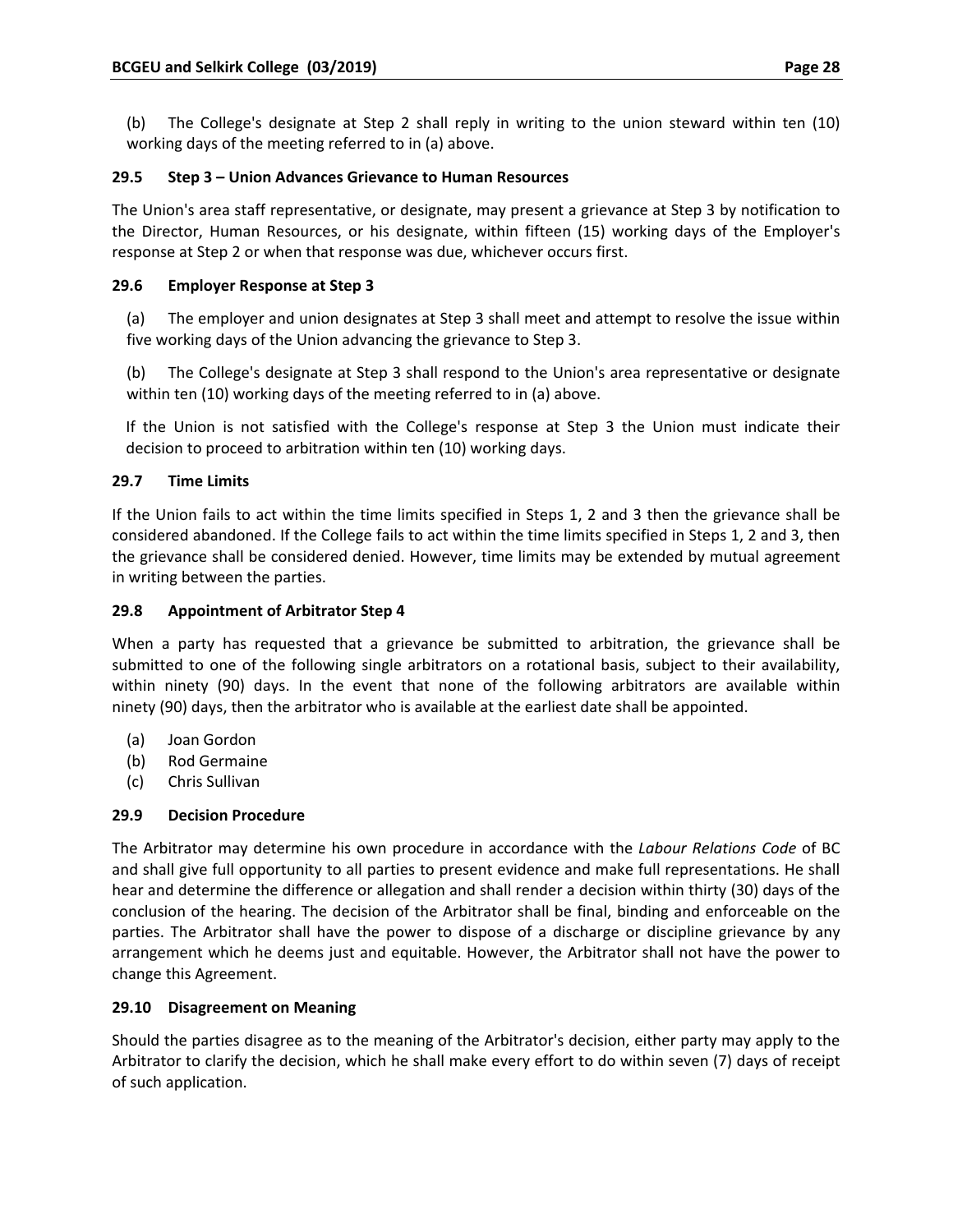(b) The College's designate at Step 2 shall reply in writing to the union steward within ten (10) working days of the meeting referred to in (a) above.

### 29.5 Step 3 – Union Advances Grievance to Human Resources

The Union's area staff representative, or designate, may present a grievance at Step 3 by notification to the Director, Human Resources, or his designate, within fifteen (15) working days of the Employer's response at Step 2 or when that response was due, whichever occurs first.

### 29.6 Employer Response at Step 3

(a) The employer and union designates at Step 3 shall meet and attempt to resolve the issue within five working days of the Union advancing the grievance to Step 3.

(b) The College's designate at Step 3 shall respond to the Union's area representative or designate within ten (10) working days of the meeting referred to in (a) above.

If the Union is not satisfied with the College's response at Step 3 the Union must indicate their decision to proceed to arbitration within ten (10) working days.

### 29.7 Time Limits

If the Union fails to act within the time limits specified in Steps 1, 2 and 3 then the grievance shall be considered abandoned. If the College fails to act within the time limits specified in Steps 1, 2 and 3, then the grievance shall be considered denied. However, time limits may be extended by mutual agreement in writing between the parties.

### 29.8 Appointment of Arbitrator Step 4

When a party has requested that a grievance be submitted to arbitration, the grievance shall be submitted to one of the following single arbitrators on a rotational basis, subject to their availability, within ninety (90) days. In the event that none of the following arbitrators are available within ninety (90) days, then the arbitrator who is available at the earliest date shall be appointed.

(a) Joan Gordon
(b) Rod Germaine
(c) Chris Sullivan

### 29.9 Decision Procedure

The Arbitrator may determine his own procedure in accordance with the *Labour Relations Code* of BC and shall give full opportunity to all parties to present evidence and make full representations. He shall hear and determine the difference or allegation and shall render a decision within thirty (30) days of the conclusion of the hearing. The decision of the Arbitrator shall be final, binding and enforceable on the parties. The Arbitrator shall have the power to dispose of a discharge or discipline grievance by any arrangement which he deems just and equitable. However, the Arbitrator shall not have the power to change this Agreement.

### 29.10 Disagreement on Meaning

Should the parties disagree as to the meaning of the Arbitrator's decision, either party may apply to the Arbitrator to clarify the decision, which he shall make every effort to do within seven (7) days of receipt of such application.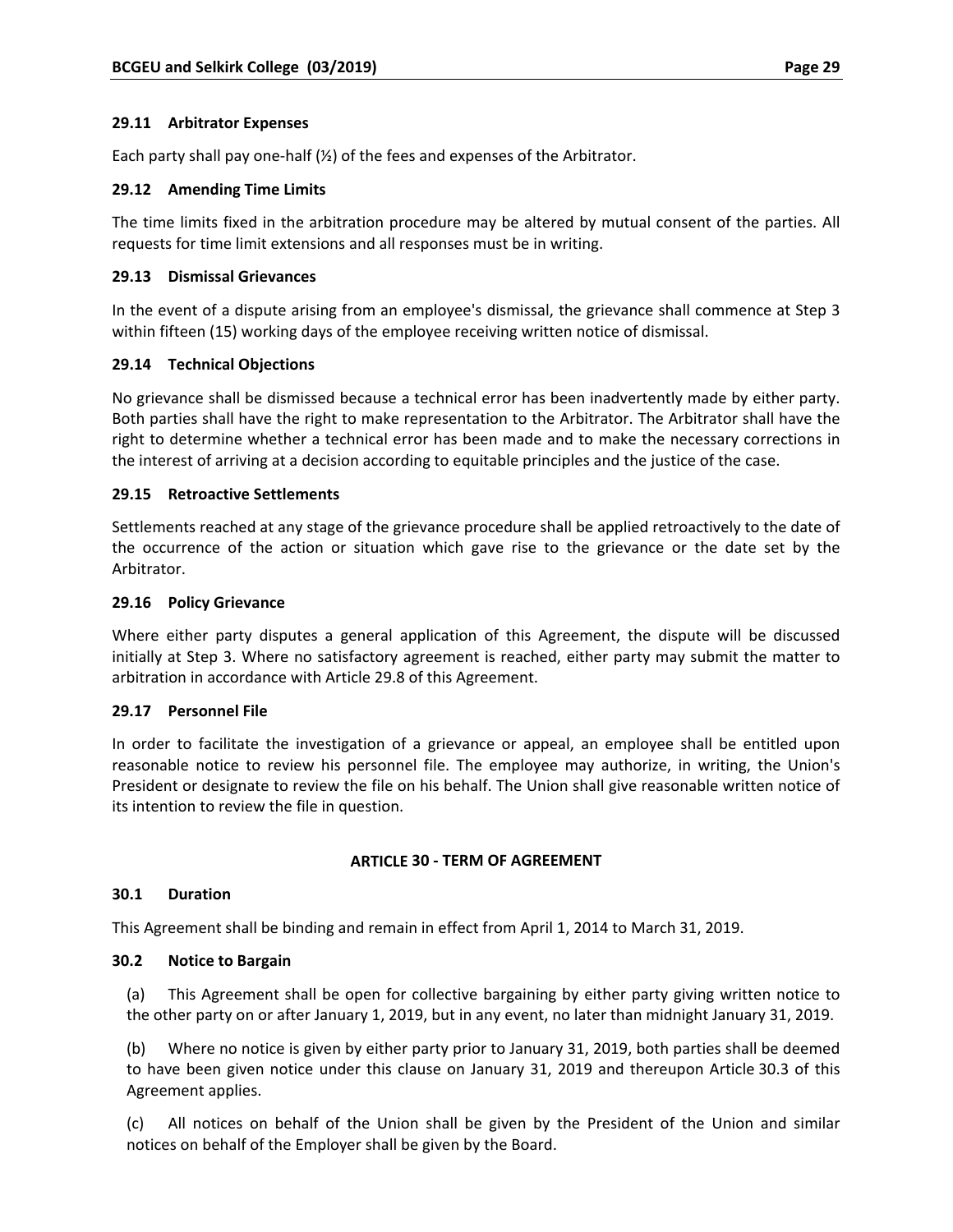### 29.11 Arbitrator Expenses

Each party shall pay one-half (½) of the fees and expenses of the Arbitrator.

### 29.12 Amending Time Limits

The time limits fixed in the arbitration procedure may be altered by mutual consent of the parties. All requests for time limit extensions and all responses must be in writing.

### 29.13 Dismissal Grievances

In the event of a dispute arising from an employee's dismissal, the grievance shall commence at Step 3 within fifteen (15) working days of the employee receiving written notice of dismissal.

### 29.14 Technical Objections

No grievance shall be dismissed because a technical error has been inadvertently made by either party. Both parties shall have the right to make representation to the Arbitrator. The Arbitrator shall have the right to determine whether a technical error has been made and to make the necessary corrections in the interest of arriving at a decision according to equitable principles and the justice of the case.

### 29.15 Retroactive Settlements

Settlements reached at any stage of the grievance procedure shall be applied retroactively to the date of the occurrence of the action or situation which gave rise to the grievance or the date set by the Arbitrator.

### 29.16 Policy Grievance

Where either party disputes a general application of this Agreement, the dispute will be discussed initially at Step 3. Where no satisfactory agreement is reached, either party may submit the matter to arbitration in accordance with Article 29.8 of this Agreement.

### 29.17 Personnel File

In order to facilitate the investigation of a grievance or appeal, an employee shall be entitled upon reasonable notice to review his personnel file. The employee may authorize, in writing, the Union's President or designate to review the file on his behalf. The Union shall give reasonable written notice of its intention to review the file in question.

## ARTICLE 30 - TERM OF AGREEMENT

### 30.1 Duration

This Agreement shall be binding and remain in effect from April 1, 2014 to March 31, 2019.

### 30.2 Notice to Bargain

(a) This Agreement shall be open for collective bargaining by either party giving written notice to the other party on or after January 1, 2019, but in any event, no later than midnight January 31, 2019.

(b) Where no notice is given by either party prior to January 31, 2019, both parties shall be deemed to have been given notice under this clause on January 31, 2019 and thereupon Article 30.3 of this Agreement applies.

(c) All notices on behalf of the Union shall be given by the President of the Union and similar notices on behalf of the Employer shall be given by the Board.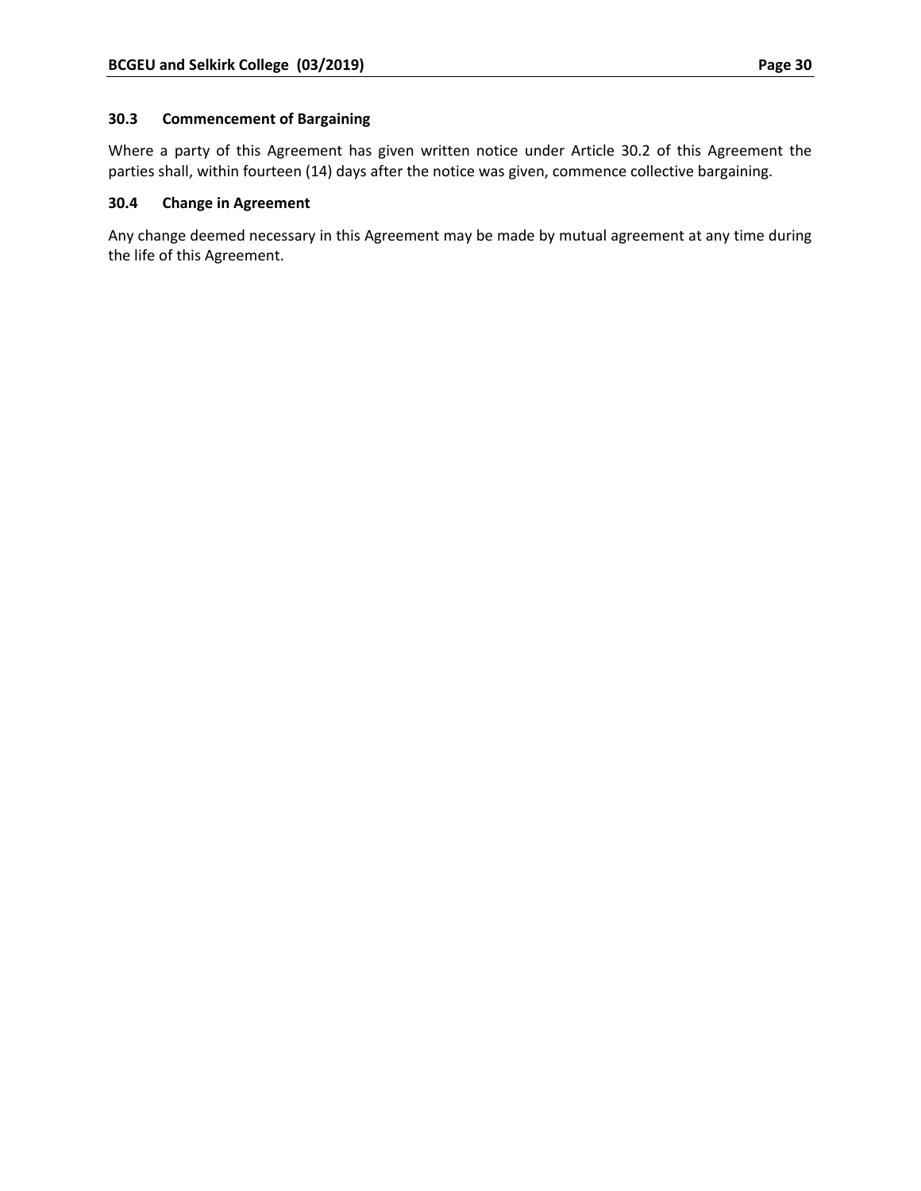### 30.3 Commencement of Bargaining

Where a party of this Agreement has given written notice under Article 30.2 of this Agreement the parties shall, within fourteen (14) days after the notice was given, commence collective bargaining.

### 30.4 Change in Agreement

Any change deemed necessary in this Agreement may be made by mutual agreement at any time during the life of this Agreement.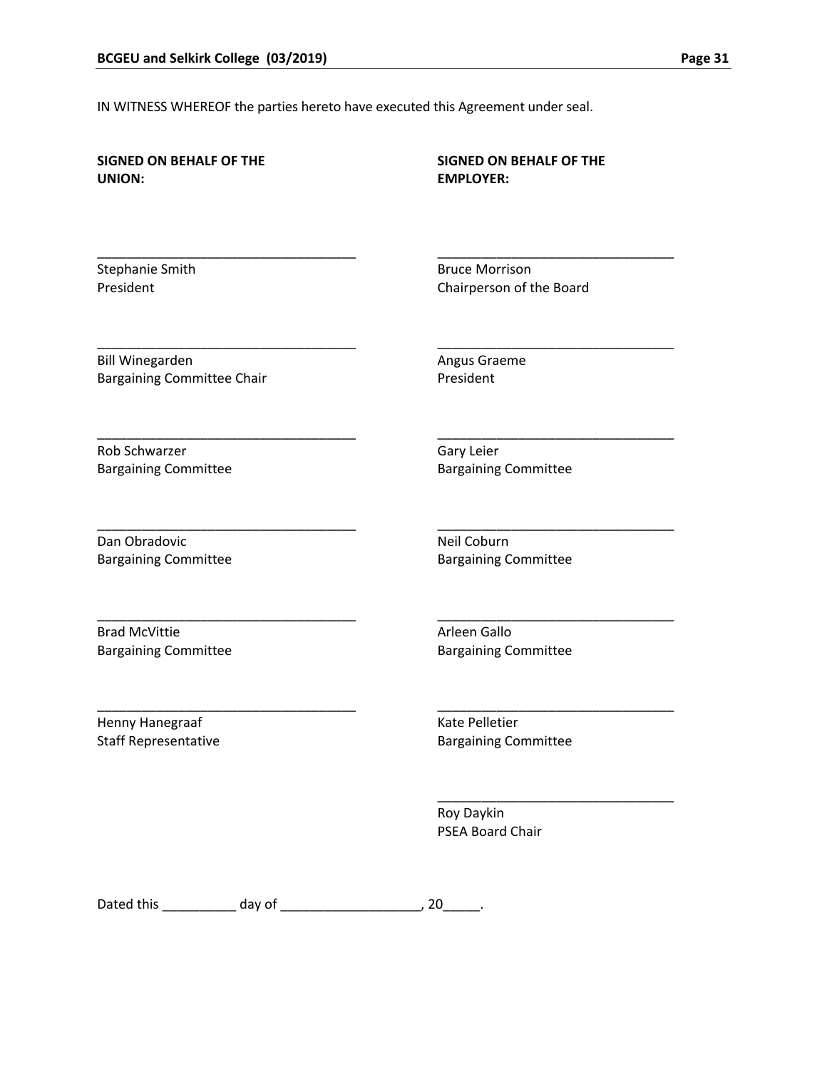IN WITNESS WHEREOF the parties hereto have executed this Agreement under seal.

| **SIGNED ON BEHALF OF THE UNION:** | **SIGNED ON BEHALF OF THE EMPLOYER:** |
|---|---|
| ______________________________<br>Stephanie Smith<br>President | ______________________________<br>Bruce Morrison<br>Chairperson of the Board |
| ______________________________<br>Bill Winegarden<br>Bargaining Committee Chair | ______________________________<br>Angus Graeme<br>President |
| ______________________________<br>Rob Schwarzer<br>Bargaining Committee | ______________________________<br>Gary Leier<br>Bargaining Committee |
| ______________________________<br>Dan Obradovic<br>Bargaining Committee | ______________________________<br>Neil Coburn<br>Bargaining Committee |
| ______________________________<br>Brad McVittie<br>Bargaining Committee | ______________________________<br>Arleen Gallo<br>Bargaining Committee |
| ______________________________<br>Henny Hanegraaf<br>Staff Representative | ______________________________<br>Kate Pelletier<br>Bargaining Committee |
| | ______________________________<br>Roy Daykin<br>PSEA Board Chair |

Dated this __________ day of ___________________, 20_____.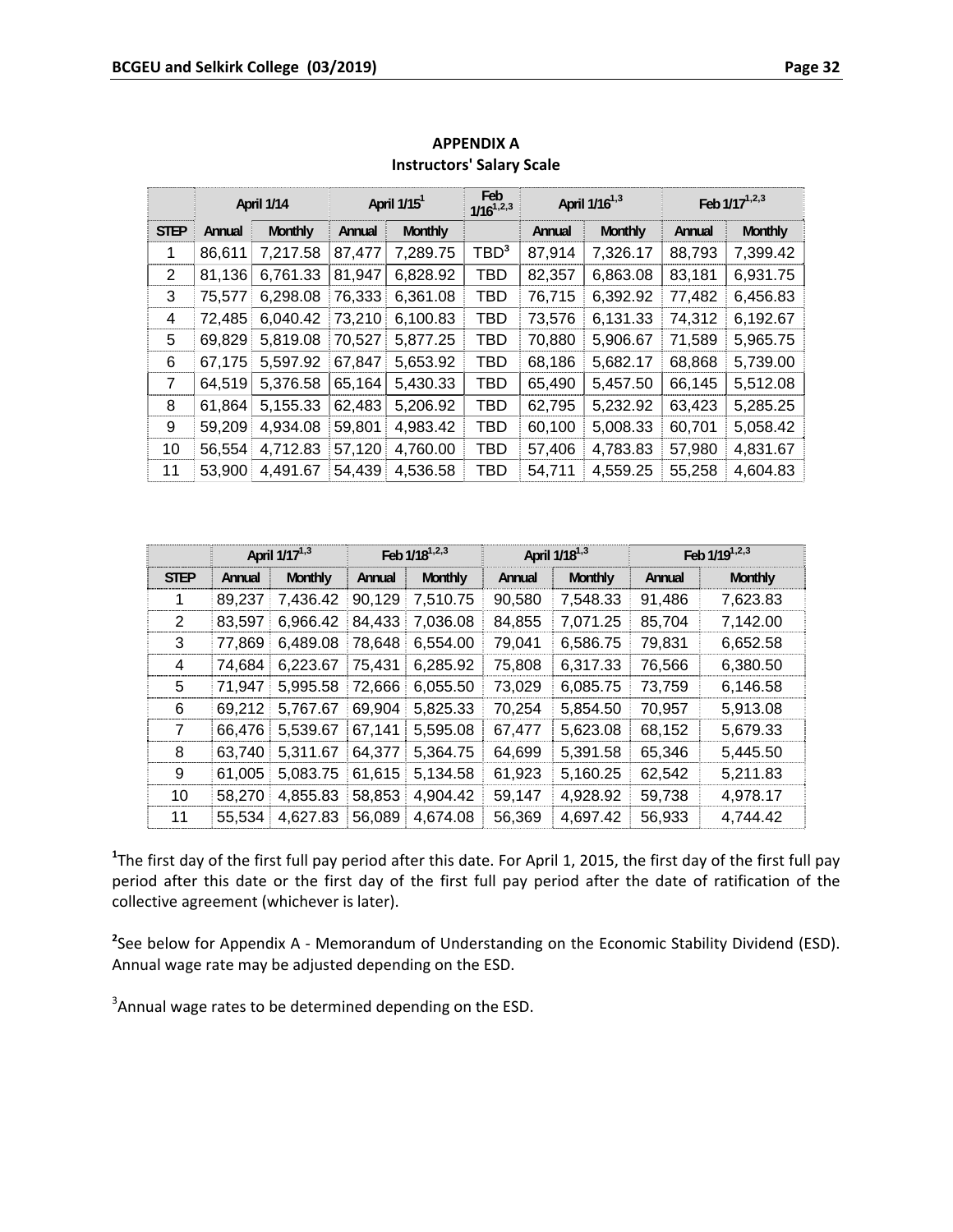## APPENDIX A
### Instructors' Salary Scale

| | April 1/14 | | April 1/15[1] | | Feb 1/16[1,2,3] | April 1/16[1,3] | | Feb 1/17[1,2,3] | |
|---|---|---|---|---|---|---|---|---|---|
| STEP | Annual | Monthly | Annual | Monthly | | Annual | Monthly | Annual | Monthly |
| 1 | 86,611 | 7,217.58 | 87,477 | 7,289.75 | TBD[3] | 87,914 | 7,326.17 | 88,793 | 7,399.42 |
| 2 | 81,136 | 6,761.33 | 81,947 | 6,828.92 | TBD | 82,357 | 6,863.08 | 83,181 | 6,931.75 |
| 3 | 75,577 | 6,298.08 | 76,333 | 6,361.08 | TBD | 76,715 | 6,392.92 | 77,482 | 6,456.83 |
| 4 | 72,485 | 6,040.42 | 73,210 | 6,100.83 | TBD | 73,576 | 6,131.33 | 74,312 | 6,192.67 |
| 5 | 69,829 | 5,819.08 | 70,527 | 5,877.25 | TBD | 70,880 | 5,906.67 | 71,589 | 5,965.75 |
| 6 | 67,175 | 5,597.92 | 67,847 | 5,653.92 | TBD | 68,186 | 5,682.17 | 68,868 | 5,739.00 |
| 7 | 64,519 | 5,376.58 | 65,164 | 5,430.33 | TBD | 65,490 | 5,457.50 | 66,145 | 5,512.08 |
| 8 | 61,864 | 5,155.33 | 62,483 | 5,206.92 | TBD | 62,795 | 5,232.92 | 63,423 | 5,285.25 |
| 9 | 59,209 | 4,934.08 | 59,801 | 4,983.42 | TBD | 60,100 | 5,008.33 | 60,701 | 5,058.42 |
| 10 | 56,554 | 4,712.83 | 57,120 | 4,760.00 | TBD | 57,406 | 4,783.83 | 57,980 | 4,831.67 |
| 11 | 53,900 | 4,491.67 | 54,439 | 4,536.58 | TBD | 54,711 | 4,559.25 | 55,258 | 4,604.83 |

| | April 1/17[1,3] | | Feb 1/18[1,2,3] | | April 1/18[1,3] | | Feb 1/19[1,2,3] | |
|---|---|---|---|---|---|---|---|---|
| STEP | Annual | Monthly | Annual | Monthly | Annual | Monthly | Annual | Monthly |
| 1 | 89,237 | 7,436.42 | 90,129 | 7,510.75 | 90,580 | 7,548.33 | 91,486 | 7,623.83 |
| 2 | 83,597 | 6,966.42 | 84,433 | 7,036.08 | 84,855 | 7,071.25 | 85,704 | 7,142.00 |
| 3 | 77,869 | 6,489.08 | 78,648 | 6,554.00 | 79,041 | 6,586.75 | 79,831 | 6,652.58 |
| 4 | 74,684 | 6,223.67 | 75,431 | 6,285.92 | 75,808 | 6,317.33 | 76,566 | 6,380.50 |
| 5 | 71,947 | 5,995.58 | 72,666 | 6,055.50 | 73,029 | 6,085.75 | 73,759 | 6,146.58 |
| 6 | 69,212 | 5,767.67 | 69,904 | 5,825.33 | 70,254 | 5,854.50 | 70,957 | 5,913.08 |
| 7 | 66,476 | 5,539.67 | 67,141 | 5,595.08 | 67,477 | 5,623.08 | 68,152 | 5,679.33 |
| 8 | 63,740 | 5,311.67 | 64,377 | 5,364.75 | 64,699 | 5,391.58 | 65,346 | 5,445.50 |
| 9 | 61,005 | 5,083.75 | 61,615 | 5,134.58 | 61,923 | 5,160.25 | 62,542 | 5,211.83 |
| 10 | 58,270 | 4,855.83 | 58,853 | 4,904.42 | 59,147 | 4,928.92 | 59,738 | 4,978.17 |
| 11 | 55,534 | 4,627.83 | 56,089 | 4,674.08 | 56,369 | 4,697.42 | 56,933 | 4,744.42 |

[1]The first day of the first full pay period after this date. For April 1, 2015, the first day of the first full pay period after this date or the first day of the first full pay period after the date of ratification of the collective agreement (whichever is later).

[2]See below for Appendix A - Memorandum of Understanding on the Economic Stability Dividend (ESD). Annual wage rate may be adjusted depending on the ESD.

[3]Annual wage rates to be determined depending on the ESD.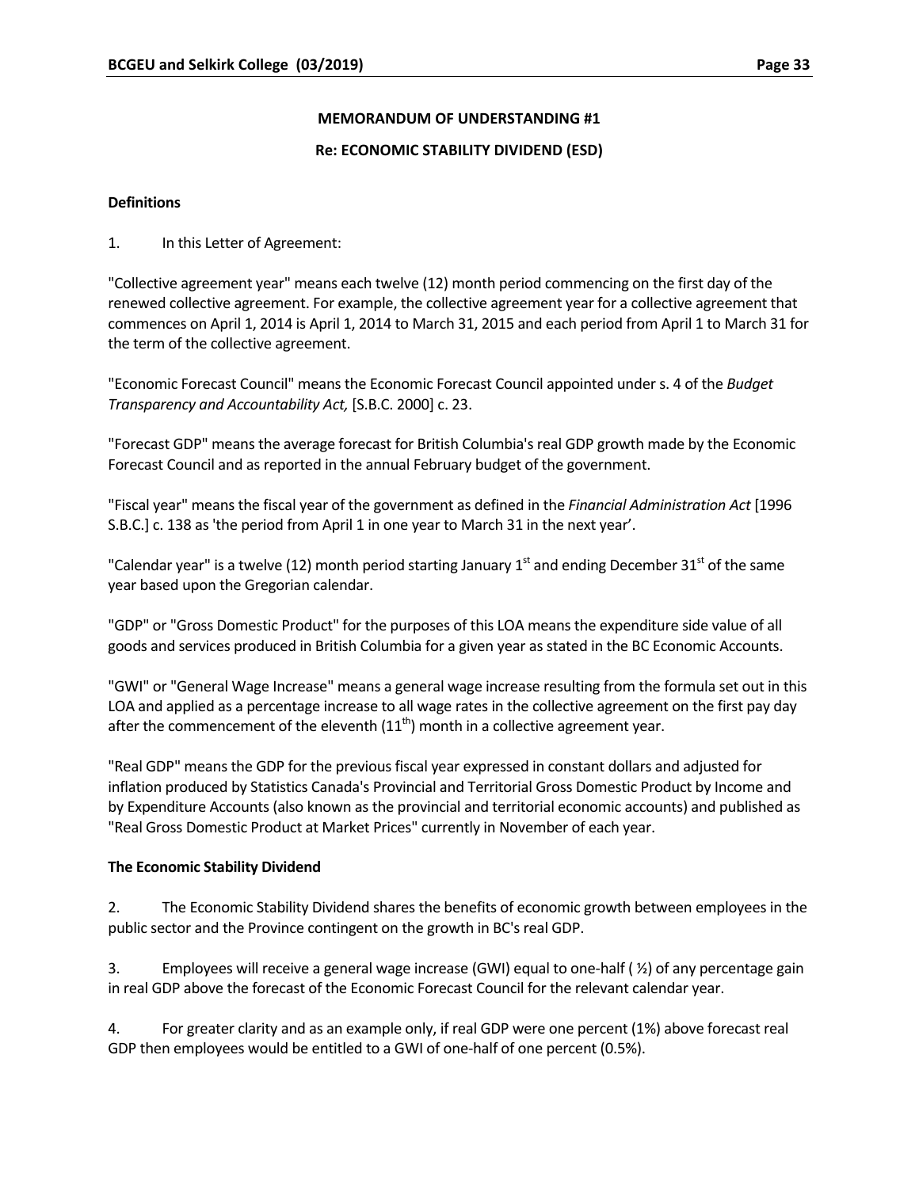## MEMORANDUM OF UNDERSTANDING #1

## Re: ECONOMIC STABILITY DIVIDEND (ESD)

**Definitions**

1. In this Letter of Agreement:

"Collective agreement year" means each twelve (12) month period commencing on the first day of the renewed collective agreement. For example, the collective agreement year for a collective agreement that commences on April 1, 2014 is April 1, 2014 to March 31, 2015 and each period from April 1 to March 31 for the term of the collective agreement.

"Economic Forecast Council" means the Economic Forecast Council appointed under s. 4 of the *Budget Transparency and Accountability Act,* [S.B.C. 2000] c. 23.

"Forecast GDP" means the average forecast for British Columbia's real GDP growth made by the Economic Forecast Council and as reported in the annual February budget of the government.

"Fiscal year" means the fiscal year of the government as defined in the *Financial Administration Act* [1996 S.B.C.] c. 138 as 'the period from April 1 in one year to March 31 in the next year'.

"Calendar year" is a twelve (12) month period starting January 1st and ending December 31st of the same year based upon the Gregorian calendar.

"GDP" or "Gross Domestic Product" for the purposes of this LOA means the expenditure side value of all goods and services produced in British Columbia for a given year as stated in the BC Economic Accounts.

"GWI" or "General Wage Increase" means a general wage increase resulting from the formula set out in this LOA and applied as a percentage increase to all wage rates in the collective agreement on the first pay day after the commencement of the eleventh (11th) month in a collective agreement year.

"Real GDP" means the GDP for the previous fiscal year expressed in constant dollars and adjusted for inflation produced by Statistics Canada's Provincial and Territorial Gross Domestic Product by Income and by Expenditure Accounts (also known as the provincial and territorial economic accounts) and published as "Real Gross Domestic Product at Market Prices" currently in November of each year.

**The Economic Stability Dividend**

2. The Economic Stability Dividend shares the benefits of economic growth between employees in the public sector and the Province contingent on the growth in BC's real GDP.

3. Employees will receive a general wage increase (GWI) equal to one-half ( ½) of any percentage gain in real GDP above the forecast of the Economic Forecast Council for the relevant calendar year.

4. For greater clarity and as an example only, if real GDP were one percent (1%) above forecast real GDP then employees would be entitled to a GWI of one-half of one percent (0.5%).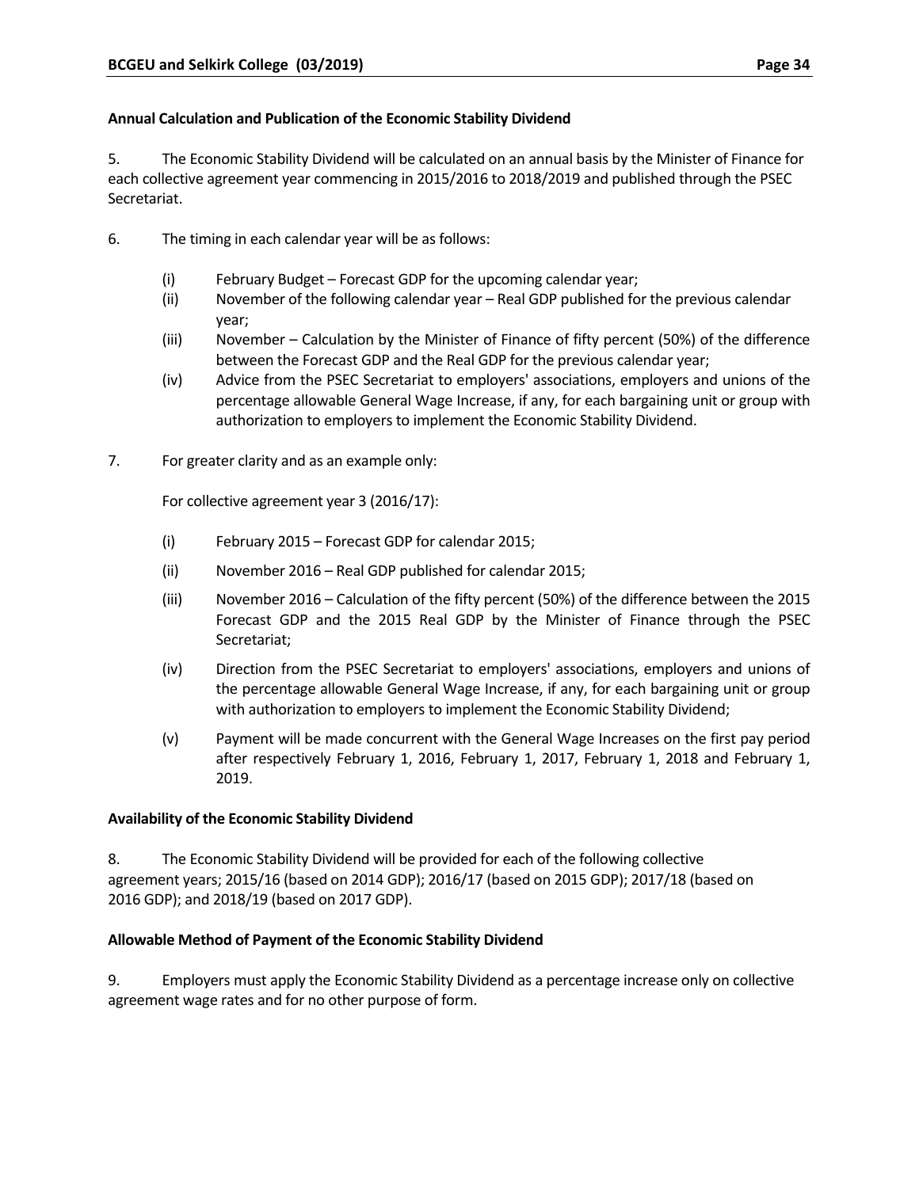**Annual Calculation and Publication of the Economic Stability Dividend**

5. The Economic Stability Dividend will be calculated on an annual basis by the Minister of Finance for each collective agreement year commencing in 2015/2016 to 2018/2019 and published through the PSEC Secretariat.

6. The timing in each calendar year will be as follows:

   (i) February Budget – Forecast GDP for the upcoming calendar year;
   (ii) November of the following calendar year – Real GDP published for the previous calendar year;
   (iii) November – Calculation by the Minister of Finance of fifty percent (50%) of the difference between the Forecast GDP and the Real GDP for the previous calendar year;
   (iv) Advice from the PSEC Secretariat to employers' associations, employers and unions of the percentage allowable General Wage Increase, if any, for each bargaining unit or group with authorization to employers to implement the Economic Stability Dividend.

7. For greater clarity and as an example only:

   For collective agreement year 3 (2016/17):

   (i) February 2015 – Forecast GDP for calendar 2015;

   (ii) November 2016 – Real GDP published for calendar 2015;

   (iii) November 2016 – Calculation of the fifty percent (50%) of the difference between the 2015 Forecast GDP and the 2015 Real GDP by the Minister of Finance through the PSEC Secretariat;

   (iv) Direction from the PSEC Secretariat to employers' associations, employers and unions of the percentage allowable General Wage Increase, if any, for each bargaining unit or group with authorization to employers to implement the Economic Stability Dividend;

   (v) Payment will be made concurrent with the General Wage Increases on the first pay period after respectively February 1, 2016, February 1, 2017, February 1, 2018 and February 1, 2019.

**Availability of the Economic Stability Dividend**

8. The Economic Stability Dividend will be provided for each of the following collective agreement years; 2015/16 (based on 2014 GDP); 2016/17 (based on 2015 GDP); 2017/18 (based on 2016 GDP); and 2018/19 (based on 2017 GDP).

**Allowable Method of Payment of the Economic Stability Dividend**

9. Employers must apply the Economic Stability Dividend as a percentage increase only on collective agreement wage rates and for no other purpose of form.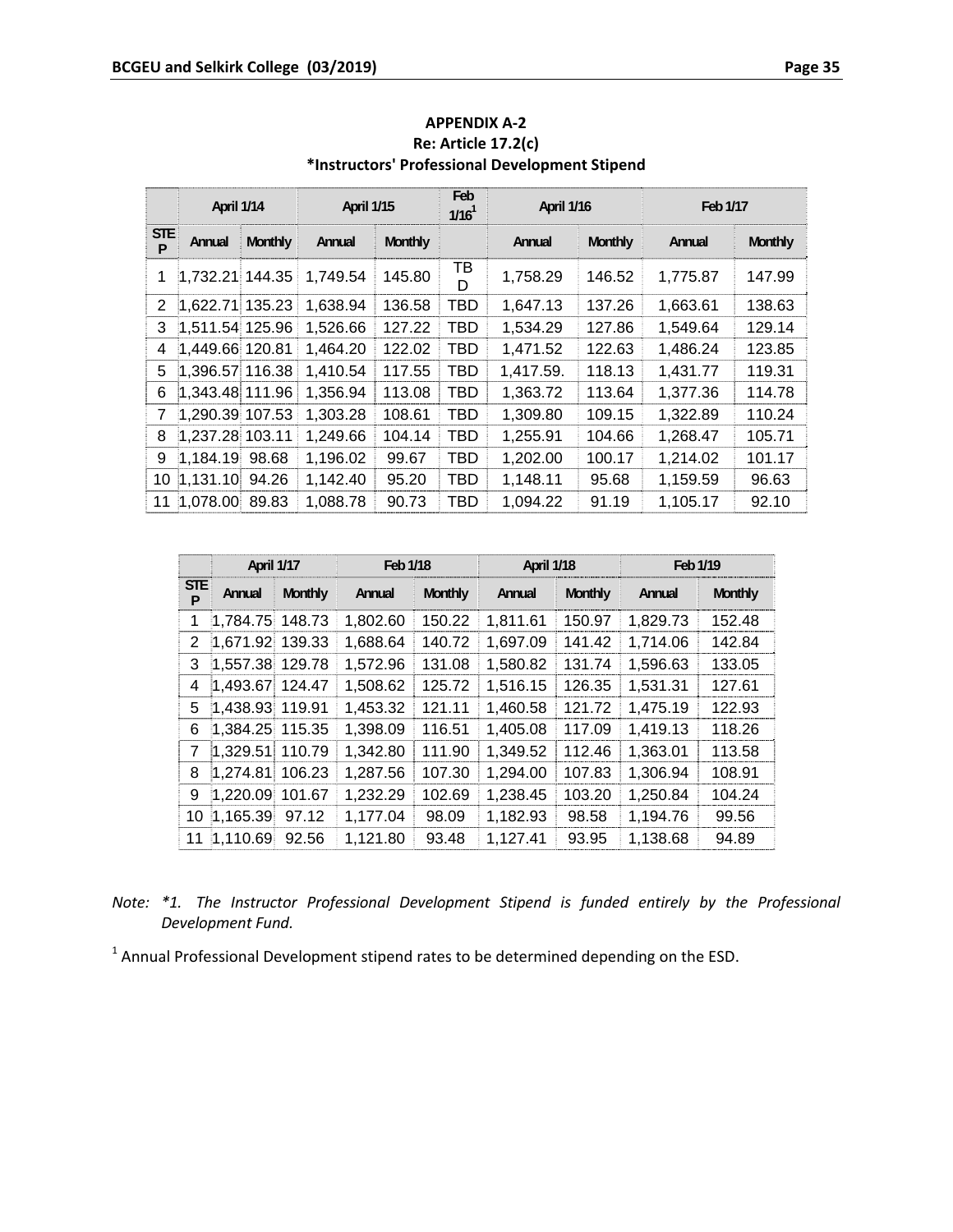## APPENDIX A-2
## Re: Article 17.2(c)
## *Instructors' Professional Development Stipend

| | April 1/14 | | April 1/15 | | Feb 1/16[1] | April 1/16 | | Feb 1/17 | |
|---|---|---|---|---|---|---|---|---|---|
| STEP | Annual | Monthly | Annual | Monthly | | Annual | Monthly | Annual | Monthly |
| 1 | 1,732.21 | 144.35 | 1,749.54 | 145.80 | TBD | 1,758.29 | 146.52 | 1,775.87 | 147.99 |
| 2 | 1,622.71 | 135.23 | 1,638.94 | 136.58 | TBD | 1,647.13 | 137.26 | 1,663.61 | 138.63 |
| 3 | 1,511.54 | 125.96 | 1,526.66 | 127.22 | TBD | 1,534.29 | 127.86 | 1,549.64 | 129.14 |
| 4 | 1,449.66 | 120.81 | 1,464.20 | 122.02 | TBD | 1,471.52 | 122.63 | 1,486.24 | 123.85 |
| 5 | 1,396.57 | 116.38 | 1,410.54 | 117.55 | TBD | 1,417.59. | 118.13 | 1,431.77 | 119.31 |
| 6 | 1,343.48 | 111.96 | 1,356.94 | 113.08 | TBD | 1,363.72 | 113.64 | 1,377.36 | 114.78 |
| 7 | 1,290.39 | 107.53 | 1,303.28 | 108.61 | TBD | 1,309.80 | 109.15 | 1,322.89 | 110.24 |
| 8 | 1,237.28 | 103.11 | 1,249.66 | 104.14 | TBD | 1,255.91 | 104.66 | 1,268.47 | 105.71 |
| 9 | 1,184.19 | 98.68 | 1,196.02 | 99.67 | TBD | 1,202.00 | 100.17 | 1,214.02 | 101.17 |
| 10 | 1,131.10 | 94.26 | 1,142.40 | 95.20 | TBD | 1,148.11 | 95.68 | 1,159.59 | 96.63 |
| 11 | 1,078.00 | 89.83 | 1,088.78 | 90.73 | TBD | 1,094.22 | 91.19 | 1,105.17 | 92.10 |

| | April 1/17 | | Feb 1/18 | | April 1/18 | | Feb 1/19 | |
|---|---|---|---|---|---|---|---|---|
| STEP | Annual | Monthly | Annual | Monthly | Annual | Monthly | Annual | Monthly |
| 1 | 1,784.75 | 148.73 | 1,802.60 | 150.22 | 1,811.61 | 150.97 | 1,829.73 | 152.48 |
| 2 | 1,671.92 | 139.33 | 1,688.64 | 140.72 | 1,697.09 | 141.42 | 1,714.06 | 142.84 |
| 3 | 1,557.38 | 129.78 | 1,572.96 | 131.08 | 1,580.82 | 131.74 | 1,596.63 | 133.05 |
| 4 | 1,493.67 | 124.47 | 1,508.62 | 125.72 | 1,516.15 | 126.35 | 1,531.31 | 127.61 |
| 5 | 1,438.93 | 119.91 | 1,453.32 | 121.11 | 1,460.58 | 121.72 | 1,475.19 | 122.93 |
| 6 | 1,384.25 | 115.35 | 1,398.09 | 116.51 | 1,405.08 | 117.09 | 1,419.13 | 118.26 |
| 7 | 1,329.51 | 110.79 | 1,342.80 | 111.90 | 1,349.52 | 112.46 | 1,363.01 | 113.58 |
| 8 | 1,274.81 | 106.23 | 1,287.56 | 107.30 | 1,294.00 | 107.83 | 1,306.94 | 108.91 |
| 9 | 1,220.09 | 101.67 | 1,232.29 | 102.69 | 1,238.45 | 103.20 | 1,250.84 | 104.24 |
| 10 | 1,165.39 | 97.12 | 1,177.04 | 98.09 | 1,182.93 | 98.58 | 1,194.76 | 99.56 |
| 11 | 1,110.69 | 92.56 | 1,121.80 | 93.48 | 1,127.41 | 93.95 | 1,138.68 | 94.89 |

*Note: \*1. The Instructor Professional Development Stipend is funded entirely by the Professional Development Fund.*

[1] Annual Professional Development stipend rates to be determined depending on the ESD.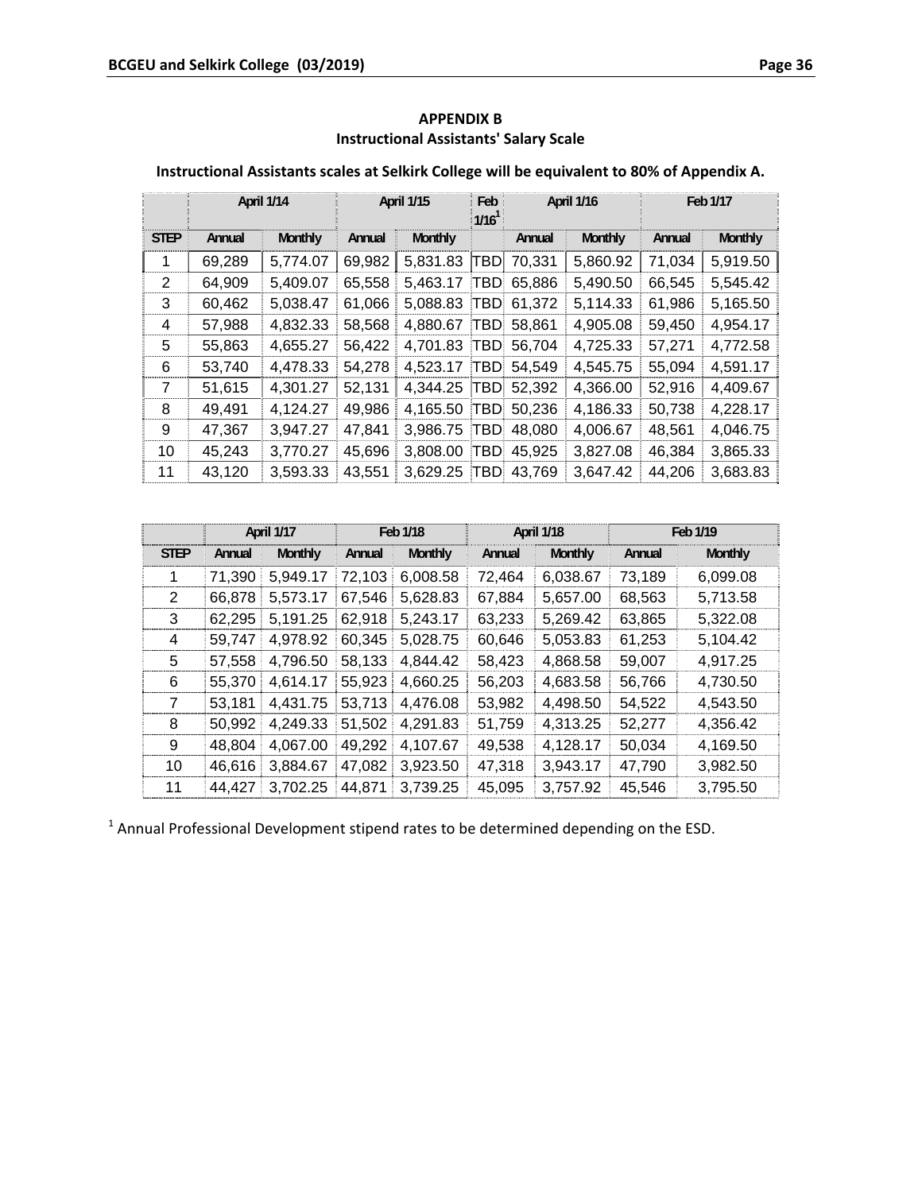# APPENDIX B
## Instructional Assistants' Salary Scale

**Instructional Assistants scales at Selkirk College will be equivalent to 80% of Appendix A.**

| | April 1/14 | | April 1/15 | | Feb 1/16[1] | April 1/16 | | Feb 1/17 | |
|---|---|---|---|---|---|---|---|---|---|
| STEP | Annual | Monthly | Annual | Monthly | | Annual | Monthly | Annual | Monthly |
| 1 | 69,289 | 5,774.07 | 69,982 | 5,831.83 | TBD | 70,331 | 5,860.92 | 71,034 | 5,919.50 |
| 2 | 64,909 | 5,409.07 | 65,558 | 5,463.17 | TBD | 65,886 | 5,490.50 | 66,545 | 5,545.42 |
| 3 | 60,462 | 5,038.47 | 61,066 | 5,088.83 | TBD | 61,372 | 5,114.33 | 61,986 | 5,165.50 |
| 4 | 57,988 | 4,832.33 | 58,568 | 4,880.67 | TBD | 58,861 | 4,905.08 | 59,450 | 4,954.17 |
| 5 | 55,863 | 4,655.27 | 56,422 | 4,701.83 | TBD | 56,704 | 4,725.33 | 57,271 | 4,772.58 |
| 6 | 53,740 | 4,478.33 | 54,278 | 4,523.17 | TBD | 54,549 | 4,545.75 | 55,094 | 4,591.17 |
| 7 | 51,615 | 4,301.27 | 52,131 | 4,344.25 | TBD | 52,392 | 4,366.00 | 52,916 | 4,409.67 |
| 8 | 49,491 | 4,124.27 | 49,986 | 4,165.50 | TBD | 50,236 | 4,186.33 | 50,738 | 4,228.17 |
| 9 | 47,367 | 3,947.27 | 47,841 | 3,986.75 | TBD | 48,080 | 4,006.67 | 48,561 | 4,046.75 |
| 10 | 45,243 | 3,770.27 | 45,696 | 3,808.00 | TBD | 45,925 | 3,827.08 | 46,384 | 3,865.33 |
| 11 | 43,120 | 3,593.33 | 43,551 | 3,629.25 | TBD | 43,769 | 3,647.42 | 44,206 | 3,683.83 |

| | April 1/17 | | Feb 1/18 | | April 1/18 | | Feb 1/19 | |
|---|---|---|---|---|---|---|---|---|
| STEP | Annual | Monthly | Annual | Monthly | Annual | Monthly | Annual | Monthly |
| 1 | 71,390 | 5,949.17 | 72,103 | 6,008.58 | 72,464 | 6,038.67 | 73,189 | 6,099.08 |
| 2 | 66,878 | 5,573.17 | 67,546 | 5,628.83 | 67,884 | 5,657.00 | 68,563 | 5,713.58 |
| 3 | 62,295 | 5,191.25 | 62,918 | 5,243.17 | 63,233 | 5,269.42 | 63,865 | 5,322.08 |
| 4 | 59,747 | 4,978.92 | 60,345 | 5,028.75 | 60,646 | 5,053.83 | 61,253 | 5,104.42 |
| 5 | 57,558 | 4,796.50 | 58,133 | 4,844.42 | 58,423 | 4,868.58 | 59,007 | 4,917.25 |
| 6 | 55,370 | 4,614.17 | 55,923 | 4,660.25 | 56,203 | 4,683.58 | 56,766 | 4,730.50 |
| 7 | 53,181 | 4,431.75 | 53,713 | 4,476.08 | 53,982 | 4,498.50 | 54,522 | 4,543.50 |
| 8 | 50,992 | 4,249.33 | 51,502 | 4,291.83 | 51,759 | 4,313.25 | 52,277 | 4,356.42 |
| 9 | 48,804 | 4,067.00 | 49,292 | 4,107.67 | 49,538 | 4,128.17 | 50,034 | 4,169.50 |
| 10 | 46,616 | 3,884.67 | 47,082 | 3,923.50 | 47,318 | 3,943.17 | 47,790 | 3,982.50 |
| 11 | 44,427 | 3,702.25 | 44,871 | 3,739.25 | 45,095 | 3,757.92 | 45,546 | 3,795.50 |

[1] Annual Professional Development stipend rates to be determined depending on the ESD.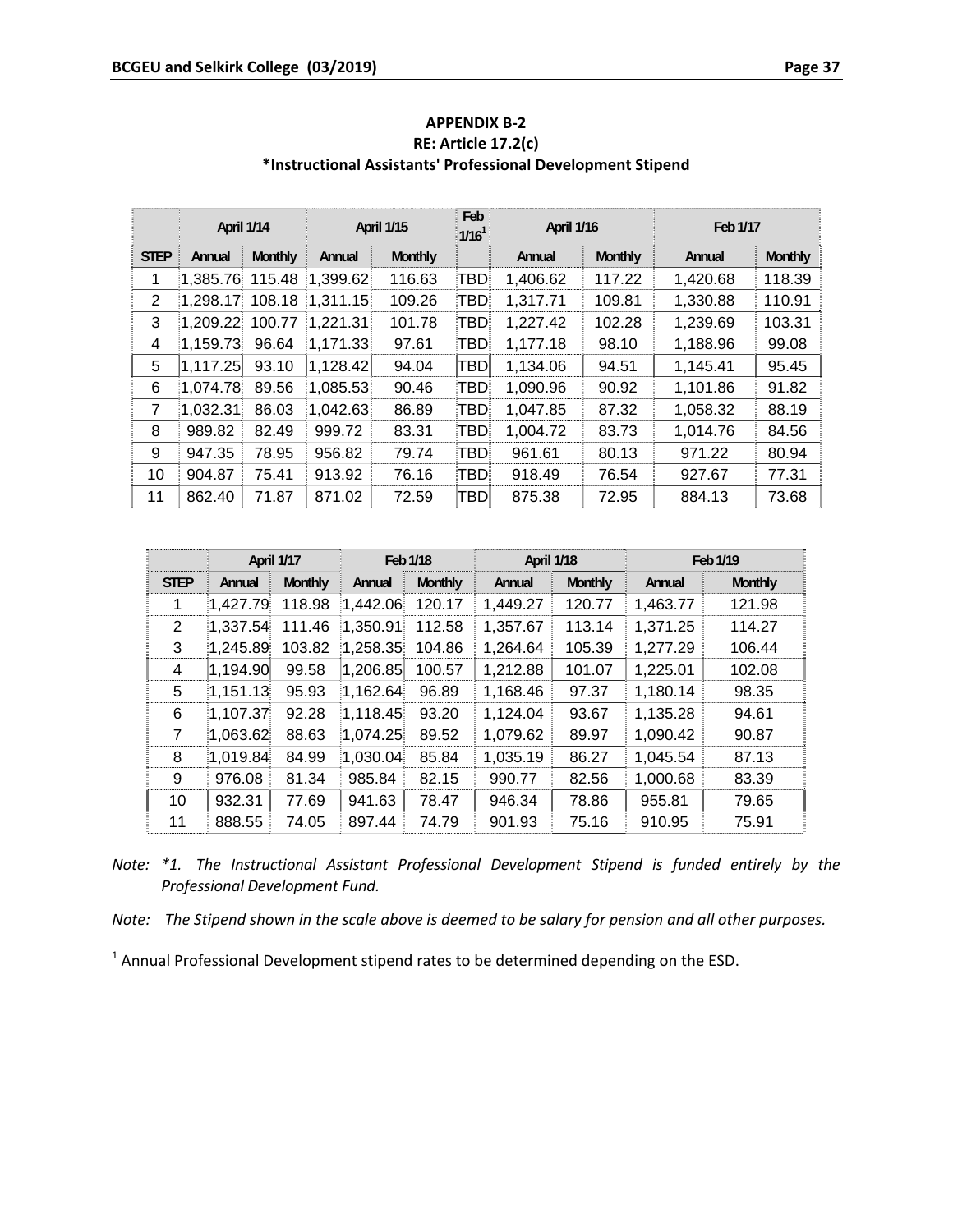**APPENDIX B-2**
**RE: Article 17.2(c)**
**\*Instructional Assistants' Professional Development Stipend**

| | April 1/14 | | April 1/15 | | Feb 1/16[1] | April 1/16 | | Feb 1/17 | |
|---|---|---|---|---|---|---|---|---|---|
| STEP | Annual | Monthly | Annual | Monthly | | Annual | Monthly | Annual | Monthly |
| 1 | 1,385.76 | 115.48 | 1,399.62 | 116.63 | TBD | 1,406.62 | 117.22 | 1,420.68 | 118.39 |
| 2 | 1,298.17 | 108.18 | 1,311.15 | 109.26 | TBD | 1,317.71 | 109.81 | 1,330.88 | 110.91 |
| 3 | 1,209.22 | 100.77 | 1,221.31 | 101.78 | TBD | 1,227.42 | 102.28 | 1,239.69 | 103.31 |
| 4 | 1,159.73 | 96.64 | 1,171.33 | 97.61 | TBD | 1,177.18 | 98.10 | 1,188.96 | 99.08 |
| 5 | 1,117.25 | 93.10 | 1,128.42 | 94.04 | TBD | 1,134.06 | 94.51 | 1,145.41 | 95.45 |
| 6 | 1,074.78 | 89.56 | 1,085.53 | 90.46 | TBD | 1,090.96 | 90.92 | 1,101.86 | 91.82 |
| 7 | 1,032.31 | 86.03 | 1,042.63 | 86.89 | TBD | 1,047.85 | 87.32 | 1,058.32 | 88.19 |
| 8 | 989.82 | 82.49 | 999.72 | 83.31 | TBD | 1,004.72 | 83.73 | 1,014.76 | 84.56 |
| 9 | 947.35 | 78.95 | 956.82 | 79.74 | TBD | 961.61 | 80.13 | 971.22 | 80.94 |
| 10 | 904.87 | 75.41 | 913.92 | 76.16 | TBD | 918.49 | 76.54 | 927.67 | 77.31 |
| 11 | 862.40 | 71.87 | 871.02 | 72.59 | TBD | 875.38 | 72.95 | 884.13 | 73.68 |

| | April 1/17 | | Feb 1/18 | | April 1/18 | | Feb 1/19 | |
|---|---|---|---|---|---|---|---|---|
| STEP | Annual | Monthly | Annual | Monthly | Annual | Monthly | Annual | Monthly |
| 1 | 1,427.79 | 118.98 | 1,442.06 | 120.17 | 1,449.27 | 120.77 | 1,463.77 | 121.98 |
| 2 | 1,337.54 | 111.46 | 1,350.91 | 112.58 | 1,357.67 | 113.14 | 1,371.25 | 114.27 |
| 3 | 1,245.89 | 103.82 | 1,258.35 | 104.86 | 1,264.64 | 105.39 | 1,277.29 | 106.44 |
| 4 | 1,194.90 | 99.58 | 1,206.85 | 100.57 | 1,212.88 | 101.07 | 1,225.01 | 102.08 |
| 5 | 1,151.13 | 95.93 | 1,162.64 | 96.89 | 1,168.46 | 97.37 | 1,180.14 | 98.35 |
| 6 | 1,107.37 | 92.28 | 1,118.45 | 93.20 | 1,124.04 | 93.67 | 1,135.28 | 94.61 |
| 7 | 1,063.62 | 88.63 | 1,074.25 | 89.52 | 1,079.62 | 89.97 | 1,090.42 | 90.87 |
| 8 | 1,019.84 | 84.99 | 1,030.04 | 85.84 | 1,035.19 | 86.27 | 1,045.54 | 87.13 |
| 9 | 976.08 | 81.34 | 985.84 | 82.15 | 990.77 | 82.56 | 1,000.68 | 83.39 |
| 10 | 932.31 | 77.69 | 941.63 | 78.47 | 946.34 | 78.86 | 955.81 | 79.65 |
| 11 | 888.55 | 74.05 | 897.44 | 74.79 | 901.93 | 75.16 | 910.95 | 75.91 |

*Note: \*1. The Instructional Assistant Professional Development Stipend is funded entirely by the Professional Development Fund.*

*Note: The Stipend shown in the scale above is deemed to be salary for pension and all other purposes.*

[1] Annual Professional Development stipend rates to be determined depending on the ESD.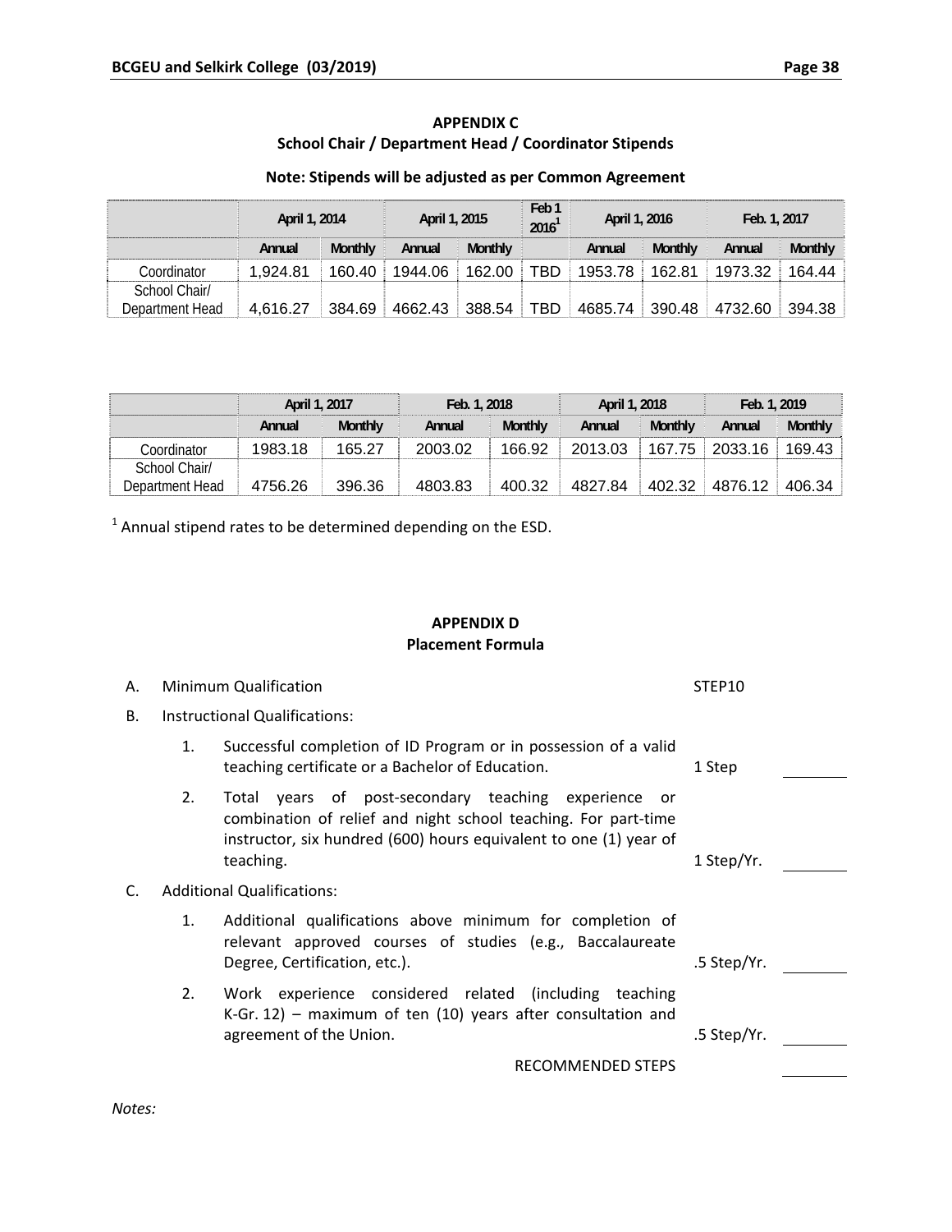## APPENDIX C
### School Chair / Department Head / Coordinator Stipends

**Note: Stipends will be adjusted as per Common Agreement**

| | April 1, 2014 | | April 1, 2015 | | Feb 1 2016[1] | April 1, 2016 | | Feb. 1, 2017 | |
|---|---|---|---|---|---|---|---|---|---|
| | Annual | Monthly | Annual | Monthly | | Annual | Monthly | Annual | Monthly |
| Coordinator | 1,924.81 | 160.40 | 1944.06 | 162.00 | TBD | 1953.78 | 162.81 | 1973.32 | 164.44 |
| School Chair/ Department Head | 4,616.27 | 384.69 | 4662.43 | 388.54 | TBD | 4685.74 | 390.48 | 4732.60 | 394.38 |

| | April 1, 2017 | | Feb. 1, 2018 | | April 1, 2018 | | Feb. 1, 2019 | |
|---|---|---|---|---|---|---|---|---|
| | Annual | Monthly | Annual | Monthly | Annual | Monthly | Annual | Monthly |
| Coordinator | 1983.18 | 165.27 | 2003.02 | 166.92 | 2013.03 | 167.75 | 2033.16 | 169.43 |
| School Chair/ Department Head | 4756.26 | 396.36 | 4803.83 | 400.32 | 4827.84 | 402.32 | 4876.12 | 406.34 |

[1] Annual stipend rates to be determined depending on the ESD.

## APPENDIX D
### Placement Formula

A. Minimum Qualification — STEP10

B. Instructional Qualifications:

1. Successful completion of ID Program or in possession of a valid teaching certificate or a Bachelor of Education. — 1 Step ________
2. Total years of post-secondary teaching experience or combination of relief and night school teaching. For part-time instructor, six hundred (600) hours equivalent to one (1) year of teaching. — 1 Step/Yr. ________

C. Additional Qualifications:

1. Additional qualifications above minimum for completion of relevant approved courses of studies (e.g., Baccalaureate Degree, Certification, etc.). — .5 Step/Yr. ________
2. Work experience considered related (including teaching K-Gr. 12) – maximum of ten (10) years after consultation and agreement of the Union. — .5 Step/Yr. ________

RECOMMENDED STEPS ________

*Notes:*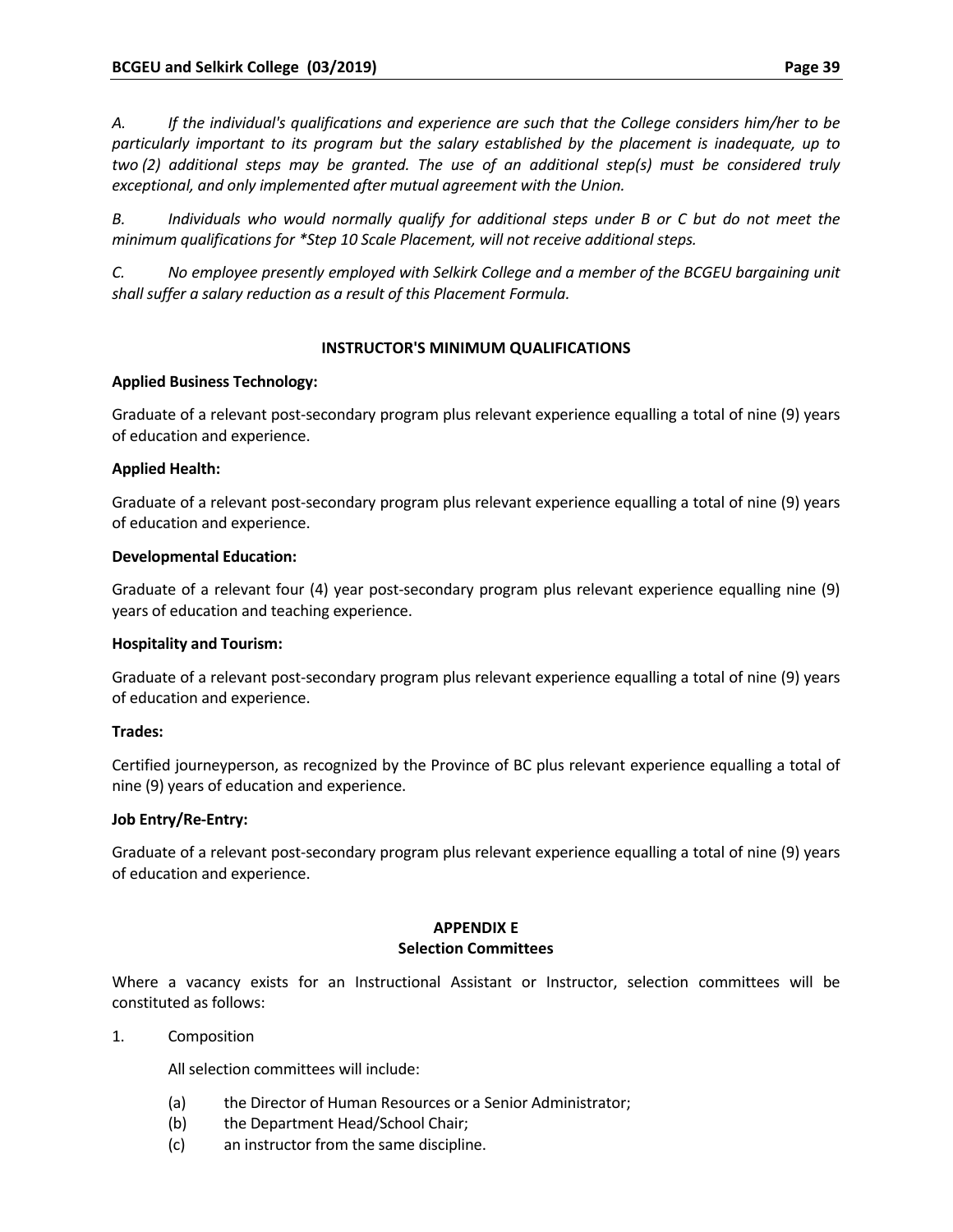*A. If the individual's qualifications and experience are such that the College considers him/her to be particularly important to its program but the salary established by the placement is inadequate, up to two (2) additional steps may be granted. The use of an additional step(s) must be considered truly exceptional, and only implemented after mutual agreement with the Union.*

*B. Individuals who would normally qualify for additional steps under B or C but do not meet the minimum qualifications for *Step 10 Scale Placement, will not receive additional steps.*

*C. No employee presently employed with Selkirk College and a member of the BCGEU bargaining unit shall suffer a salary reduction as a result of this Placement Formula.*

**INSTRUCTOR'S MINIMUM QUALIFICATIONS**

**Applied Business Technology:**

Graduate of a relevant post-secondary program plus relevant experience equalling a total of nine (9) years of education and experience.

**Applied Health:**

Graduate of a relevant post-secondary program plus relevant experience equalling a total of nine (9) years of education and experience.

**Developmental Education:**

Graduate of a relevant four (4) year post-secondary program plus relevant experience equalling nine (9) years of education and teaching experience.

**Hospitality and Tourism:**

Graduate of a relevant post-secondary program plus relevant experience equalling a total of nine (9) years of education and experience.

**Trades:**

Certified journeyperson, as recognized by the Province of BC plus relevant experience equalling a total of nine (9) years of education and experience.

**Job Entry/Re-Entry:**

Graduate of a relevant post-secondary program plus relevant experience equalling a total of nine (9) years of education and experience.

## APPENDIX E
## Selection Committees

Where a vacancy exists for an Instructional Assistant or Instructor, selection committees will be constituted as follows:

1. Composition

   All selection committees will include:

   (a) the Director of Human Resources or a Senior Administrator;
   (b) the Department Head/School Chair;
   (c) an instructor from the same discipline.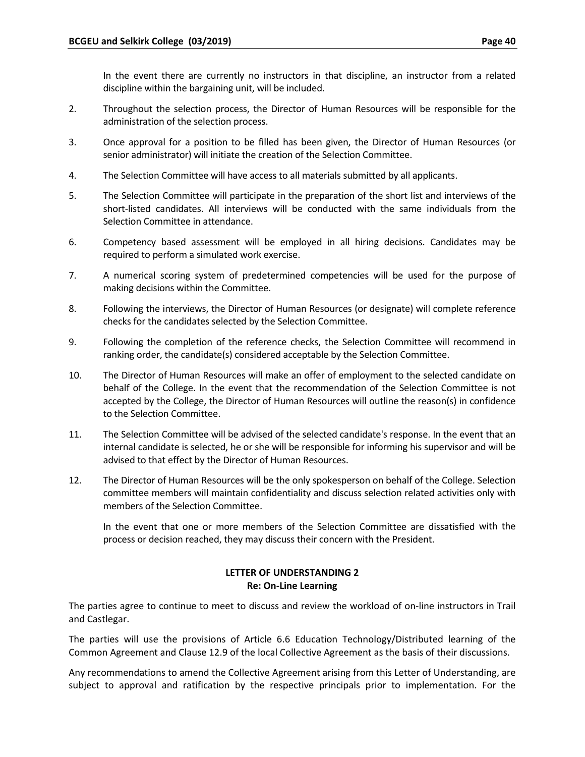In the event there are currently no instructors in that discipline, an instructor from a related discipline within the bargaining unit, will be included.

2. Throughout the selection process, the Director of Human Resources will be responsible for the administration of the selection process.

3. Once approval for a position to be filled has been given, the Director of Human Resources (or senior administrator) will initiate the creation of the Selection Committee.

4. The Selection Committee will have access to all materials submitted by all applicants.

5. The Selection Committee will participate in the preparation of the short list and interviews of the short-listed candidates. All interviews will be conducted with the same individuals from the Selection Committee in attendance.

6. Competency based assessment will be employed in all hiring decisions. Candidates may be required to perform a simulated work exercise.

7. A numerical scoring system of predetermined competencies will be used for the purpose of making decisions within the Committee.

8. Following the interviews, the Director of Human Resources (or designate) will complete reference checks for the candidates selected by the Selection Committee.

9. Following the completion of the reference checks, the Selection Committee will recommend in ranking order, the candidate(s) considered acceptable by the Selection Committee.

10. The Director of Human Resources will make an offer of employment to the selected candidate on behalf of the College. In the event that the recommendation of the Selection Committee is not accepted by the College, the Director of Human Resources will outline the reason(s) in confidence to the Selection Committee.

11. The Selection Committee will be advised of the selected candidate's response. In the event that an internal candidate is selected, he or she will be responsible for informing his supervisor and will be advised to that effect by the Director of Human Resources.

12. The Director of Human Resources will be the only spokesperson on behalf of the College. Selection committee members will maintain confidentiality and discuss selection related activities only with members of the Selection Committee.

    In the event that one or more members of the Selection Committee are dissatisfied with the process or decision reached, they may discuss their concern with the President.

## LETTER OF UNDERSTANDING 2
### Re: On-Line Learning

The parties agree to continue to meet to discuss and review the workload of on-line instructors in Trail and Castlegar.

The parties will use the provisions of Article 6.6 Education Technology/Distributed learning of the Common Agreement and Clause 12.9 of the local Collective Agreement as the basis of their discussions.

Any recommendations to amend the Collective Agreement arising from this Letter of Understanding, are subject to approval and ratification by the respective principals prior to implementation. For the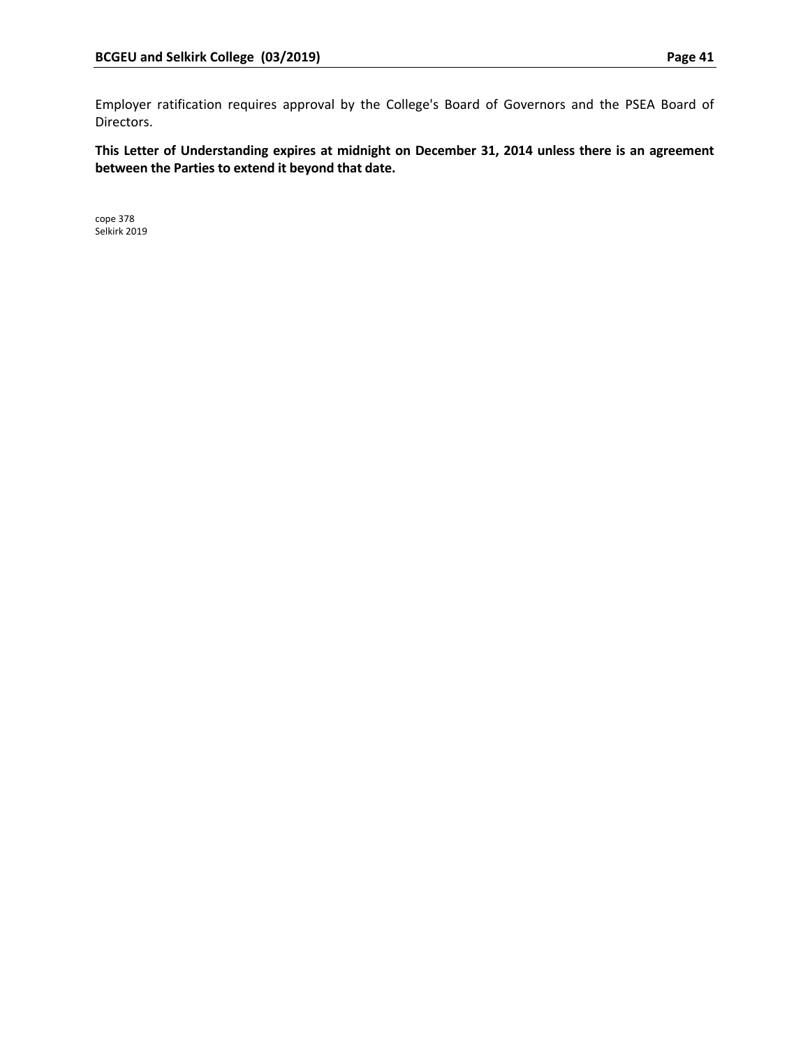Employer ratification requires approval by the College's Board of Governors and the PSEA Board of Directors.

**This Letter of Understanding expires at midnight on December 31, 2014 unless there is an agreement between the Parties to extend it beyond that date.**

cope 378
Selkirk 2019